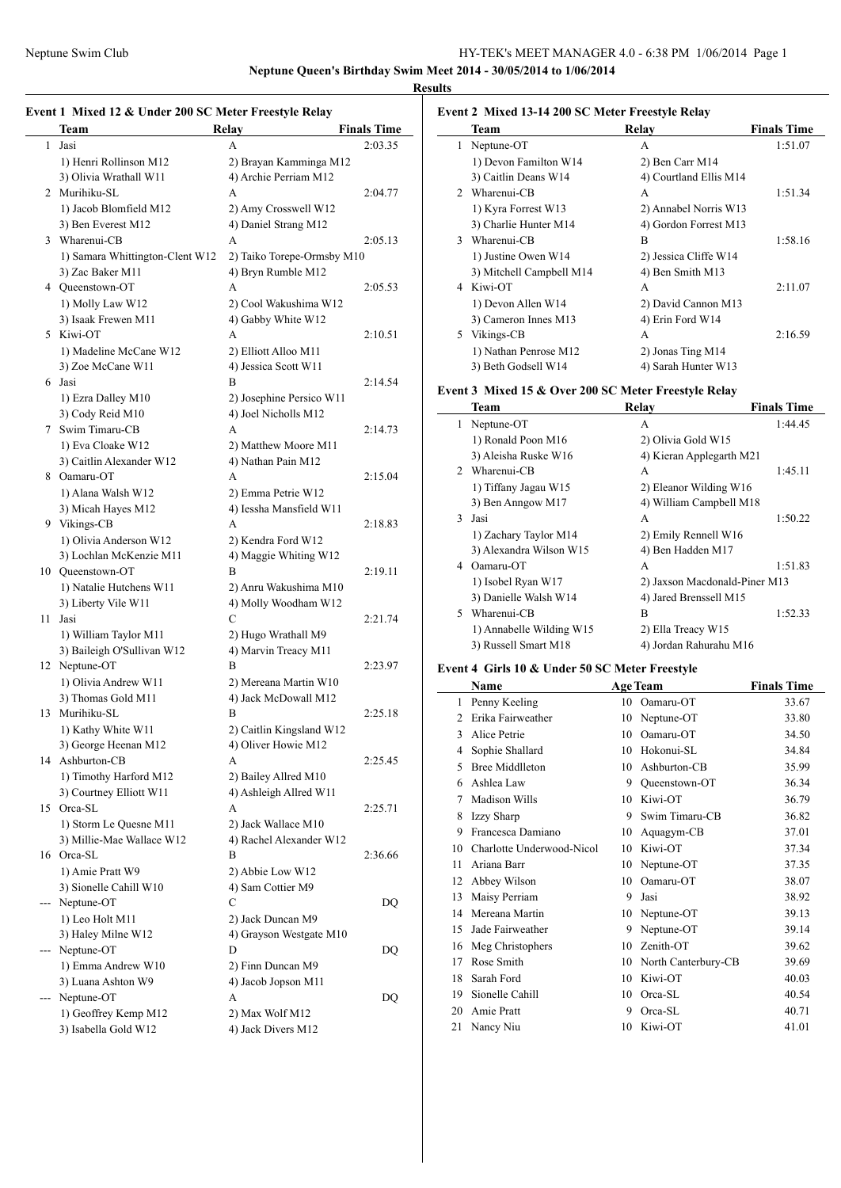**Neptune Queen's Birthday Swim Meet 2014 - 30/05/2014 to 1/06/2014**

**Results**

### Event 1 Mixed 12 & Under 200 SC Meter Freestyle Relay

| | Team | Relay | Finals Time |
|---|---|---|---|
| 1 | Jasi | A | 2:03.35 |
| | 1) Henri Rollinson M12 | 2) Brayan Kamminga M12 | |
| | 3) Olivia Wrathall W11 | 4) Archie Perriam M12 | |
| 2 | Murihiku-SL | A | 2:04.77 |
| | 1) Jacob Blomfield M12 | 2) Amy Crosswell W12 | |
| | 3) Ben Everest M12 | 4) Daniel Strang M12 | |
| 3 | Wharenui-CB | A | 2:05.13 |
| | 1) Samara Whittington-Clent W12 | 2) Taiko Torepe-Ormsby M10 | |
| | 3) Zac Baker M11 | 4) Bryn Rumble M12 | |
| 4 | Queenstown-OT | A | 2:05.53 |
| | 1) Molly Law W12 | 2) Cool Wakushima W12 | |
| | 3) Isaak Frewen M11 | 4) Gabby White W12 | |
| 5 | Kiwi-OT | A | 2:10.51 |
| | 1) Madeline McCane W12 | 2) Elliott Alloo M11 | |
| | 3) Zoe McCane W11 | 4) Jessica Scott W11 | |
| 6 | Jasi | B | 2:14.54 |
| | 1) Ezra Dalley M10 | 2) Josephine Persico W11 | |
| | 3) Cody Reid M10 | 4) Joel Nicholls M12 | |
| 7 | Swim Timaru-CB | A | 2:14.73 |
| | 1) Eva Cloake W12 | 2) Matthew Moore M11 | |
| | 3) Caitlin Alexander W12 | 4) Nathan Pain M12 | |
| 8 | Oamaru-OT | A | 2:15.04 |
| | 1) Alana Walsh W12 | 2) Emma Petrie W12 | |
| | 3) Micah Hayes M12 | 4) Iessha Mansfield W11 | |
| 9 | Vikings-CB | A | 2:18.83 |
| | 1) Olivia Anderson W12 | 2) Kendra Ford W12 | |
| | 3) Lochlan McKenzie M11 | 4) Maggie Whiting W12 | |
| 10 | Queenstown-OT | B | 2:19.11 |
| | 1) Natalie Hutchens W11 | 2) Anru Wakushima M10 | |
| | 3) Liberty Vile W11 | 4) Molly Woodham W12 | |
| 11 | Jasi | C | 2:21.74 |
| | 1) William Taylor M11 | 2) Hugo Wrathall M9 | |
| | 3) Baileigh O'Sullivan W12 | 4) Marvin Treacy M11 | |
| 12 | Neptune-OT | B | 2:23.97 |
| | 1) Olivia Andrew W11 | 2) Mereana Martin W10 | |
| | 3) Thomas Gold M11 | 4) Jack McDowall M12 | |
| 13 | Murihiku-SL | B | 2:25.18 |
| | 1) Kathy White W11 | 2) Caitlin Kingsland W12 | |
| | 3) George Heenan M12 | 4) Oliver Howie M12 | |
| 14 | Ashburton-CB | A | 2:25.45 |
| | 1) Timothy Harford M12 | 2) Bailey Allred M10 | |
| | 3) Courtney Elliott W11 | 4) Ashleigh Allred W11 | |
| 15 | Orca-SL | A | 2:25.71 |
| | 1) Storm Le Quesne M11 | 2) Jack Wallace M10 | |
| | 3) Millie-Mae Wallace W12 | 4) Rachel Alexander W12 | |
| 16 | Orca-SL | B | 2:36.66 |
| | 1) Amie Pratt W9 | 2) Abbie Low W12 | |
| | 3) Sionelle Cahill W10 | 4) Sam Cottier M9 | |
| --- | Neptune-OT | C | DQ |
| | 1) Leo Holt M11 | 2) Jack Duncan M9 | |
| | 3) Haley Milne W12 | 4) Grayson Westgate M10 | |
| --- | Neptune-OT | D | DQ |
| | 1) Emma Andrew W10 | 2) Finn Duncan M9 | |
| | 3) Luana Ashton W9 | 4) Jacob Jopson M11 | |
| --- | Neptune-OT | A | DQ |
| | 1) Geoffrey Kemp M12 | 2) Max Wolf M12 | |
| | 3) Isabella Gold W12 | 4) Jack Divers M12 | |

### Event 2 Mixed 13-14 200 SC Meter Freestyle Relay

| | Team | Relay | Finals Time |
|---|---|---|---|
| 1 | Neptune-OT | A | 1:51.07 |
| | 1) Devon Familton W14 | 2) Ben Carr M14 | |
| | 3) Caitlin Deans W14 | 4) Courtland Ellis M14 | |
| 2 | Wharenui-CB | A | 1:51.34 |
| | 1) Kyra Forrest W13 | 2) Annabel Norris W13 | |
| | 3) Charlie Hunter M14 | 4) Gordon Forrest M13 | |
| 3 | Wharenui-CB | B | 1:58.16 |
| | 1) Justine Owen W14 | 2) Jessica Cliffe W14 | |
| | 3) Mitchell Campbell M14 | 4) Ben Smith M13 | |
| 4 | Kiwi-OT | A | 2:11.07 |
| | 1) Devon Allen W14 | 2) David Cannon M13 | |
| | 3) Cameron Innes M13 | 4) Erin Ford W14 | |
| 5 | Vikings-CB | A | 2:16.59 |
| | 1) Nathan Penrose M12 | 2) Jonas Ting M14 | |
| | 3) Beth Godsell W14 | 4) Sarah Hunter W13 | |

### Event 3 Mixed 15 & Over 200 SC Meter Freestyle Relay

| | Team | Relay | Finals Time |
|---|---|---|---|
| 1 | Neptune-OT | A | 1:44.45 |
| | 1) Ronald Poon M16 | 2) Olivia Gold W15 | |
| | 3) Aleisha Ruske W16 | 4) Kieran Applegarth M21 | |
| 2 | Wharenui-CB | A | 1:45.11 |
| | 1) Tiffany Jagau W15 | 2) Eleanor Wilding W16 | |
| | 3) Ben Anngow M17 | 4) William Campbell M18 | |
| 3 | Jasi | A | 1:50.22 |
| | 1) Zachary Taylor M14 | 2) Emily Rennell W16 | |
| | 3) Alexandra Wilson W15 | 4) Ben Hadden M17 | |
| 4 | Oamaru-OT | A | 1:51.83 |
| | 1) Isobel Ryan W17 | 2) Jaxson Macdonald-Piner M13 | |
| | 3) Danielle Walsh W14 | 4) Jared Brenssell M15 | |
| 5 | Wharenui-CB | B | 1:52.33 |
| | 1) Annabelle Wilding W15 | 2) Ella Treacy W15 | |
| | 3) Russell Smart M18 | 4) Jordan Rahurahu M16 | |

### Event 4 Girls 10 & Under 50 SC Meter Freestyle

| | Name | Age | Team | Finals Time |
|---|---|---|---|---|
| 1 | Penny Keeling | 10 | Oamaru-OT | 33.67 |
| 2 | Erika Fairweather | 10 | Neptune-OT | 33.80 |
| 3 | Alice Petrie | 10 | Oamaru-OT | 34.50 |
| 4 | Sophie Shallard | 10 | Hokonui-SL | 34.84 |
| 5 | Bree Middlleton | 10 | Ashburton-CB | 35.99 |
| 6 | Ashlea Law | 9 | Queenstown-OT | 36.34 |
| 7 | Madison Wills | 10 | Kiwi-OT | 36.79 |
| 8 | Izzy Sharp | 9 | Swim Timaru-CB | 36.82 |
| 9 | Francesca Damiano | 10 | Aquagym-CB | 37.01 |
| 10 | Charlotte Underwood-Nicol | 10 | Kiwi-OT | 37.34 |
| 11 | Ariana Barr | 10 | Neptune-OT | 37.35 |
| 12 | Abbey Wilson | 10 | Oamaru-OT | 38.07 |
| 13 | Maisy Perriam | 9 | Jasi | 38.92 |
| 14 | Mereana Martin | 10 | Neptune-OT | 39.13 |
| 15 | Jade Fairweather | 9 | Neptune-OT | 39.14 |
| 16 | Meg Christophers | 10 | Zenith-OT | 39.62 |
| 17 | Rose Smith | 10 | North Canterbury-CB | 39.69 |
| 18 | Sarah Ford | 10 | Kiwi-OT | 40.03 |
| 19 | Sionelle Cahill | 10 | Orca-SL | 40.54 |
| 20 | Amie Pratt | 9 | Orca-SL | 40.71 |
| 21 | Nancy Niu | 10 | Kiwi-OT | 41.01 |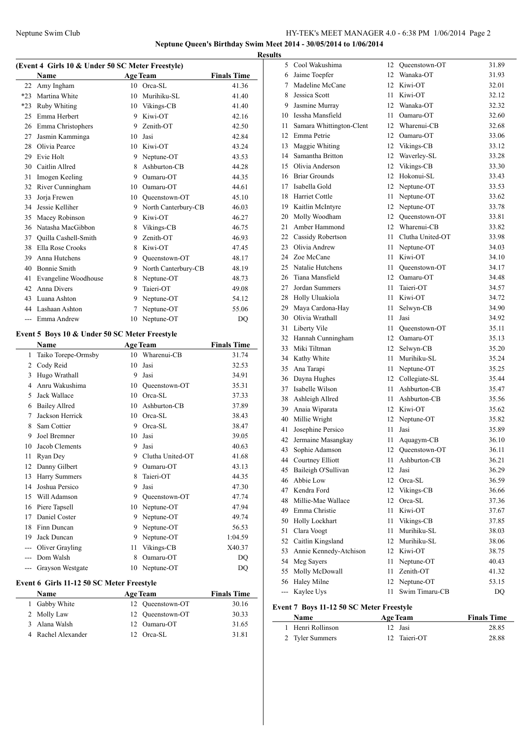**Neptune Queen's Birthday Swim Meet 2014 - 30/05/2014 to 1/06/2014**

**Results**

### (Event 4 Girls 10 & Under 50 SC Meter Freestyle)

| | Name | Age | Team | Finals Time |
|---|---|---|---|---|
| 22 | Amy Ingham | 10 | Orca-SL | 41.36 |
| *23 | Martina White | 10 | Murihiku-SL | 41.40 |
| *23 | Ruby Whiting | 10 | Vikings-CB | 41.40 |
| 25 | Emma Herbert | 9 | Kiwi-OT | 42.16 |
| 26 | Emma Christophers | 9 | Zenith-OT | 42.50 |
| 27 | Jasmin Kamminga | 10 | Jasi | 42.84 |
| 28 | Olivia Pearce | 10 | Kiwi-OT | 43.24 |
| 29 | Evie Holt | 9 | Neptune-OT | 43.53 |
| 30 | Caitlin Allred | 8 | Ashburton-CB | 44.28 |
| 31 | Imogen Keeling | 9 | Oamaru-OT | 44.35 |
| 32 | River Cunningham | 10 | Oamaru-OT | 44.61 |
| 33 | Jorja Frewen | 10 | Queenstown-OT | 45.10 |
| 34 | Jessie Kelliher | 9 | North Canterbury-CB | 46.03 |
| 35 | Macey Robinson | 9 | Kiwi-OT | 46.27 |
| 36 | Natasha MacGibbon | 8 | Vikings-CB | 46.75 |
| 37 | Quilla Cashell-Smith | 9 | Zenith-OT | 46.93 |
| 38 | Ella Rose Crooks | 8 | Kiwi-OT | 47.45 |
| 39 | Anna Hutchens | 9 | Queenstown-OT | 48.17 |
| 40 | Bonnie Smith | 9 | North Canterbury-CB | 48.19 |
| 41 | Evangeline Woodhouse | 8 | Neptune-OT | 48.73 |
| 42 | Anna Divers | 9 | Taieri-OT | 49.08 |
| 43 | Luana Ashton | 9 | Neptune-OT | 54.12 |
| 44 | Lashaan Ashton | 7 | Neptune-OT | 55.06 |
| --- | Emma Andrew | 10 | Neptune-OT | DQ |

### Event 5 Boys 10 & Under 50 SC Meter Freestyle

| | Name | Age | Team | Finals Time |
|---|---|---|---|---|
| 1 | Taiko Torepe-Ormsby | 10 | Wharenui-CB | 31.74 |
| 2 | Cody Reid | 10 | Jasi | 32.53 |
| 3 | Hugo Wrathall | 9 | Jasi | 34.91 |
| 4 | Anru Wakushima | 10 | Queenstown-OT | 35.31 |
| 5 | Jack Wallace | 10 | Orca-SL | 37.33 |
| 6 | Bailey Allred | 10 | Ashburton-CB | 37.89 |
| 7 | Jackson Herrick | 10 | Orca-SL | 38.43 |
| 8 | Sam Cottier | 9 | Orca-SL | 38.47 |
| 9 | Joel Bremner | 10 | Jasi | 39.05 |
| 10 | Jacob Clements | 9 | Jasi | 40.63 |
| 11 | Ryan Dey | 9 | Clutha United-OT | 41.68 |
| 12 | Danny Gilbert | 9 | Oamaru-OT | 43.13 |
| 13 | Harry Summers | 8 | Taieri-OT | 44.35 |
| 14 | Joshua Persico | 9 | Jasi | 47.30 |
| 15 | Will Adamson | 9 | Queenstown-OT | 47.74 |
| 16 | Piere Tapsell | 10 | Neptune-OT | 47.94 |
| 17 | Daniel Coster | 9 | Neptune-OT | 49.74 |
| 18 | Finn Duncan | 9 | Neptune-OT | 56.53 |
| 19 | Jack Duncan | 9 | Neptune-OT | 1:04.59 |
| --- | Oliver Grayling | 11 | Vikings-CB | X40.37 |
| --- | Dom Walsh | 8 | Oamaru-OT | DQ |
| --- | Grayson Westgate | 10 | Neptune-OT | DQ |

### Event 6 Girls 11-12 50 SC Meter Freestyle

| | Name | Age | Team | Finals Time |
|---|---|---|---|---|
| 1 | Gabby White | 12 | Queenstown-OT | 30.16 |
| 2 | Molly Law | 12 | Queenstown-OT | 30.33 |
| 3 | Alana Walsh | 12 | Oamaru-OT | 31.65 |
| 4 | Rachel Alexander | 12 | Orca-SL | 31.81 |
| 5 | Cool Wakushima | 12 | Queenstown-OT | 31.89 |
| 6 | Jaime Toepfer | 12 | Wanaka-OT | 31.93 |
| 7 | Madeline McCane | 12 | Kiwi-OT | 32.01 |
| 8 | Jessica Scott | 11 | Kiwi-OT | 32.12 |
| 9 | Jasmine Murray | 12 | Wanaka-OT | 32.32 |
| 10 | Iessha Mansfield | 11 | Oamaru-OT | 32.60 |
| 11 | Samara Whittington-Clent | 12 | Wharenui-CB | 32.68 |
| 12 | Emma Petrie | 12 | Oamaru-OT | 33.06 |
| 13 | Maggie Whiting | 12 | Vikings-CB | 33.12 |
| 14 | Samantha Britton | 12 | Waverley-SL | 33.28 |
| 15 | Olivia Anderson | 12 | Vikings-CB | 33.30 |
| 16 | Briar Grounds | 12 | Hokonui-SL | 33.43 |
| 17 | Isabella Gold | 12 | Neptune-OT | 33.53 |
| 18 | Harriet Cottle | 11 | Neptune-OT | 33.62 |
| 19 | Kaitlin McIntyre | 12 | Neptune-OT | 33.78 |
| 20 | Molly Woodham | 12 | Queenstown-OT | 33.81 |
| 21 | Amber Hammond | 12 | Wharenui-CB | 33.82 |
| 22 | Cassidy Robertson | 11 | Clutha United-OT | 33.98 |
| 23 | Olivia Andrew | 11 | Neptune-OT | 34.03 |
| 24 | Zoe McCane | 11 | Kiwi-OT | 34.10 |
| 25 | Natalie Hutchens | 11 | Queenstown-OT | 34.17 |
| 26 | Tiana Mansfield | 12 | Oamaru-OT | 34.48 |
| 27 | Jordan Summers | 11 | Taieri-OT | 34.57 |
| 28 | Holly Uluakiola | 11 | Kiwi-OT | 34.72 |
| 29 | Maya Cardona-Hay | 11 | Selwyn-CB | 34.90 |
| 30 | Olivia Wrathall | 11 | Jasi | 34.92 |
| 31 | Liberty Vile | 11 | Queenstown-OT | 35.11 |
| 32 | Hannah Cunningham | 12 | Oamaru-OT | 35.13 |
| 33 | Miki Tiltman | 12 | Selwyn-CB | 35.20 |
| 34 | Kathy White | 11 | Murihiku-SL | 35.24 |
| 35 | Ana Tarapi | 11 | Neptune-OT | 35.25 |
| 36 | Dayna Hughes | 12 | Collegiate-SL | 35.44 |
| 37 | Isabelle Wilson | 11 | Ashburton-CB | 35.47 |
| 38 | Ashleigh Allred | 11 | Ashburton-CB | 35.56 |
| 39 | Anaia Wiparata | 12 | Kiwi-OT | 35.62 |
| 40 | Millie Wright | 12 | Neptune-OT | 35.82 |
| 41 | Josephine Persico | 11 | Jasi | 35.89 |
| 42 | Jermaine Masangkay | 11 | Aquagym-CB | 36.10 |
| 43 | Sophie Adamson | 12 | Queenstown-OT | 36.11 |
| 44 | Courtney Elliott | 11 | Ashburton-CB | 36.21 |
| 45 | Baileigh O'Sullivan | 12 | Jasi | 36.29 |
| 46 | Abbie Low | 12 | Orca-SL | 36.59 |
| 47 | Kendra Ford | 12 | Vikings-CB | 36.66 |
| 48 | Millie-Mae Wallace | 12 | Orca-SL | 37.36 |
| 49 | Emma Christie | 11 | Kiwi-OT | 37.67 |
| 50 | Holly Lockhart | 11 | Vikings-CB | 37.85 |
| 51 | Clara Voogt | 11 | Murihiku-SL | 38.03 |
| 52 | Caitlin Kingsland | 12 | Murihiku-SL | 38.06 |
| 53 | Annie Kennedy-Atchison | 12 | Kiwi-OT | 38.75 |
| 54 | Meg Sayers | 11 | Neptune-OT | 40.43 |
| 55 | Molly McDowall | 11 | Zenith-OT | 41.32 |
| 56 | Haley Milne | 12 | Neptune-OT | 53.15 |
| --- | Kaylee Uys | 11 | Swim Timaru-CB | DQ |

### Event 7 Boys 11-12 50 SC Meter Freestyle

| | Name | Age | Team | Finals Time |
|---|---|---|---|---|
| 1 | Henri Rollinson | 12 | Jasi | 28.85 |
| 2 | Tyler Summers | 12 | Taieri-OT | 28.88 |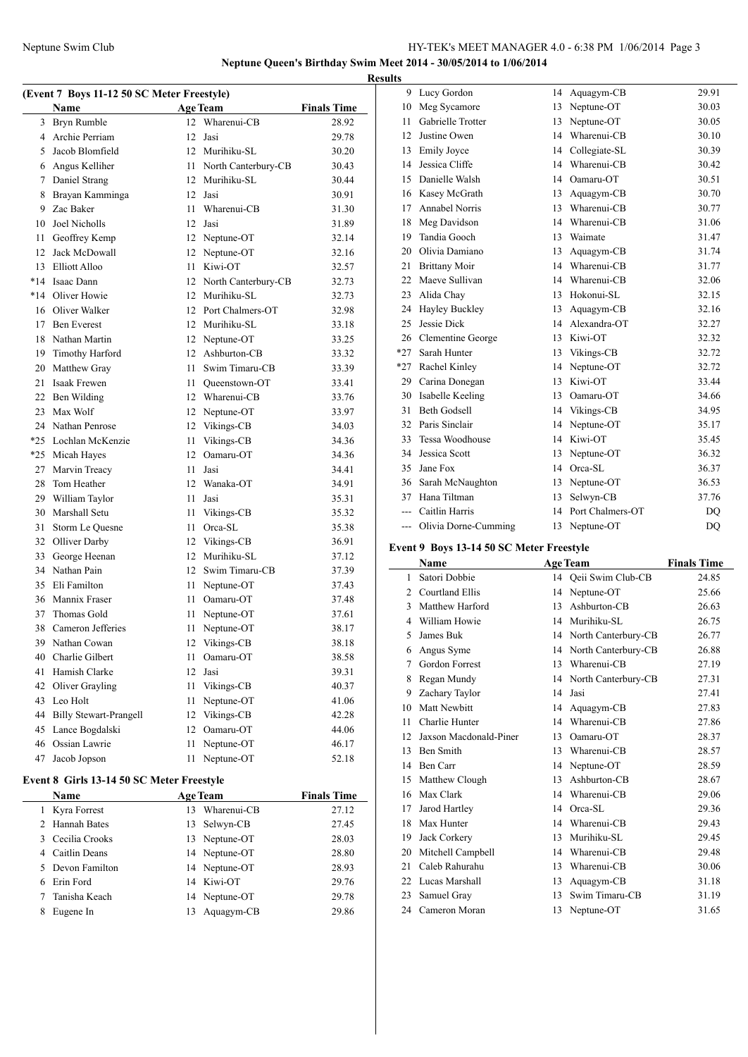**Neptune Queen's Birthday Swim Meet 2014 - 30/05/2014 to 1/06/2014**

**Results**

### (Event 7 Boys 11-12 50 SC Meter Freestyle)

| | Name | Age | Team | Finals Time |
|---|---|---|---|---|
| 3 | Bryn Rumble | 12 | Wharenui-CB | 28.92 |
| 4 | Archie Perriam | 12 | Jasi | 29.78 |
| 5 | Jacob Blomfield | 12 | Murihiku-SL | 30.20 |
| 6 | Angus Kelliher | 11 | North Canterbury-CB | 30.43 |
| 7 | Daniel Strang | 12 | Murihiku-SL | 30.44 |
| 8 | Brayan Kamminga | 12 | Jasi | 30.91 |
| 9 | Zac Baker | 11 | Wharenui-CB | 31.30 |
| 10 | Joel Nicholls | 12 | Jasi | 31.89 |
| 11 | Geoffrey Kemp | 12 | Neptune-OT | 32.14 |
| 12 | Jack McDowall | 12 | Neptune-OT | 32.16 |
| 13 | Elliott Alloo | 11 | Kiwi-OT | 32.57 |
| *14 | Isaac Dann | 12 | North Canterbury-CB | 32.73 |
| *14 | Oliver Howie | 12 | Murihiku-SL | 32.73 |
| 16 | Oliver Walker | 12 | Port Chalmers-OT | 32.98 |
| 17 | Ben Everest | 12 | Murihiku-SL | 33.18 |
| 18 | Nathan Martin | 12 | Neptune-OT | 33.25 |
| 19 | Timothy Harford | 12 | Ashburton-CB | 33.32 |
| 20 | Matthew Gray | 11 | Swim Timaru-CB | 33.39 |
| 21 | Isaak Frewen | 11 | Queenstown-OT | 33.41 |
| 22 | Ben Wilding | 12 | Wharenui-CB | 33.76 |
| 23 | Max Wolf | 12 | Neptune-OT | 33.97 |
| 24 | Nathan Penrose | 12 | Vikings-CB | 34.03 |
| *25 | Lochlan McKenzie | 11 | Vikings-CB | 34.36 |
| *25 | Micah Hayes | 12 | Oamaru-OT | 34.36 |
| 27 | Marvin Treacy | 11 | Jasi | 34.41 |
| 28 | Tom Heather | 12 | Wanaka-OT | 34.91 |
| 29 | William Taylor | 11 | Jasi | 35.31 |
| 30 | Marshall Setu | 11 | Vikings-CB | 35.32 |
| 31 | Storm Le Quesne | 11 | Orca-SL | 35.38 |
| 32 | Olliver Darby | 12 | Vikings-CB | 36.91 |
| 33 | George Heenan | 12 | Murihiku-SL | 37.12 |
| 34 | Nathan Pain | 12 | Swim Timaru-CB | 37.39 |
| 35 | Eli Familton | 11 | Neptune-OT | 37.43 |
| 36 | Mannix Fraser | 11 | Oamaru-OT | 37.48 |
| 37 | Thomas Gold | 11 | Neptune-OT | 37.61 |
| 38 | Cameron Jefferies | 11 | Neptune-OT | 38.17 |
| 39 | Nathan Cowan | 12 | Vikings-CB | 38.18 |
| 40 | Charlie Gilbert | 11 | Oamaru-OT | 38.58 |
| 41 | Hamish Clarke | 12 | Jasi | 39.31 |
| 42 | Oliver Grayling | 11 | Vikings-CB | 40.37 |
| 43 | Leo Holt | 11 | Neptune-OT | 41.06 |
| 44 | Billy Stewart-Prangell | 12 | Vikings-CB | 42.28 |
| 45 | Lance Bogdalski | 12 | Oamaru-OT | 44.06 |
| 46 | Ossian Lawrie | 11 | Neptune-OT | 46.17 |
| 47 | Jacob Jopson | 11 | Neptune-OT | 52.18 |

### Event 8 Girls 13-14 50 SC Meter Freestyle

| | Name | Age | Team | Finals Time |
|---|---|---|---|---|
| 1 | Kyra Forrest | 13 | Wharenui-CB | 27.12 |
| 2 | Hannah Bates | 13 | Selwyn-CB | 27.45 |
| 3 | Cecilia Crooks | 13 | Neptune-OT | 28.03 |
| 4 | Caitlin Deans | 14 | Neptune-OT | 28.80 |
| 5 | Devon Familton | 14 | Neptune-OT | 28.93 |
| 6 | Erin Ford | 14 | Kiwi-OT | 29.76 |
| 7 | Tanisha Keach | 14 | Neptune-OT | 29.78 |
| 8 | Eugene In | 13 | Aquagym-CB | 29.86 |
| 9 | Lucy Gordon | 14 | Aquagym-CB | 29.91 |
| 10 | Meg Sycamore | 13 | Neptune-OT | 30.03 |
| 11 | Gabrielle Trotter | 13 | Neptune-OT | 30.05 |
| 12 | Justine Owen | 14 | Wharenui-CB | 30.10 |
| 13 | Emily Joyce | 14 | Collegiate-SL | 30.39 |
| 14 | Jessica Cliffe | 14 | Wharenui-CB | 30.42 |
| 15 | Danielle Walsh | 14 | Oamaru-OT | 30.51 |
| 16 | Kasey McGrath | 13 | Aquagym-CB | 30.70 |
| 17 | Annabel Norris | 13 | Wharenui-CB | 30.77 |
| 18 | Meg Davidson | 14 | Wharenui-CB | 31.06 |
| 19 | Tandia Gooch | 13 | Waimate | 31.47 |
| 20 | Olivia Damiano | 13 | Aquagym-CB | 31.74 |
| 21 | Brittany Moir | 14 | Wharenui-CB | 31.77 |
| 22 | Maeve Sullivan | 14 | Wharenui-CB | 32.06 |
| 23 | Alida Chay | 13 | Hokonui-SL | 32.15 |
| 24 | Hayley Buckley | 13 | Aquagym-CB | 32.16 |
| 25 | Jessie Dick | 14 | Alexandra-OT | 32.27 |
| 26 | Clementine George | 13 | Kiwi-OT | 32.32 |
| *27 | Sarah Hunter | 13 | Vikings-CB | 32.72 |
| *27 | Rachel Kinley | 14 | Neptune-OT | 32.72 |
| 29 | Carina Donegan | 13 | Kiwi-OT | 33.44 |
| 30 | Isabelle Keeling | 13 | Oamaru-OT | 34.66 |
| 31 | Beth Godsell | 14 | Vikings-CB | 34.95 |
| 32 | Paris Sinclair | 14 | Neptune-OT | 35.17 |
| 33 | Tessa Woodhouse | 14 | Kiwi-OT | 35.45 |
| 34 | Jessica Scott | 13 | Neptune-OT | 36.32 |
| 35 | Jane Fox | 14 | Orca-SL | 36.37 |
| 36 | Sarah McNaughton | 13 | Neptune-OT | 36.53 |
| 37 | Hana Tiltman | 13 | Selwyn-CB | 37.76 |
| --- | Caitlin Harris | 14 | Port Chalmers-OT | DQ |
| --- | Olivia Dorne-Cumming | 13 | Neptune-OT | DQ |

### Event 9 Boys 13-14 50 SC Meter Freestyle

| | Name | Age | Team | Finals Time |
|---|---|---|---|---|
| 1 | Satori Dobbie | 14 | Qeii Swim Club-CB | 24.85 |
| 2 | Courtland Ellis | 14 | Neptune-OT | 25.66 |
| 3 | Matthew Harford | 13 | Ashburton-CB | 26.63 |
| 4 | William Howie | 14 | Murihiku-SL | 26.75 |
| 5 | James Buk | 14 | North Canterbury-CB | 26.77 |
| 6 | Angus Syme | 14 | North Canterbury-CB | 26.88 |
| 7 | Gordon Forrest | 13 | Wharenui-CB | 27.19 |
| 8 | Regan Mundy | 14 | North Canterbury-CB | 27.31 |
| 9 | Zachary Taylor | 14 | Jasi | 27.41 |
| 10 | Matt Newbitt | 14 | Aquagym-CB | 27.83 |
| 11 | Charlie Hunter | 14 | Wharenui-CB | 27.86 |
| 12 | Jaxson Macdonald-Piner | 13 | Oamaru-OT | 28.37 |
| 13 | Ben Smith | 13 | Wharenui-CB | 28.57 |
| 14 | Ben Carr | 14 | Neptune-OT | 28.59 |
| 15 | Matthew Clough | 13 | Ashburton-CB | 28.67 |
| 16 | Max Clark | 14 | Wharenui-CB | 29.06 |
| 17 | Jarod Hartley | 14 | Orca-SL | 29.36 |
| 18 | Max Hunter | 14 | Wharenui-CB | 29.43 |
| 19 | Jack Corkery | 13 | Murihiku-SL | 29.45 |
| 20 | Mitchell Campbell | 14 | Wharenui-CB | 29.48 |
| 21 | Caleb Rahurahu | 13 | Wharenui-CB | 30.06 |
| 22 | Lucas Marshall | 13 | Aquagym-CB | 31.18 |
| 23 | Samuel Gray | 13 | Swim Timaru-CB | 31.19 |
| 24 | Cameron Moran | 13 | Neptune-OT | 31.65 |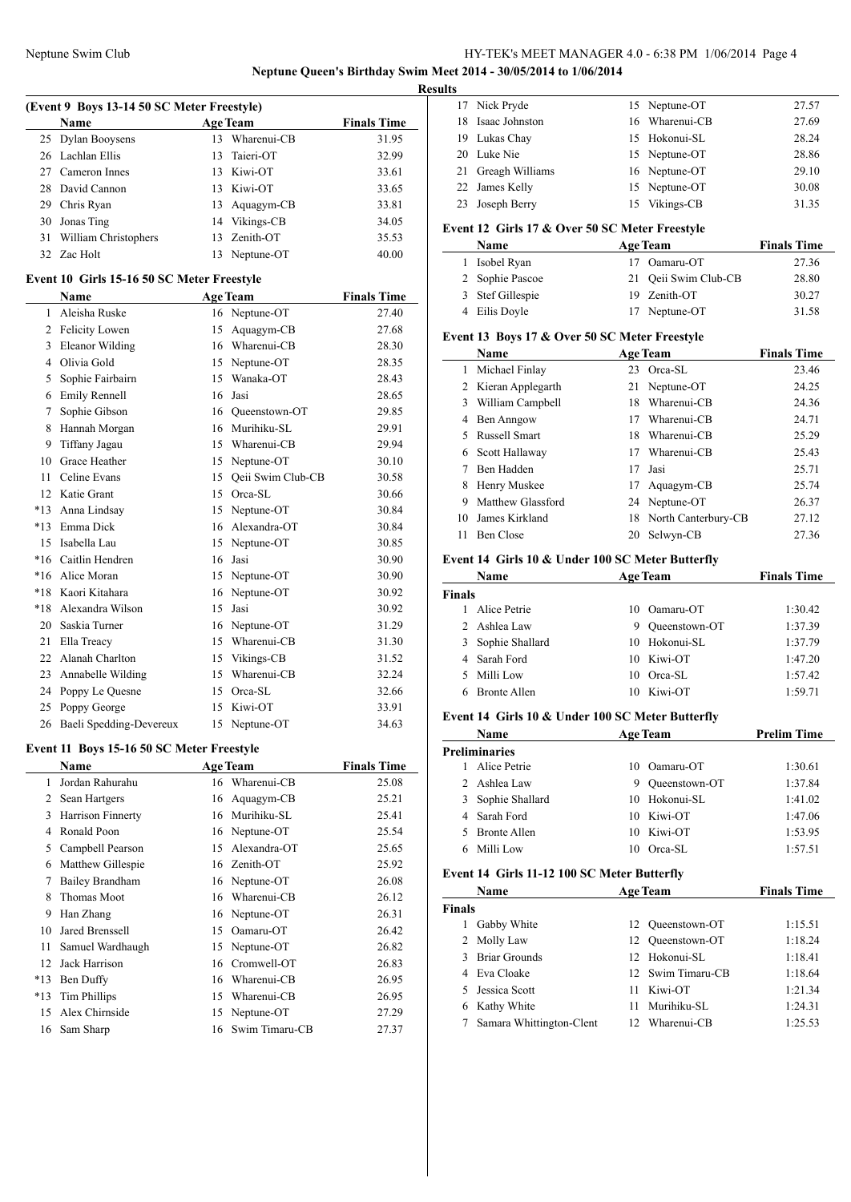**Neptune Queen's Birthday Swim Meet 2014 - 30/05/2014 to 1/06/2014**

**Results**

**(Event 9 Boys 13-14 50 SC Meter Freestyle)**

| | Name | Age | Team | Finals Time |
|---|---|---|---|---|
| 25 | Dylan Booysens | 13 | Wharenui-CB | 31.95 |
| 26 | Lachlan Ellis | 13 | Taieri-OT | 32.99 |
| 27 | Cameron Innes | 13 | Kiwi-OT | 33.61 |
| 28 | David Cannon | 13 | Kiwi-OT | 33.65 |
| 29 | Chris Ryan | 13 | Aquagym-CB | 33.81 |
| 30 | Jonas Ting | 14 | Vikings-CB | 34.05 |
| 31 | William Christophers | 13 | Zenith-OT | 35.53 |
| 32 | Zac Holt | 13 | Neptune-OT | 40.00 |

**Event 10 Girls 15-16 50 SC Meter Freestyle**

| | Name | Age | Team | Finals Time |
|---|---|---|---|---|
| 1 | Aleisha Ruske | 16 | Neptune-OT | 27.40 |
| 2 | Felicity Lowen | 15 | Aquagym-CB | 27.68 |
| 3 | Eleanor Wilding | 16 | Wharenui-CB | 28.30 |
| 4 | Olivia Gold | 15 | Neptune-OT | 28.35 |
| 5 | Sophie Fairbairn | 15 | Wanaka-OT | 28.43 |
| 6 | Emily Rennell | 16 | Jasi | 28.65 |
| 7 | Sophie Gibson | 16 | Queenstown-OT | 29.85 |
| 8 | Hannah Morgan | 16 | Murihiku-SL | 29.91 |
| 9 | Tiffany Jagau | 15 | Wharenui-CB | 29.94 |
| 10 | Grace Heather | 15 | Neptune-OT | 30.10 |
| 11 | Celine Evans | 15 | Qeii Swim Club-CB | 30.58 |
| 12 | Katie Grant | 15 | Orca-SL | 30.66 |
| *13 | Anna Lindsay | 15 | Neptune-OT | 30.84 |
| *13 | Emma Dick | 16 | Alexandra-OT | 30.84 |
| 15 | Isabella Lau | 15 | Neptune-OT | 30.85 |
| *16 | Caitlin Hendren | 16 | Jasi | 30.90 |
| *16 | Alice Moran | 15 | Neptune-OT | 30.90 |
| *18 | Kaori Kitahara | 16 | Neptune-OT | 30.92 |
| *18 | Alexandra Wilson | 15 | Jasi | 30.92 |
| 20 | Saskia Turner | 16 | Neptune-OT | 31.29 |
| 21 | Ella Treacy | 15 | Wharenui-CB | 31.30 |
| 22 | Alanah Charlton | 15 | Vikings-CB | 31.52 |
| 23 | Annabelle Wilding | 15 | Wharenui-CB | 32.24 |
| 24 | Poppy Le Quesne | 15 | Orca-SL | 32.66 |
| 25 | Poppy George | 15 | Kiwi-OT | 33.91 |
| 26 | Baeli Spedding-Devereux | 15 | Neptune-OT | 34.63 |

**Event 11 Boys 15-16 50 SC Meter Freestyle**

| | Name | Age | Team | Finals Time |
|---|---|---|---|---|
| 1 | Jordan Rahurahu | 16 | Wharenui-CB | 25.08 |
| 2 | Sean Hartgers | 16 | Aquagym-CB | 25.21 |
| 3 | Harrison Finnerty | 16 | Murihiku-SL | 25.41 |
| 4 | Ronald Poon | 16 | Neptune-OT | 25.54 |
| 5 | Campbell Pearson | 15 | Alexandra-OT | 25.65 |
| 6 | Matthew Gillespie | 16 | Zenith-OT | 25.92 |
| 7 | Bailey Brandham | 16 | Neptune-OT | 26.08 |
| 8 | Thomas Moot | 16 | Wharenui-CB | 26.12 |
| 9 | Han Zhang | 16 | Neptune-OT | 26.31 |
| 10 | Jared Brenssell | 15 | Oamaru-OT | 26.42 |
| 11 | Samuel Wardhaugh | 15 | Neptune-OT | 26.82 |
| 12 | Jack Harrison | 16 | Cromwell-OT | 26.83 |
| *13 | Ben Duffy | 16 | Wharenui-CB | 26.95 |
| *13 | Tim Phillips | 15 | Wharenui-CB | 26.95 |
| 15 | Alex Chirnside | 15 | Neptune-OT | 27.29 |
| 16 | Sam Sharp | 16 | Swim Timaru-CB | 27.37 |
| 17 | Nick Pryde | 15 | Neptune-OT | 27.57 |
| 18 | Isaac Johnston | 16 | Wharenui-CB | 27.69 |
| 19 | Lukas Chay | 15 | Hokonui-SL | 28.24 |
| 20 | Luke Nie | 15 | Neptune-OT | 28.86 |
| 21 | Greagh Williams | 16 | Neptune-OT | 29.10 |
| 22 | James Kelly | 15 | Neptune-OT | 30.08 |
| 23 | Joseph Berry | 15 | Vikings-CB | 31.35 |

**Event 12 Girls 17 & Over 50 SC Meter Freestyle**

| | Name | Age | Team | Finals Time |
|---|---|---|---|---|
| 1 | Isobel Ryan | 17 | Oamaru-OT | 27.36 |
| 2 | Sophie Pascoe | 21 | Qeii Swim Club-CB | 28.80 |
| 3 | Stef Gillespie | 19 | Zenith-OT | 30.27 |
| 4 | Eilis Doyle | 17 | Neptune-OT | 31.58 |

**Event 13 Boys 17 & Over 50 SC Meter Freestyle**

| | Name | Age | Team | Finals Time |
|---|---|---|---|---|
| 1 | Michael Finlay | 23 | Orca-SL | 23.46 |
| 2 | Kieran Applegarth | 21 | Neptune-OT | 24.25 |
| 3 | William Campbell | 18 | Wharenui-CB | 24.36 |
| 4 | Ben Anngow | 17 | Wharenui-CB | 24.71 |
| 5 | Russell Smart | 18 | Wharenui-CB | 25.29 |
| 6 | Scott Hallaway | 17 | Wharenui-CB | 25.43 |
| 7 | Ben Hadden | 17 | Jasi | 25.71 |
| 8 | Henry Muskee | 17 | Aquagym-CB | 25.74 |
| 9 | Matthew Glassford | 24 | Neptune-OT | 26.37 |
| 10 | James Kirkland | 18 | North Canterbury-CB | 27.12 |
| 11 | Ben Close | 20 | Selwyn-CB | 27.36 |

**Event 14 Girls 10 & Under 100 SC Meter Butterfly**

| | Name | Age | Team | Finals Time |
|---|---|---|---|---|
| **Finals** | | | | |
| 1 | Alice Petrie | 10 | Oamaru-OT | 1:30.42 |
| 2 | Ashlea Law | 9 | Queenstown-OT | 1:37.39 |
| 3 | Sophie Shallard | 10 | Hokonui-SL | 1:37.79 |
| 4 | Sarah Ford | 10 | Kiwi-OT | 1:47.20 |
| 5 | Milli Low | 10 | Orca-SL | 1:57.42 |
| 6 | Bronte Allen | 10 | Kiwi-OT | 1:59.71 |

**Event 14 Girls 10 & Under 100 SC Meter Butterfly**

| | Name | Age | Team | Prelim Time |
|---|---|---|---|---|
| **Preliminaries** | | | | |
| 1 | Alice Petrie | 10 | Oamaru-OT | 1:30.61 |
| 2 | Ashlea Law | 9 | Queenstown-OT | 1:37.84 |
| 3 | Sophie Shallard | 10 | Hokonui-SL | 1:41.02 |
| 4 | Sarah Ford | 10 | Kiwi-OT | 1:47.06 |
| 5 | Bronte Allen | 10 | Kiwi-OT | 1:53.95 |
| 6 | Milli Low | 10 | Orca-SL | 1:57.51 |

**Event 14 Girls 11-12 100 SC Meter Butterfly**

| | Name | Age | Team | Finals Time |
|---|---|---|---|---|
| **Finals** | | | | |
| 1 | Gabby White | 12 | Queenstown-OT | 1:15.51 |
| 2 | Molly Law | 12 | Queenstown-OT | 1:18.24 |
| 3 | Briar Grounds | 12 | Hokonui-SL | 1:18.41 |
| 4 | Eva Cloake | 12 | Swim Timaru-CB | 1:18.64 |
| 5 | Jessica Scott | 11 | Kiwi-OT | 1:21.34 |
| 6 | Kathy White | 11 | Murihiku-SL | 1:24.31 |
| 7 | Samara Whittington-Clent | 12 | Wharenui-CB | 1:25.53 |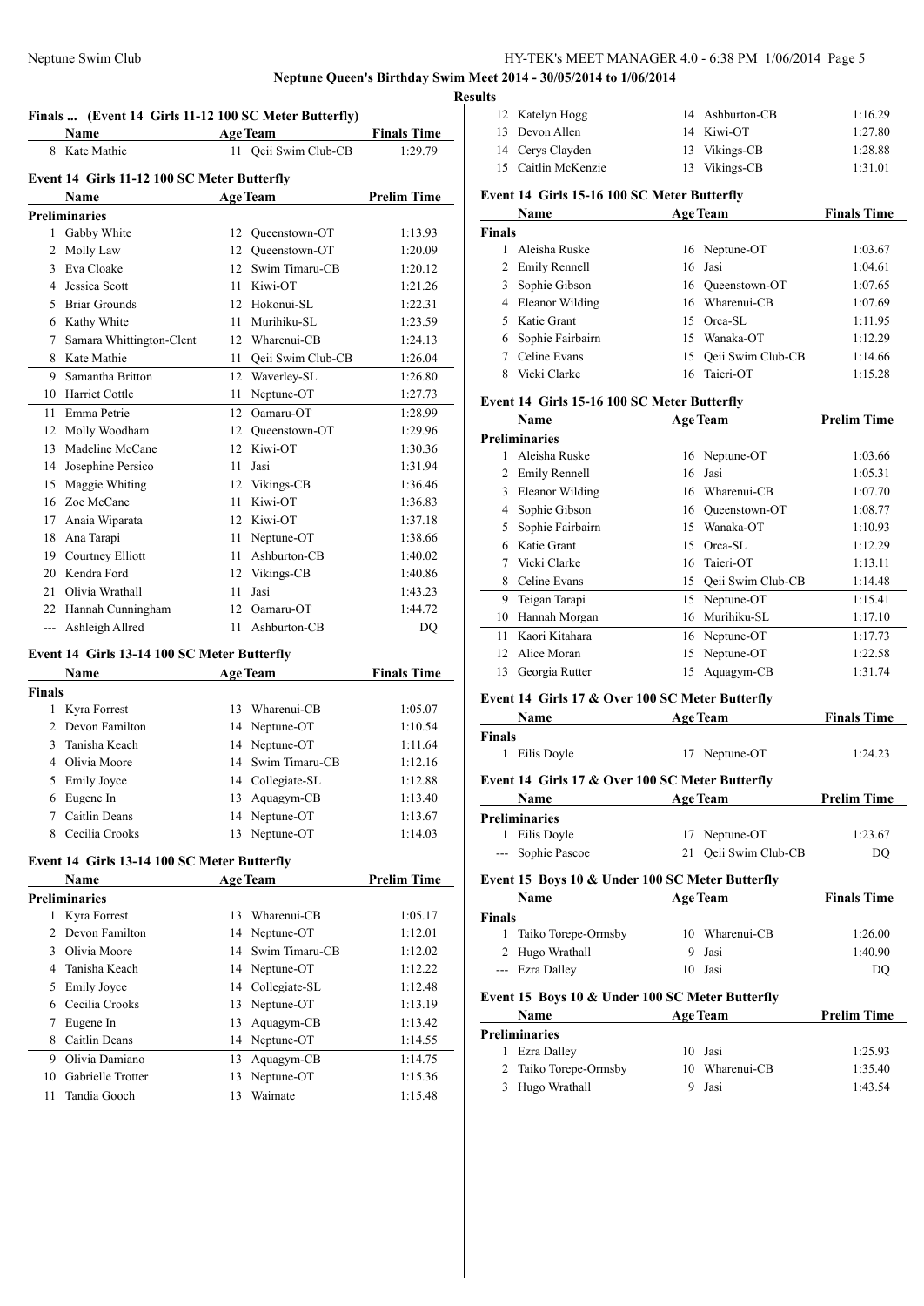**Neptune Queen's Birthday Swim Meet 2014 - 30/05/2014 to 1/06/2014**

**Results**

### Finals ... (Event 14 Girls 11-12 100 SC Meter Butterfly)

| | Name | Age | Team | Finals Time |
|---|---|---|---|---|
| 8 | Kate Mathie | 11 | Qeii Swim Club-CB | 1:29.79 |

### Event 14 Girls 11-12 100 SC Meter Butterfly

| | Name | Age | Team | Prelim Time |
|---|---|---|---|---|
| **Preliminaries** | | | | |
| 1 | Gabby White | 12 | Queenstown-OT | 1:13.93 |
| 2 | Molly Law | 12 | Queenstown-OT | 1:20.09 |
| 3 | Eva Cloake | 12 | Swim Timaru-CB | 1:20.12 |
| 4 | Jessica Scott | 11 | Kiwi-OT | 1:21.26 |
| 5 | Briar Grounds | 12 | Hokonui-SL | 1:22.31 |
| 6 | Kathy White | 11 | Murihiku-SL | 1:23.59 |
| 7 | Samara Whittington-Clent | 12 | Wharenui-CB | 1:24.13 |
| 8 | Kate Mathie | 11 | Qeii Swim Club-CB | 1:26.04 |
| 9 | Samantha Britton | 12 | Waverley-SL | 1:26.80 |
| 10 | Harriet Cottle | 11 | Neptune-OT | 1:27.73 |
| 11 | Emma Petrie | 12 | Oamaru-OT | 1:28.99 |
| 12 | Molly Woodham | 12 | Queenstown-OT | 1:29.96 |
| 13 | Madeline McCane | 12 | Kiwi-OT | 1:30.36 |
| 14 | Josephine Persico | 11 | Jasi | 1:31.94 |
| 15 | Maggie Whiting | 12 | Vikings-CB | 1:36.46 |
| 16 | Zoe McCane | 11 | Kiwi-OT | 1:36.83 |
| 17 | Anaia Wiparata | 12 | Kiwi-OT | 1:37.18 |
| 18 | Ana Tarapi | 11 | Neptune-OT | 1:38.66 |
| 19 | Courtney Elliott | 11 | Ashburton-CB | 1:40.02 |
| 20 | Kendra Ford | 12 | Vikings-CB | 1:40.86 |
| 21 | Olivia Wrathall | 11 | Jasi | 1:43.23 |
| 22 | Hannah Cunningham | 12 | Oamaru-OT | 1:44.72 |
| --- | Ashleigh Allred | 11 | Ashburton-CB | DQ |

### Event 14 Girls 13-14 100 SC Meter Butterfly

| | Name | Age | Team | Finals Time |
|---|---|---|---|---|
| **Finals** | | | | |
| 1 | Kyra Forrest | 13 | Wharenui-CB | 1:05.07 |
| 2 | Devon Familton | 14 | Neptune-OT | 1:10.54 |
| 3 | Tanisha Keach | 14 | Neptune-OT | 1:11.64 |
| 4 | Olivia Moore | 14 | Swim Timaru-CB | 1:12.16 |
| 5 | Emily Joyce | 14 | Collegiate-SL | 1:12.88 |
| 6 | Eugene In | 13 | Aquagym-CB | 1:13.40 |
| 7 | Caitlin Deans | 14 | Neptune-OT | 1:13.67 |
| 8 | Cecilia Crooks | 13 | Neptune-OT | 1:14.03 |

### Event 14 Girls 13-14 100 SC Meter Butterfly

| | Name | Age | Team | Prelim Time |
|---|---|---|---|---|
| **Preliminaries** | | | | |
| 1 | Kyra Forrest | 13 | Wharenui-CB | 1:05.17 |
| 2 | Devon Familton | 14 | Neptune-OT | 1:12.01 |
| 3 | Olivia Moore | 14 | Swim Timaru-CB | 1:12.02 |
| 4 | Tanisha Keach | 14 | Neptune-OT | 1:12.22 |
| 5 | Emily Joyce | 14 | Collegiate-SL | 1:12.48 |
| 6 | Cecilia Crooks | 13 | Neptune-OT | 1:13.19 |
| 7 | Eugene In | 13 | Aquagym-CB | 1:13.42 |
| 8 | Caitlin Deans | 14 | Neptune-OT | 1:14.55 |
| 9 | Olivia Damiano | 13 | Aquagym-CB | 1:14.75 |
| 10 | Gabrielle Trotter | 13 | Neptune-OT | 1:15.36 |
| 11 | Tandia Gooch | 13 | Waimate | 1:15.48 |
| 12 | Katelyn Hogg | 14 | Ashburton-CB | 1:16.29 |
| 13 | Devon Allen | 14 | Kiwi-OT | 1:27.80 |
| 14 | Cerys Clayden | 13 | Vikings-CB | 1:28.88 |
| 15 | Caitlin McKenzie | 13 | Vikings-CB | 1:31.01 |

### Event 14 Girls 15-16 100 SC Meter Butterfly

| | Name | Age | Team | Finals Time |
|---|---|---|---|---|
| **Finals** | | | | |
| 1 | Aleisha Ruske | 16 | Neptune-OT | 1:03.67 |
| 2 | Emily Rennell | 16 | Jasi | 1:04.61 |
| 3 | Sophie Gibson | 16 | Queenstown-OT | 1:07.65 |
| 4 | Eleanor Wilding | 16 | Wharenui-CB | 1:07.69 |
| 5 | Katie Grant | 15 | Orca-SL | 1:11.95 |
| 6 | Sophie Fairbairn | 15 | Wanaka-OT | 1:12.29 |
| 7 | Celine Evans | 15 | Qeii Swim Club-CB | 1:14.66 |
| 8 | Vicki Clarke | 16 | Taieri-OT | 1:15.28 |

### Event 14 Girls 15-16 100 SC Meter Butterfly

| | Name | Age | Team | Prelim Time |
|---|---|---|---|---|
| **Preliminaries** | | | | |
| 1 | Aleisha Ruske | 16 | Neptune-OT | 1:03.66 |
| 2 | Emily Rennell | 16 | Jasi | 1:05.31 |
| 3 | Eleanor Wilding | 16 | Wharenui-CB | 1:07.70 |
| 4 | Sophie Gibson | 16 | Queenstown-OT | 1:08.77 |
| 5 | Sophie Fairbairn | 15 | Wanaka-OT | 1:10.93 |
| 6 | Katie Grant | 15 | Orca-SL | 1:12.29 |
| 7 | Vicki Clarke | 16 | Taieri-OT | 1:13.11 |
| 8 | Celine Evans | 15 | Qeii Swim Club-CB | 1:14.48 |
| 9 | Teigan Tarapi | 15 | Neptune-OT | 1:15.41 |
| 10 | Hannah Morgan | 16 | Murihiku-SL | 1:17.10 |
| 11 | Kaori Kitahara | 16 | Neptune-OT | 1:17.73 |
| 12 | Alice Moran | 15 | Neptune-OT | 1:22.58 |
| 13 | Georgia Rutter | 15 | Aquagym-CB | 1:31.74 |

### Event 14 Girls 17 & Over 100 SC Meter Butterfly

| | Name | Age | Team | Finals Time |
|---|---|---|---|---|
| **Finals** | | | | |
| 1 | Eilis Doyle | 17 | Neptune-OT | 1:24.23 |

### Event 14 Girls 17 & Over 100 SC Meter Butterfly

| | Name | Age | Team | Prelim Time |
|---|---|---|---|---|
| **Preliminaries** | | | | |
| 1 | Eilis Doyle | 17 | Neptune-OT | 1:23.67 |
| --- | Sophie Pascoe | 21 | Qeii Swim Club-CB | DQ |

### Event 15 Boys 10 & Under 100 SC Meter Butterfly

| | Name | Age | Team | Finals Time |
|---|---|---|---|---|
| **Finals** | | | | |
| 1 | Taiko Torepe-Ormsby | 10 | Wharenui-CB | 1:26.00 |
| 2 | Hugo Wrathall | 9 | Jasi | 1:40.90 |
| --- | Ezra Dalley | 10 | Jasi | DQ |

### Event 15 Boys 10 & Under 100 SC Meter Butterfly

| | Name | Age | Team | Prelim Time |
|---|---|---|---|---|
| **Preliminaries** | | | | |
| 1 | Ezra Dalley | 10 | Jasi | 1:25.93 |
| 2 | Taiko Torepe-Ormsby | 10 | Wharenui-CB | 1:35.40 |
| 3 | Hugo Wrathall | 9 | Jasi | 1:43.54 |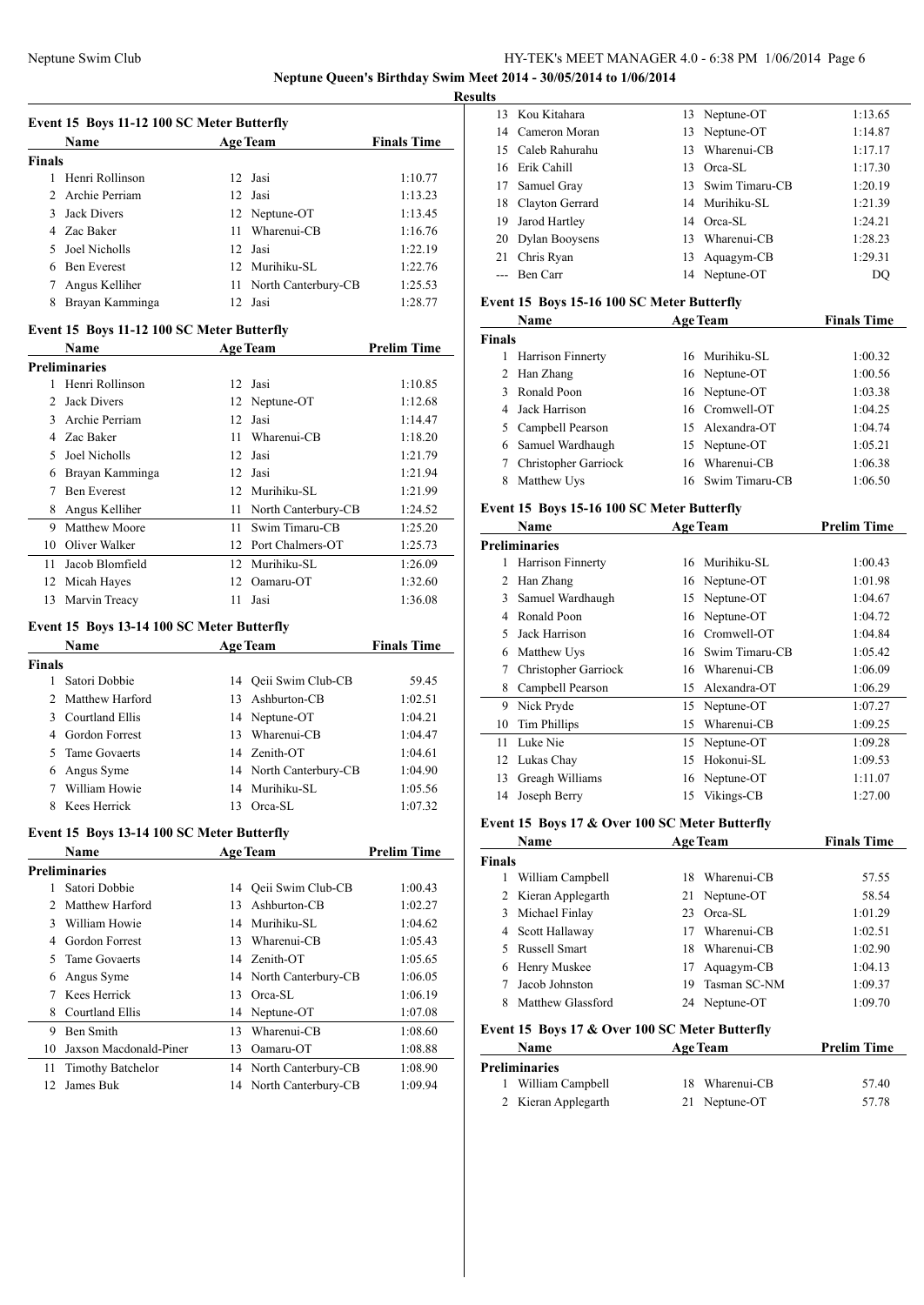**Neptune Queen's Birthday Swim Meet 2014 - 30/05/2014 to 1/06/2014**

**Results**

### Event 15 Boys 11-12 100 SC Meter Butterfly

| | Name | Age | Team | Finals Time |
|---|---|---|---|---|
| **Finals** | | | | |
| 1 | Henri Rollinson | 12 | Jasi | 1:10.77 |
| 2 | Archie Perriam | 12 | Jasi | 1:13.23 |
| 3 | Jack Divers | 12 | Neptune-OT | 1:13.45 |
| 4 | Zac Baker | 11 | Wharenui-CB | 1:16.76 |
| 5 | Joel Nicholls | 12 | Jasi | 1:22.19 |
| 6 | Ben Everest | 12 | Murihiku-SL | 1:22.76 |
| 7 | Angus Kelliher | 11 | North Canterbury-CB | 1:25.53 |
| 8 | Brayan Kamminga | 12 | Jasi | 1:28.77 |

### Event 15 Boys 11-12 100 SC Meter Butterfly

| | Name | Age | Team | Prelim Time |
|---|---|---|---|---|
| **Preliminaries** | | | | |
| 1 | Henri Rollinson | 12 | Jasi | 1:10.85 |
| 2 | Jack Divers | 12 | Neptune-OT | 1:12.68 |
| 3 | Archie Perriam | 12 | Jasi | 1:14.47 |
| 4 | Zac Baker | 11 | Wharenui-CB | 1:18.20 |
| 5 | Joel Nicholls | 12 | Jasi | 1:21.79 |
| 6 | Brayan Kamminga | 12 | Jasi | 1:21.94 |
| 7 | Ben Everest | 12 | Murihiku-SL | 1:21.99 |
| 8 | Angus Kelliher | 11 | North Canterbury-CB | 1:24.52 |
| 9 | Matthew Moore | 11 | Swim Timaru-CB | 1:25.20 |
| 10 | Oliver Walker | 12 | Port Chalmers-OT | 1:25.73 |
| 11 | Jacob Blomfield | 12 | Murihiku-SL | 1:26.09 |
| 12 | Micah Hayes | 12 | Oamaru-OT | 1:32.60 |
| 13 | Marvin Treacy | 11 | Jasi | 1:36.08 |

### Event 15 Boys 13-14 100 SC Meter Butterfly

| | Name | Age | Team | Finals Time |
|---|---|---|---|---|
| **Finals** | | | | |
| 1 | Satori Dobbie | 14 | Qeii Swim Club-CB | 59.45 |
| 2 | Matthew Harford | 13 | Ashburton-CB | 1:02.51 |
| 3 | Courtland Ellis | 14 | Neptune-OT | 1:04.21 |
| 4 | Gordon Forrest | 13 | Wharenui-CB | 1:04.47 |
| 5 | Tame Govaerts | 14 | Zenith-OT | 1:04.61 |
| 6 | Angus Syme | 14 | North Canterbury-CB | 1:04.90 |
| 7 | William Howie | 14 | Murihiku-SL | 1:05.56 |
| 8 | Kees Herrick | 13 | Orca-SL | 1:07.32 |

### Event 15 Boys 13-14 100 SC Meter Butterfly

| | Name | Age | Team | Prelim Time |
|---|---|---|---|---|
| **Preliminaries** | | | | |
| 1 | Satori Dobbie | 14 | Qeii Swim Club-CB | 1:00.43 |
| 2 | Matthew Harford | 13 | Ashburton-CB | 1:02.27 |
| 3 | William Howie | 14 | Murihiku-SL | 1:04.62 |
| 4 | Gordon Forrest | 13 | Wharenui-CB | 1:05.43 |
| 5 | Tame Govaerts | 14 | Zenith-OT | 1:05.65 |
| 6 | Angus Syme | 14 | North Canterbury-CB | 1:06.05 |
| 7 | Kees Herrick | 13 | Orca-SL | 1:06.19 |
| 8 | Courtland Ellis | 14 | Neptune-OT | 1:07.08 |
| 9 | Ben Smith | 13 | Wharenui-CB | 1:08.60 |
| 10 | Jaxson Macdonald-Piner | 13 | Oamaru-OT | 1:08.88 |
| 11 | Timothy Batchelor | 14 | North Canterbury-CB | 1:08.90 |
| 12 | James Buk | 14 | North Canterbury-CB | 1:09.94 |
| 13 | Kou Kitahara | 13 | Neptune-OT | 1:13.65 |
| 14 | Cameron Moran | 13 | Neptune-OT | 1:14.87 |
| 15 | Caleb Rahurahu | 13 | Wharenui-CB | 1:17.17 |
| 16 | Erik Cahill | 13 | Orca-SL | 1:17.30 |
| 17 | Samuel Gray | 13 | Swim Timaru-CB | 1:20.19 |
| 18 | Clayton Gerrard | 14 | Murihiku-SL | 1:21.39 |
| 19 | Jarod Hartley | 14 | Orca-SL | 1:24.21 |
| 20 | Dylan Booysens | 13 | Wharenui-CB | 1:28.23 |
| 21 | Chris Ryan | 13 | Aquagym-CB | 1:29.31 |
| --- | Ben Carr | 14 | Neptune-OT | DQ |

### Event 15 Boys 15-16 100 SC Meter Butterfly

| | Name | Age | Team | Finals Time |
|---|---|---|---|---|
| **Finals** | | | | |
| 1 | Harrison Finnerty | 16 | Murihiku-SL | 1:00.32 |
| 2 | Han Zhang | 16 | Neptune-OT | 1:00.56 |
| 3 | Ronald Poon | 16 | Neptune-OT | 1:03.38 |
| 4 | Jack Harrison | 16 | Cromwell-OT | 1:04.25 |
| 5 | Campbell Pearson | 15 | Alexandra-OT | 1:04.74 |
| 6 | Samuel Wardhaugh | 15 | Neptune-OT | 1:05.21 |
| 7 | Christopher Garriock | 16 | Wharenui-CB | 1:06.38 |
| 8 | Matthew Uys | 16 | Swim Timaru-CB | 1:06.50 |

### Event 15 Boys 15-16 100 SC Meter Butterfly

| | Name | Age | Team | Prelim Time |
|---|---|---|---|---|
| **Preliminaries** | | | | |
| 1 | Harrison Finnerty | 16 | Murihiku-SL | 1:00.43 |
| 2 | Han Zhang | 16 | Neptune-OT | 1:01.98 |
| 3 | Samuel Wardhaugh | 15 | Neptune-OT | 1:04.67 |
| 4 | Ronald Poon | 16 | Neptune-OT | 1:04.72 |
| 5 | Jack Harrison | 16 | Cromwell-OT | 1:04.84 |
| 6 | Matthew Uys | 16 | Swim Timaru-CB | 1:05.42 |
| 7 | Christopher Garriock | 16 | Wharenui-CB | 1:06.09 |
| 8 | Campbell Pearson | 15 | Alexandra-OT | 1:06.29 |
| 9 | Nick Pryde | 15 | Neptune-OT | 1:07.27 |
| 10 | Tim Phillips | 15 | Wharenui-CB | 1:09.25 |
| 11 | Luke Nie | 15 | Neptune-OT | 1:09.28 |
| 12 | Lukas Chay | 15 | Hokonui-SL | 1:09.53 |
| 13 | Greagh Williams | 16 | Neptune-OT | 1:11.07 |
| 14 | Joseph Berry | 15 | Vikings-CB | 1:27.00 |

### Event 15 Boys 17 & Over 100 SC Meter Butterfly

| | Name | Age | Team | Finals Time |
|---|---|---|---|---|
| **Finals** | | | | |
| 1 | William Campbell | 18 | Wharenui-CB | 57.55 |
| 2 | Kieran Applegarth | 21 | Neptune-OT | 58.54 |
| 3 | Michael Finlay | 23 | Orca-SL | 1:01.29 |
| 4 | Scott Hallaway | 17 | Wharenui-CB | 1:02.51 |
| 5 | Russell Smart | 18 | Wharenui-CB | 1:02.90 |
| 6 | Henry Muskee | 17 | Aquagym-CB | 1:04.13 |
| 7 | Jacob Johnston | 19 | Tasman SC-NM | 1:09.37 |
| 8 | Matthew Glassford | 24 | Neptune-OT | 1:09.70 |

### Event 15 Boys 17 & Over 100 SC Meter Butterfly

| | Name | Age | Team | Prelim Time |
|---|---|---|---|---|
| **Preliminaries** | | | | |
| 1 | William Campbell | 18 | Wharenui-CB | 57.40 |
| 2 | Kieran Applegarth | 21 | Neptune-OT | 57.78 |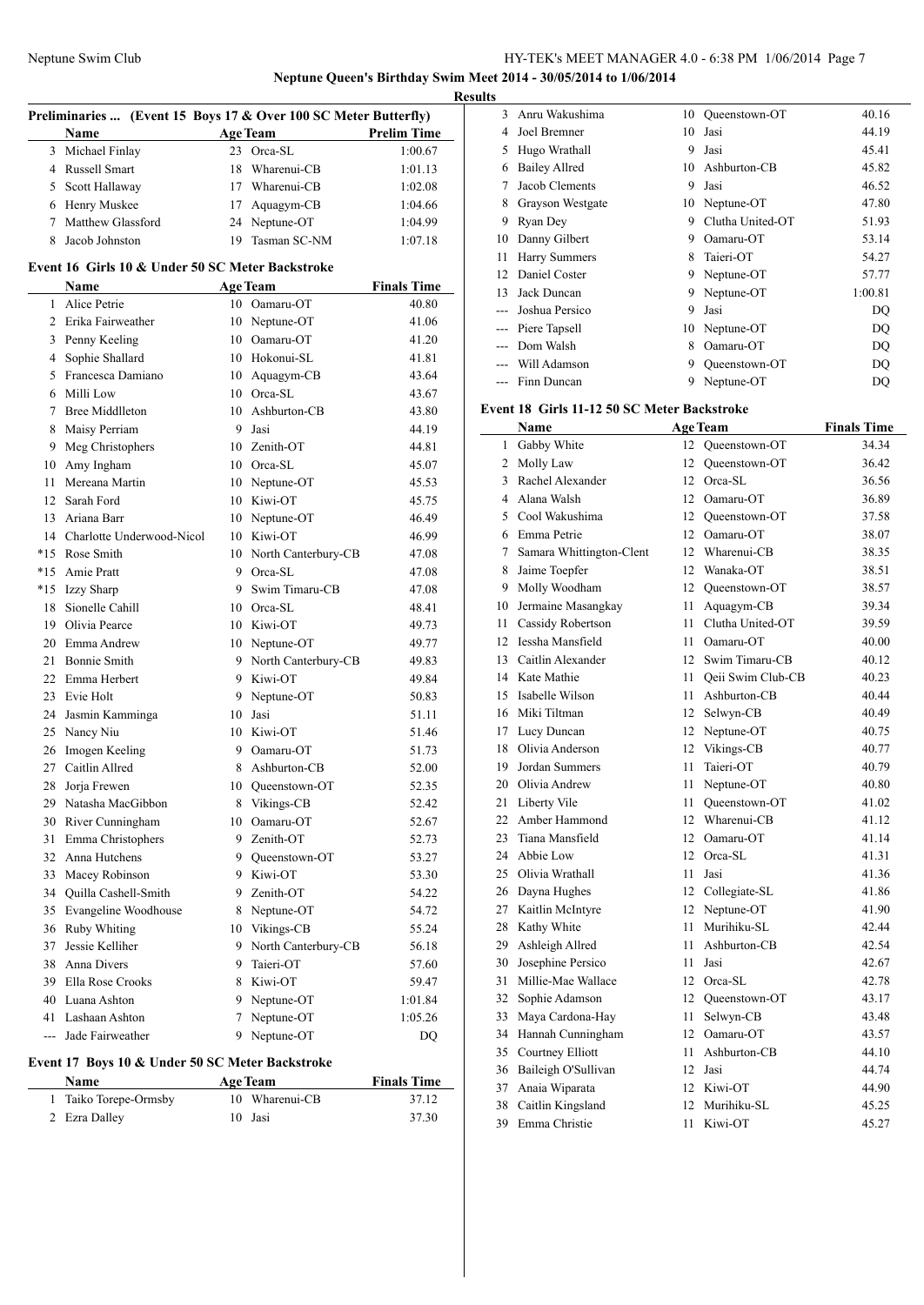## Results

### Preliminaries ... (Event 15 Boys 17 & Over 100 SC Meter Butterfly)

| | Name | Age | Team | Prelim Time |
|---|---|---|---|---|
| 3 | Michael Finlay | 23 | Orca-SL | 1:00.67 |
| 4 | Russell Smart | 18 | Wharenui-CB | 1:01.13 |
| 5 | Scott Hallaway | 17 | Wharenui-CB | 1:02.08 |
| 6 | Henry Muskee | 17 | Aquagym-CB | 1:04.66 |
| 7 | Matthew Glassford | 24 | Neptune-OT | 1:04.99 |
| 8 | Jacob Johnston | 19 | Tasman SC-NM | 1:07.18 |

### Event 16 Girls 10 & Under 50 SC Meter Backstroke

| | Name | Age | Team | Finals Time |
|---|---|---|---|---|
| 1 | Alice Petrie | 10 | Oamaru-OT | 40.80 |
| 2 | Erika Fairweather | 10 | Neptune-OT | 41.06 |
| 3 | Penny Keeling | 10 | Oamaru-OT | 41.20 |
| 4 | Sophie Shallard | 10 | Hokonui-SL | 41.81 |
| 5 | Francesca Damiano | 10 | Aquagym-CB | 43.64 |
| 6 | Milli Low | 10 | Orca-SL | 43.67 |
| 7 | Bree Middleton | 10 | Ashburton-CB | 43.80 |
| 8 | Maisy Perriam | 9 | Jasi | 44.19 |
| 9 | Meg Christophers | 10 | Zenith-OT | 44.81 |
| 10 | Amy Ingham | 10 | Orca-SL | 45.07 |
| 11 | Mereana Martin | 10 | Neptune-OT | 45.53 |
| 12 | Sarah Ford | 10 | Kiwi-OT | 45.75 |
| 13 | Ariana Barr | 10 | Neptune-OT | 46.49 |
| 14 | Charlotte Underwood-Nicol | 10 | Kiwi-OT | 46.99 |
| *15 | Rose Smith | 10 | North Canterbury-CB | 47.08 |
| *15 | Amie Pratt | 9 | Orca-SL | 47.08 |
| *15 | Izzy Sharp | 9 | Swim Timaru-CB | 47.08 |
| 18 | Sionelle Cahill | 10 | Orca-SL | 48.41 |
| 19 | Olivia Pearce | 10 | Kiwi-OT | 49.73 |
| 20 | Emma Andrew | 10 | Neptune-OT | 49.77 |
| 21 | Bonnie Smith | 9 | North Canterbury-CB | 49.83 |
| 22 | Emma Herbert | 9 | Kiwi-OT | 49.84 |
| 23 | Evie Holt | 9 | Neptune-OT | 50.83 |
| 24 | Jasmin Kamminga | 10 | Jasi | 51.11 |
| 25 | Nancy Niu | 10 | Kiwi-OT | 51.46 |
| 26 | Imogen Keeling | 9 | Oamaru-OT | 51.73 |
| 27 | Caitlin Allred | 8 | Ashburton-CB | 52.00 |
| 28 | Jorja Frewen | 10 | Queenstown-OT | 52.35 |
| 29 | Natasha MacGibbon | 8 | Vikings-CB | 52.42 |
| 30 | River Cunningham | 10 | Oamaru-OT | 52.67 |
| 31 | Emma Christophers | 9 | Zenith-OT | 52.73 |
| 32 | Anna Hutchens | 9 | Queenstown-OT | 53.27 |
| 33 | Macey Robinson | 9 | Kiwi-OT | 53.30 |
| 34 | Quilla Cashell-Smith | 9 | Zenith-OT | 54.22 |
| 35 | Evangeline Woodhouse | 8 | Neptune-OT | 54.72 |
| 36 | Ruby Whiting | 10 | Vikings-CB | 55.24 |
| 37 | Jessie Kelliher | 9 | North Canterbury-CB | 56.18 |
| 38 | Anna Divers | 9 | Taieri-OT | 57.60 |
| 39 | Ella Rose Crooks | 8 | Kiwi-OT | 59.47 |
| 40 | Luana Ashton | 9 | Neptune-OT | 1:01.84 |
| 41 | Lashaan Ashton | 7 | Neptune-OT | 1:05.26 |
| --- | Jade Fairweather | 9 | Neptune-OT | DQ |

### Event 17 Boys 10 & Under 50 SC Meter Backstroke

| | Name | Age | Team | Finals Time |
|---|---|---|---|---|
| 1 | Taiko Torepe-Ormsby | 10 | Wharenui-CB | 37.12 |
| 2 | Ezra Dalley | 10 | Jasi | 37.30 |
| 3 | Anru Wakushima | 10 | Queenstown-OT | 40.16 |
| 4 | Joel Bremner | 10 | Jasi | 44.19 |
| 5 | Hugo Wrathall | 9 | Jasi | 45.41 |
| 6 | Bailey Allred | 10 | Ashburton-CB | 45.82 |
| 7 | Jacob Clements | 9 | Jasi | 46.52 |
| 8 | Grayson Westgate | 10 | Neptune-OT | 47.80 |
| 9 | Ryan Dey | 9 | Clutha United-OT | 51.93 |
| 10 | Danny Gilbert | 9 | Oamaru-OT | 53.14 |
| 11 | Harry Summers | 8 | Taieri-OT | 54.27 |
| 12 | Daniel Coster | 9 | Neptune-OT | 57.77 |
| 13 | Jack Duncan | 9 | Neptune-OT | 1:00.81 |
| --- | Joshua Persico | 9 | Jasi | DQ |
| --- | Piere Tapsell | 10 | Neptune-OT | DQ |
| --- | Dom Walsh | 8 | Oamaru-OT | DQ |
| --- | Will Adamson | 9 | Queenstown-OT | DQ |
| --- | Finn Duncan | 9 | Neptune-OT | DQ |

### Event 18 Girls 11-12 50 SC Meter Backstroke

| | Name | Age | Team | Finals Time |
|---|---|---|---|---|
| 1 | Gabby White | 12 | Queenstown-OT | 34.34 |
| 2 | Molly Law | 12 | Queenstown-OT | 36.42 |
| 3 | Rachel Alexander | 12 | Orca-SL | 36.56 |
| 4 | Alana Walsh | 12 | Oamaru-OT | 36.89 |
| 5 | Cool Wakushima | 12 | Queenstown-OT | 37.58 |
| 6 | Emma Petrie | 12 | Oamaru-OT | 38.07 |
| 7 | Samara Whittington-Clent | 12 | Wharenui-CB | 38.35 |
| 8 | Jaime Toepfer | 12 | Wanaka-OT | 38.51 |
| 9 | Molly Woodham | 12 | Queenstown-OT | 38.57 |
| 10 | Jermaine Masangkay | 11 | Aquagym-CB | 39.34 |
| 11 | Cassidy Robertson | 11 | Clutha United-OT | 39.59 |
| 12 | Iessha Mansfield | 11 | Oamaru-OT | 40.00 |
| 13 | Caitlin Alexander | 12 | Swim Timaru-CB | 40.12 |
| 14 | Kate Mathie | 11 | Qeii Swim Club-CB | 40.23 |
| 15 | Isabelle Wilson | 11 | Ashburton-CB | 40.44 |
| 16 | Miki Tiltman | 12 | Selwyn-CB | 40.49 |
| 17 | Lucy Duncan | 12 | Neptune-OT | 40.75 |
| 18 | Olivia Anderson | 12 | Vikings-CB | 40.77 |
| 19 | Jordan Summers | 11 | Taieri-OT | 40.79 |
| 20 | Olivia Andrew | 11 | Neptune-OT | 40.80 |
| 21 | Liberty Vile | 11 | Queenstown-OT | 41.02 |
| 22 | Amber Hammond | 12 | Wharenui-CB | 41.12 |
| 23 | Tiana Mansfield | 12 | Oamaru-OT | 41.14 |
| 24 | Abbie Low | 12 | Orca-SL | 41.31 |
| 25 | Olivia Wrathall | 11 | Jasi | 41.36 |
| 26 | Dayna Hughes | 12 | Collegiate-SL | 41.86 |
| 27 | Kaitlin McIntyre | 12 | Neptune-OT | 41.90 |
| 28 | Kathy White | 11 | Murihiku-SL | 42.44 |
| 29 | Ashleigh Allred | 11 | Ashburton-CB | 42.54 |
| 30 | Josephine Persico | 11 | Jasi | 42.67 |
| 31 | Millie-Mae Wallace | 12 | Orca-SL | 42.78 |
| 32 | Sophie Adamson | 12 | Queenstown-OT | 43.17 |
| 33 | Maya Cardona-Hay | 11 | Selwyn-CB | 43.48 |
| 34 | Hannah Cunningham | 12 | Oamaru-OT | 43.57 |
| 35 | Courtney Elliott | 11 | Ashburton-CB | 44.10 |
| 36 | Baileigh O'Sullivan | 12 | Jasi | 44.74 |
| 37 | Anaia Wiparata | 12 | Kiwi-OT | 44.90 |
| 38 | Caitlin Kingsland | 12 | Murihiku-SL | 45.25 |
| 39 | Emma Christie | 11 | Kiwi-OT | 45.27 |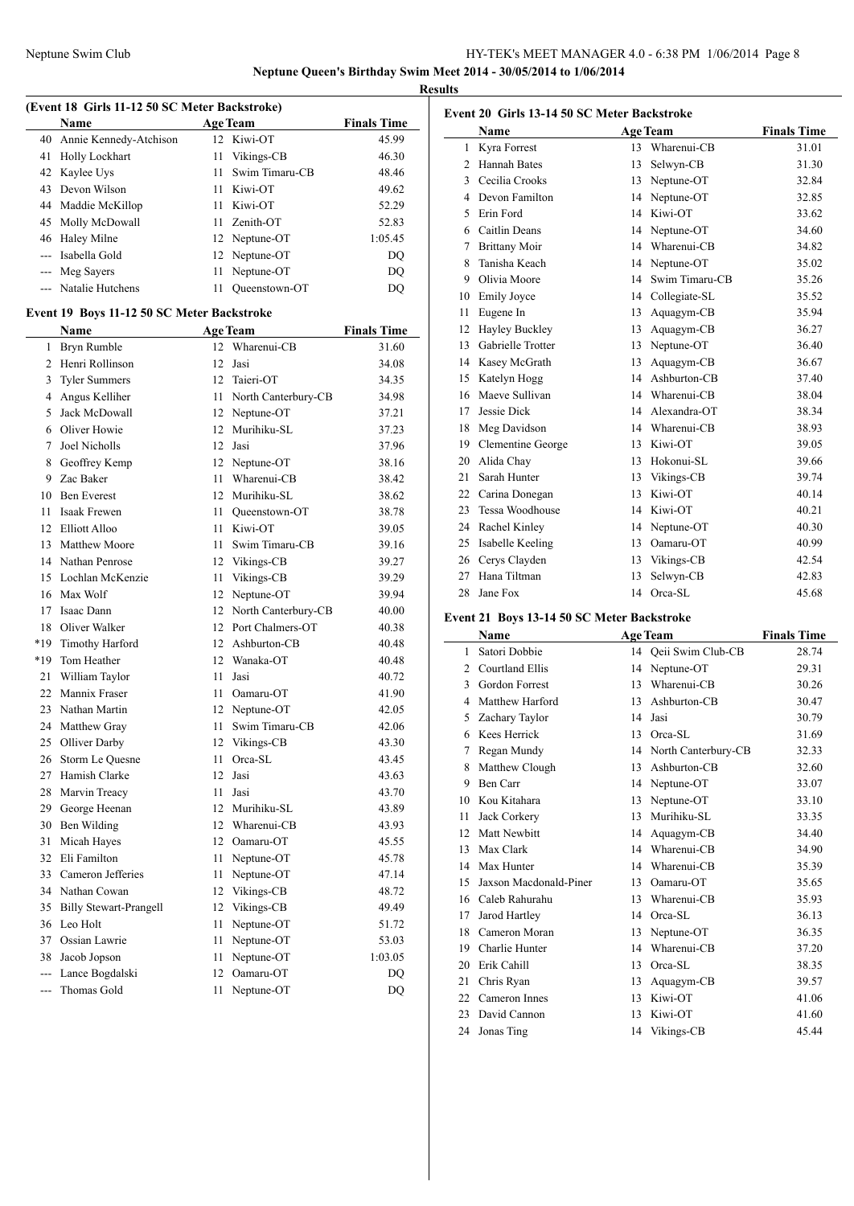## Neptune Queen's Birthday Swim Meet 2014 - 30/05/2014 to 1/06/2014

### Results

#### (Event 18 Girls 11-12 50 SC Meter Backstroke)

| | Name | Age | Team | Finals Time |
|---|---|---|---|---|
| 40 | Annie Kennedy-Atchison | 12 | Kiwi-OT | 45.99 |
| 41 | Holly Lockhart | 11 | Vikings-CB | 46.30 |
| 42 | Kaylee Uys | 11 | Swim Timaru-CB | 48.46 |
| 43 | Devon Wilson | 11 | Kiwi-OT | 49.62 |
| 44 | Maddie McKillop | 11 | Kiwi-OT | 52.29 |
| 45 | Molly McDowall | 11 | Zenith-OT | 52.83 |
| 46 | Haley Milne | 12 | Neptune-OT | 1:05.45 |
| --- | Isabella Gold | 12 | Neptune-OT | DQ |
| --- | Meg Sayers | 11 | Neptune-OT | DQ |
| --- | Natalie Hutchens | 11 | Queenstown-OT | DQ |

#### Event 19 Boys 11-12 50 SC Meter Backstroke

| | Name | Age | Team | Finals Time |
|---|---|---|---|---|
| 1 | Bryn Rumble | 12 | Wharenui-CB | 31.60 |
| 2 | Henri Rollinson | 12 | Jasi | 34.08 |
| 3 | Tyler Summers | 12 | Taieri-OT | 34.35 |
| 4 | Angus Kelliher | 11 | North Canterbury-CB | 34.98 |
| 5 | Jack McDowall | 12 | Neptune-OT | 37.21 |
| 6 | Oliver Howie | 12 | Murihiku-SL | 37.23 |
| 7 | Joel Nicholls | 12 | Jasi | 37.96 |
| 8 | Geoffrey Kemp | 12 | Neptune-OT | 38.16 |
| 9 | Zac Baker | 11 | Wharenui-CB | 38.42 |
| 10 | Ben Everest | 12 | Murihiku-SL | 38.62 |
| 11 | Isaak Frewen | 11 | Queenstown-OT | 38.78 |
| 12 | Elliott Alloo | 11 | Kiwi-OT | 39.05 |
| 13 | Matthew Moore | 11 | Swim Timaru-CB | 39.16 |
| 14 | Nathan Penrose | 12 | Vikings-CB | 39.27 |
| 15 | Lochlan McKenzie | 11 | Vikings-CB | 39.29 |
| 16 | Max Wolf | 12 | Neptune-OT | 39.94 |
| 17 | Isaac Dann | 12 | North Canterbury-CB | 40.00 |
| 18 | Oliver Walker | 12 | Port Chalmers-OT | 40.38 |
| *19 | Timothy Harford | 12 | Ashburton-CB | 40.48 |
| *19 | Tom Heather | 12 | Wanaka-OT | 40.48 |
| 21 | William Taylor | 11 | Jasi | 40.72 |
| 22 | Mannix Fraser | 11 | Oamaru-OT | 41.90 |
| 23 | Nathan Martin | 12 | Neptune-OT | 42.05 |
| 24 | Matthew Gray | 11 | Swim Timaru-CB | 42.06 |
| 25 | Olliver Darby | 12 | Vikings-CB | 43.30 |
| 26 | Storm Le Quesne | 11 | Orca-SL | 43.45 |
| 27 | Hamish Clarke | 12 | Jasi | 43.63 |
| 28 | Marvin Treacy | 11 | Jasi | 43.70 |
| 29 | George Heenan | 12 | Murihiku-SL | 43.89 |
| 30 | Ben Wilding | 12 | Wharenui-CB | 43.93 |
| 31 | Micah Hayes | 12 | Oamaru-OT | 45.55 |
| 32 | Eli Familton | 11 | Neptune-OT | 45.78 |
| 33 | Cameron Jefferies | 11 | Neptune-OT | 47.14 |
| 34 | Nathan Cowan | 12 | Vikings-CB | 48.72 |
| 35 | Billy Stewart-Prangell | 12 | Vikings-CB | 49.49 |
| 36 | Leo Holt | 11 | Neptune-OT | 51.72 |
| 37 | Ossian Lawrie | 11 | Neptune-OT | 53.03 |
| 38 | Jacob Jopson | 11 | Neptune-OT | 1:03.05 |
| --- | Lance Bogdalski | 12 | Oamaru-OT | DQ |
| --- | Thomas Gold | 11 | Neptune-OT | DQ |

#### Event 20 Girls 13-14 50 SC Meter Backstroke

| | Name | Age | Team | Finals Time |
|---|---|---|---|---|
| 1 | Kyra Forrest | 13 | Wharenui-CB | 31.01 |
| 2 | Hannah Bates | 13 | Selwyn-CB | 31.30 |
| 3 | Cecilia Crooks | 13 | Neptune-OT | 32.84 |
| 4 | Devon Familton | 14 | Neptune-OT | 32.85 |
| 5 | Erin Ford | 14 | Kiwi-OT | 33.62 |
| 6 | Caitlin Deans | 14 | Neptune-OT | 34.60 |
| 7 | Brittany Moir | 14 | Wharenui-CB | 34.82 |
| 8 | Tanisha Keach | 14 | Neptune-OT | 35.02 |
| 9 | Olivia Moore | 14 | Swim Timaru-CB | 35.26 |
| 10 | Emily Joyce | 14 | Collegiate-SL | 35.52 |
| 11 | Eugene In | 13 | Aquagym-CB | 35.94 |
| 12 | Hayley Buckley | 13 | Aquagym-CB | 36.27 |
| 13 | Gabrielle Trotter | 13 | Neptune-OT | 36.40 |
| 14 | Kasey McGrath | 13 | Aquagym-CB | 36.67 |
| 15 | Katelyn Hogg | 14 | Ashburton-CB | 37.40 |
| 16 | Maeve Sullivan | 14 | Wharenui-CB | 38.04 |
| 17 | Jessie Dick | 14 | Alexandra-OT | 38.34 |
| 18 | Meg Davidson | 14 | Wharenui-CB | 38.93 |
| 19 | Clementine George | 13 | Kiwi-OT | 39.05 |
| 20 | Alida Chay | 13 | Hokonui-SL | 39.66 |
| 21 | Sarah Hunter | 13 | Vikings-CB | 39.74 |
| 22 | Carina Donegan | 13 | Kiwi-OT | 40.14 |
| 23 | Tessa Woodhouse | 14 | Kiwi-OT | 40.21 |
| 24 | Rachel Kinley | 14 | Neptune-OT | 40.30 |
| 25 | Isabelle Keeling | 13 | Oamaru-OT | 40.99 |
| 26 | Cerys Clayden | 13 | Vikings-CB | 42.54 |
| 27 | Hana Tiltman | 13 | Selwyn-CB | 42.83 |
| 28 | Jane Fox | 14 | Orca-SL | 45.68 |

#### Event 21 Boys 13-14 50 SC Meter Backstroke

| | Name | Age | Team | Finals Time |
|---|---|---|---|---|
| 1 | Satori Dobbie | 14 | Qeii Swim Club-CB | 28.74 |
| 2 | Courtland Ellis | 14 | Neptune-OT | 29.31 |
| 3 | Gordon Forrest | 13 | Wharenui-CB | 30.26 |
| 4 | Matthew Harford | 13 | Ashburton-CB | 30.47 |
| 5 | Zachary Taylor | 14 | Jasi | 30.79 |
| 6 | Kees Herrick | 13 | Orca-SL | 31.69 |
| 7 | Regan Mundy | 14 | North Canterbury-CB | 32.33 |
| 8 | Matthew Clough | 13 | Ashburton-CB | 32.60 |
| 9 | Ben Carr | 14 | Neptune-OT | 33.07 |
| 10 | Kou Kitahara | 13 | Neptune-OT | 33.10 |
| 11 | Jack Corkery | 13 | Murihiku-SL | 33.35 |
| 12 | Matt Newbitt | 14 | Aquagym-CB | 34.40 |
| 13 | Max Clark | 14 | Wharenui-CB | 34.90 |
| 14 | Max Hunter | 14 | Wharenui-CB | 35.39 |
| 15 | Jaxson Macdonald-Piner | 13 | Oamaru-OT | 35.65 |
| 16 | Caleb Rahurahu | 13 | Wharenui-CB | 35.93 |
| 17 | Jarod Hartley | 14 | Orca-SL | 36.13 |
| 18 | Cameron Moran | 13 | Neptune-OT | 36.35 |
| 19 | Charlie Hunter | 14 | Wharenui-CB | 37.20 |
| 20 | Erik Cahill | 13 | Orca-SL | 38.35 |
| 21 | Chris Ryan | 13 | Aquagym-CB | 39.57 |
| 22 | Cameron Innes | 13 | Kiwi-OT | 41.06 |
| 23 | David Cannon | 13 | Kiwi-OT | 41.60 |
| 24 | Jonas Ting | 14 | Vikings-CB | 45.44 |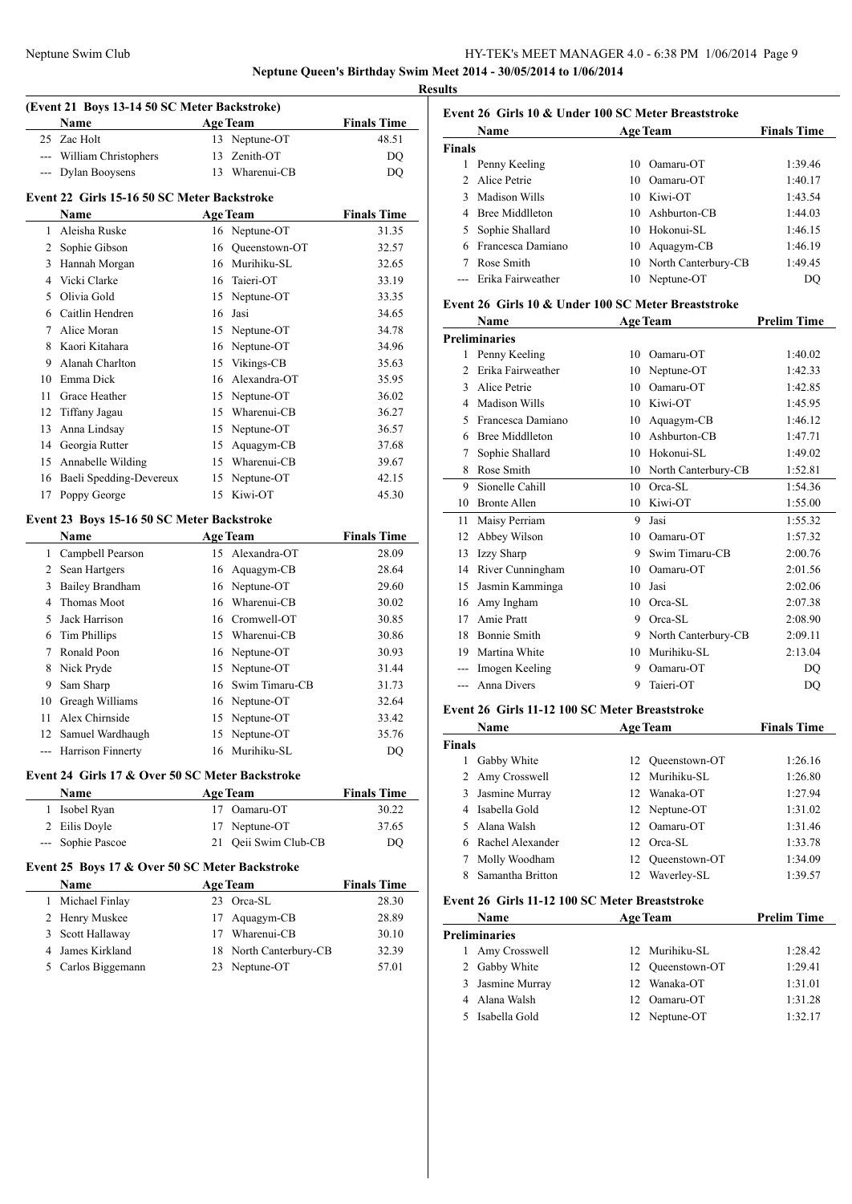**Neptune Queen's Birthday Swim Meet 2014 - 30/05/2014 to 1/06/2014**

**Results**

### (Event 21 Boys 13-14 50 SC Meter Backstroke)

| | Name | Age | Team | Finals Time |
|---|---|---|---|---|
| 25 | Zac Holt | 13 | Neptune-OT | 48.51 |
| --- | William Christophers | 13 | Zenith-OT | DQ |
| --- | Dylan Booysens | 13 | Wharenui-CB | DQ |

### Event 22 Girls 15-16 50 SC Meter Backstroke

| | Name | Age | Team | Finals Time |
|---|---|---|---|---|
| 1 | Aleisha Ruske | 16 | Neptune-OT | 31.35 |
| 2 | Sophie Gibson | 16 | Queenstown-OT | 32.57 |
| 3 | Hannah Morgan | 16 | Murihiku-SL | 32.65 |
| 4 | Vicki Clarke | 16 | Taieri-OT | 33.19 |
| 5 | Olivia Gold | 15 | Neptune-OT | 33.35 |
| 6 | Caitlin Hendren | 16 | Jasi | 34.65 |
| 7 | Alice Moran | 15 | Neptune-OT | 34.78 |
| 8 | Kaori Kitahara | 16 | Neptune-OT | 34.96 |
| 9 | Alanah Charlton | 15 | Vikings-CB | 35.63 |
| 10 | Emma Dick | 16 | Alexandra-OT | 35.95 |
| 11 | Grace Heather | 15 | Neptune-OT | 36.02 |
| 12 | Tiffany Jagau | 15 | Wharenui-CB | 36.27 |
| 13 | Anna Lindsay | 15 | Neptune-OT | 36.57 |
| 14 | Georgia Rutter | 15 | Aquagym-CB | 37.68 |
| 15 | Annabelle Wilding | 15 | Wharenui-CB | 39.67 |
| 16 | Baeli Spedding-Devereux | 15 | Neptune-OT | 42.15 |
| 17 | Poppy George | 15 | Kiwi-OT | 45.30 |

### Event 23 Boys 15-16 50 SC Meter Backstroke

| | Name | Age | Team | Finals Time |
|---|---|---|---|---|
| 1 | Campbell Pearson | 15 | Alexandra-OT | 28.09 |
| 2 | Sean Hartgers | 16 | Aquagym-CB | 28.64 |
| 3 | Bailey Brandham | 16 | Neptune-OT | 29.60 |
| 4 | Thomas Moot | 16 | Wharenui-CB | 30.02 |
| 5 | Jack Harrison | 16 | Cromwell-OT | 30.85 |
| 6 | Tim Phillips | 15 | Wharenui-CB | 30.86 |
| 7 | Ronald Poon | 16 | Neptune-OT | 30.93 |
| 8 | Nick Pryde | 15 | Neptune-OT | 31.44 |
| 9 | Sam Sharp | 16 | Swim Timaru-CB | 31.73 |
| 10 | Greagh Williams | 16 | Neptune-OT | 32.64 |
| 11 | Alex Chirnside | 15 | Neptune-OT | 33.42 |
| 12 | Samuel Wardhaugh | 15 | Neptune-OT | 35.76 |
| --- | Harrison Finnerty | 16 | Murihiku-SL | DQ |

### Event 24 Girls 17 & Over 50 SC Meter Backstroke

| | Name | Age | Team | Finals Time |
|---|---|---|---|---|
| 1 | Isobel Ryan | 17 | Oamaru-OT | 30.22 |
| 2 | Eilis Doyle | 17 | Neptune-OT | 37.65 |
| --- | Sophie Pascoe | 21 | Qeii Swim Club-CB | DQ |

### Event 25 Boys 17 & Over 50 SC Meter Backstroke

| | Name | Age | Team | Finals Time |
|---|---|---|---|---|
| 1 | Michael Finlay | 23 | Orca-SL | 28.30 |
| 2 | Henry Muskee | 17 | Aquagym-CB | 28.89 |
| 3 | Scott Hallaway | 17 | Wharenui-CB | 30.10 |
| 4 | James Kirkland | 18 | North Canterbury-CB | 32.39 |
| 5 | Carlos Biggemann | 23 | Neptune-OT | 57.01 |

### Event 26 Girls 10 & Under 100 SC Meter Breaststroke

| | Name | Age | Team | Finals Time |
|---|---|---|---|---|
| **Finals** | | | | |
| 1 | Penny Keeling | 10 | Oamaru-OT | 1:39.46 |
| 2 | Alice Petrie | 10 | Oamaru-OT | 1:40.17 |
| 3 | Madison Wills | 10 | Kiwi-OT | 1:43.54 |
| 4 | Bree Middlleton | 10 | Ashburton-CB | 1:44.03 |
| 5 | Sophie Shallard | 10 | Hokonui-SL | 1:46.15 |
| 6 | Francesca Damiano | 10 | Aquagym-CB | 1:46.19 |
| 7 | Rose Smith | 10 | North Canterbury-CB | 1:49.45 |
| --- | Erika Fairweather | 10 | Neptune-OT | DQ |

### Event 26 Girls 10 & Under 100 SC Meter Breaststroke

| | Name | Age | Team | Prelim Time |
|---|---|---|---|---|
| **Preliminaries** | | | | |
| 1 | Penny Keeling | 10 | Oamaru-OT | 1:40.02 |
| 2 | Erika Fairweather | 10 | Neptune-OT | 1:42.33 |
| 3 | Alice Petrie | 10 | Oamaru-OT | 1:42.85 |
| 4 | Madison Wills | 10 | Kiwi-OT | 1:45.95 |
| 5 | Francesca Damiano | 10 | Aquagym-CB | 1:46.12 |
| 6 | Bree Middlleton | 10 | Ashburton-CB | 1:47.71 |
| 7 | Sophie Shallard | 10 | Hokonui-SL | 1:49.02 |
| 8 | Rose Smith | 10 | North Canterbury-CB | 1:52.81 |
| 9 | Sionelle Cahill | 10 | Orca-SL | 1:54.36 |
| 10 | Bronte Allen | 10 | Kiwi-OT | 1:55.00 |
| 11 | Maisy Perriam | 9 | Jasi | 1:55.32 |
| 12 | Abbey Wilson | 10 | Oamaru-OT | 1:57.32 |
| 13 | Izzy Sharp | 9 | Swim Timaru-CB | 2:00.76 |
| 14 | River Cunningham | 10 | Oamaru-OT | 2:01.56 |
| 15 | Jasmin Kamminga | 10 | Jasi | 2:02.06 |
| 16 | Amy Ingham | 10 | Orca-SL | 2:07.38 |
| 17 | Amie Pratt | 9 | Orca-SL | 2:08.90 |
| 18 | Bonnie Smith | 9 | North Canterbury-CB | 2:09.11 |
| 19 | Martina White | 10 | Murihiku-SL | 2:13.04 |
| --- | Imogen Keeling | 9 | Oamaru-OT | DQ |
| --- | Anna Divers | 9 | Taieri-OT | DQ |

### Event 26 Girls 11-12 100 SC Meter Breaststroke

| | Name | Age | Team | Finals Time |
|---|---|---|---|---|
| **Finals** | | | | |
| 1 | Gabby White | 12 | Queenstown-OT | 1:26.16 |
| 2 | Amy Crosswell | 12 | Murihiku-SL | 1:26.80 |
| 3 | Jasmine Murray | 12 | Wanaka-OT | 1:27.94 |
| 4 | Isabella Gold | 12 | Neptune-OT | 1:31.02 |
| 5 | Alana Walsh | 12 | Oamaru-OT | 1:31.46 |
| 6 | Rachel Alexander | 12 | Orca-SL | 1:33.78 |
| 7 | Molly Woodham | 12 | Queenstown-OT | 1:34.09 |
| 8 | Samantha Britton | 12 | Waverley-SL | 1:39.57 |

### Event 26 Girls 11-12 100 SC Meter Breaststroke

| | Name | Age | Team | Prelim Time |
|---|---|---|---|---|
| **Preliminaries** | | | | |
| 1 | Amy Crosswell | 12 | Murihiku-SL | 1:28.42 |
| 2 | Gabby White | 12 | Queenstown-OT | 1:29.41 |
| 3 | Jasmine Murray | 12 | Wanaka-OT | 1:31.01 |
| 4 | Alana Walsh | 12 | Oamaru-OT | 1:31.28 |
| 5 | Isabella Gold | 12 | Neptune-OT | 1:32.17 |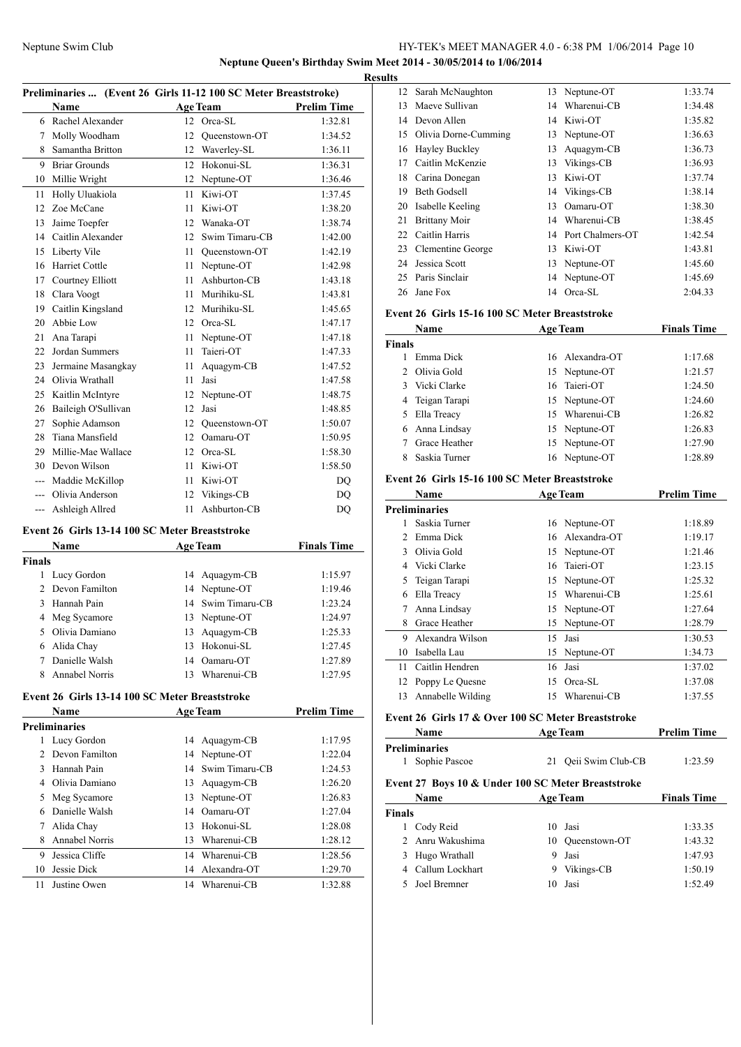**Neptune Queen's Birthday Swim Meet 2014 - 30/05/2014 to 1/06/2014**

**Results**

### Preliminaries ... (Event 26 Girls 11-12 100 SC Meter Breaststroke)

| | Name | Age | Team | Prelim Time |
|---|---|---|---|---|
| 6 | Rachel Alexander | 12 | Orca-SL | 1:32.81 |
| 7 | Molly Woodham | 12 | Queenstown-OT | 1:34.52 |
| 8 | Samantha Britton | 12 | Waverley-SL | 1:36.11 |
| 9 | Briar Grounds | 12 | Hokonui-SL | 1:36.31 |
| 10 | Millie Wright | 12 | Neptune-OT | 1:36.46 |
| 11 | Holly Uluakiola | 11 | Kiwi-OT | 1:37.45 |
| 12 | Zoe McCane | 11 | Kiwi-OT | 1:38.20 |
| 13 | Jaime Toepfer | 12 | Wanaka-OT | 1:38.74 |
| 14 | Caitlin Alexander | 12 | Swim Timaru-CB | 1:42.00 |
| 15 | Liberty Vile | 11 | Queenstown-OT | 1:42.19 |
| 16 | Harriet Cottle | 11 | Neptune-OT | 1:42.98 |
| 17 | Courtney Elliott | 11 | Ashburton-CB | 1:43.18 |
| 18 | Clara Voogt | 11 | Murihiku-SL | 1:43.81 |
| 19 | Caitlin Kingsland | 12 | Murihiku-SL | 1:45.65 |
| 20 | Abbie Low | 12 | Orca-SL | 1:47.17 |
| 21 | Ana Tarapi | 11 | Neptune-OT | 1:47.18 |
| 22 | Jordan Summers | 11 | Taieri-OT | 1:47.33 |
| 23 | Jermaine Masangkay | 11 | Aquagym-CB | 1:47.52 |
| 24 | Olivia Wrathall | 11 | Jasi | 1:47.58 |
| 25 | Kaitlin McIntyre | 12 | Neptune-OT | 1:48.75 |
| 26 | Baileigh O'Sullivan | 12 | Jasi | 1:48.85 |
| 27 | Sophie Adamson | 12 | Queenstown-OT | 1:50.07 |
| 28 | Tiana Mansfield | 12 | Oamaru-OT | 1:50.95 |
| 29 | Millie-Mae Wallace | 12 | Orca-SL | 1:58.30 |
| 30 | Devon Wilson | 11 | Kiwi-OT | 1:58.50 |
| --- | Maddie McKillop | 11 | Kiwi-OT | DQ |
| --- | Olivia Anderson | 12 | Vikings-CB | DQ |
| --- | Ashleigh Allred | 11 | Ashburton-CB | DQ |

### Event 26 Girls 13-14 100 SC Meter Breaststroke

| | Name | Age | Team | Finals Time |
|---|---|---|---|---|
| **Finals** | | | | |
| 1 | Lucy Gordon | 14 | Aquagym-CB | 1:15.97 |
| 2 | Devon Familton | 14 | Neptune-OT | 1:19.46 |
| 3 | Hannah Pain | 14 | Swim Timaru-CB | 1:23.24 |
| 4 | Meg Sycamore | 13 | Neptune-OT | 1:24.97 |
| 5 | Olivia Damiano | 13 | Aquagym-CB | 1:25.33 |
| 6 | Alida Chay | 13 | Hokonui-SL | 1:27.45 |
| 7 | Danielle Walsh | 14 | Oamaru-OT | 1:27.89 |
| 8 | Annabel Norris | 13 | Wharenui-CB | 1:27.95 |

### Event 26 Girls 13-14 100 SC Meter Breaststroke

| | Name | Age | Team | Prelim Time |
|---|---|---|---|---|
| **Preliminaries** | | | | |
| 1 | Lucy Gordon | 14 | Aquagym-CB | 1:17.95 |
| 2 | Devon Familton | 14 | Neptune-OT | 1:22.04 |
| 3 | Hannah Pain | 14 | Swim Timaru-CB | 1:24.53 |
| 4 | Olivia Damiano | 13 | Aquagym-CB | 1:26.20 |
| 5 | Meg Sycamore | 13 | Neptune-OT | 1:26.83 |
| 6 | Danielle Walsh | 14 | Oamaru-OT | 1:27.04 |
| 7 | Alida Chay | 13 | Hokonui-SL | 1:28.08 |
| 8 | Annabel Norris | 13 | Wharenui-CB | 1:28.12 |
| 9 | Jessica Cliffe | 14 | Wharenui-CB | 1:28.56 |
| 10 | Jessie Dick | 14 | Alexandra-OT | 1:29.70 |
| 11 | Justine Owen | 14 | Wharenui-CB | 1:32.88 |
| 12 | Sarah McNaughton | 13 | Neptune-OT | 1:33.74 |
| 13 | Maeve Sullivan | 14 | Wharenui-CB | 1:34.48 |
| 14 | Devon Allen | 14 | Kiwi-OT | 1:35.82 |
| 15 | Olivia Dorne-Cumming | 13 | Neptune-OT | 1:36.63 |
| 16 | Hayley Buckley | 13 | Aquagym-CB | 1:36.73 |
| 17 | Caitlin McKenzie | 13 | Vikings-CB | 1:36.93 |
| 18 | Carina Donegan | 13 | Kiwi-OT | 1:37.74 |
| 19 | Beth Godsell | 14 | Vikings-CB | 1:38.14 |
| 20 | Isabelle Keeling | 13 | Oamaru-OT | 1:38.30 |
| 21 | Brittany Moir | 14 | Wharenui-CB | 1:38.45 |
| 22 | Caitlin Harris | 14 | Port Chalmers-OT | 1:42.54 |
| 23 | Clementine George | 13 | Kiwi-OT | 1:43.81 |
| 24 | Jessica Scott | 13 | Neptune-OT | 1:45.60 |
| 25 | Paris Sinclair | 14 | Neptune-OT | 1:45.69 |
| 26 | Jane Fox | 14 | Orca-SL | 2:04.33 |

### Event 26 Girls 15-16 100 SC Meter Breaststroke

| | Name | Age | Team | Finals Time |
|---|---|---|---|---|
| **Finals** | | | | |
| 1 | Emma Dick | 16 | Alexandra-OT | 1:17.68 |
| 2 | Olivia Gold | 15 | Neptune-OT | 1:21.57 |
| 3 | Vicki Clarke | 16 | Taieri-OT | 1:24.50 |
| 4 | Teigan Tarapi | 15 | Neptune-OT | 1:24.60 |
| 5 | Ella Treacy | 15 | Wharenui-CB | 1:26.82 |
| 6 | Anna Lindsay | 15 | Neptune-OT | 1:26.83 |
| 7 | Grace Heather | 15 | Neptune-OT | 1:27.90 |
| 8 | Saskia Turner | 16 | Neptune-OT | 1:28.89 |

### Event 26 Girls 15-16 100 SC Meter Breaststroke

| | Name | Age | Team | Prelim Time |
|---|---|---|---|---|
| **Preliminaries** | | | | |
| 1 | Saskia Turner | 16 | Neptune-OT | 1:18.89 |
| 2 | Emma Dick | 16 | Alexandra-OT | 1:19.17 |
| 3 | Olivia Gold | 15 | Neptune-OT | 1:21.46 |
| 4 | Vicki Clarke | 16 | Taieri-OT | 1:23.15 |
| 5 | Teigan Tarapi | 15 | Neptune-OT | 1:25.32 |
| 6 | Ella Treacy | 15 | Wharenui-CB | 1:25.61 |
| 7 | Anna Lindsay | 15 | Neptune-OT | 1:27.64 |
| 8 | Grace Heather | 15 | Neptune-OT | 1:28.79 |
| 9 | Alexandra Wilson | 15 | Jasi | 1:30.53 |
| 10 | Isabella Lau | 15 | Neptune-OT | 1:34.73 |
| 11 | Caitlin Hendren | 16 | Jasi | 1:37.02 |
| 12 | Poppy Le Quesne | 15 | Orca-SL | 1:37.08 |
| 13 | Annabelle Wilding | 15 | Wharenui-CB | 1:37.55 |

### Event 26 Girls 17 & Over 100 SC Meter Breaststroke

| | Name | Age | Team | Prelim Time |
|---|---|---|---|---|
| **Preliminaries** | | | | |
| 1 | Sophie Pascoe | 21 | Qeii Swim Club-CB | 1:23.59 |

### Event 27 Boys 10 & Under 100 SC Meter Breaststroke

| | Name | Age | Team | Finals Time |
|---|---|---|---|---|
| **Finals** | | | | |
| 1 | Cody Reid | 10 | Jasi | 1:33.35 |
| 2 | Anru Wakushima | 10 | Queenstown-OT | 1:43.32 |
| 3 | Hugo Wrathall | 9 | Jasi | 1:47.93 |
| 4 | Callum Lockhart | 9 | Vikings-CB | 1:50.19 |
| 5 | Joel Bremner | 10 | Jasi | 1:52.49 |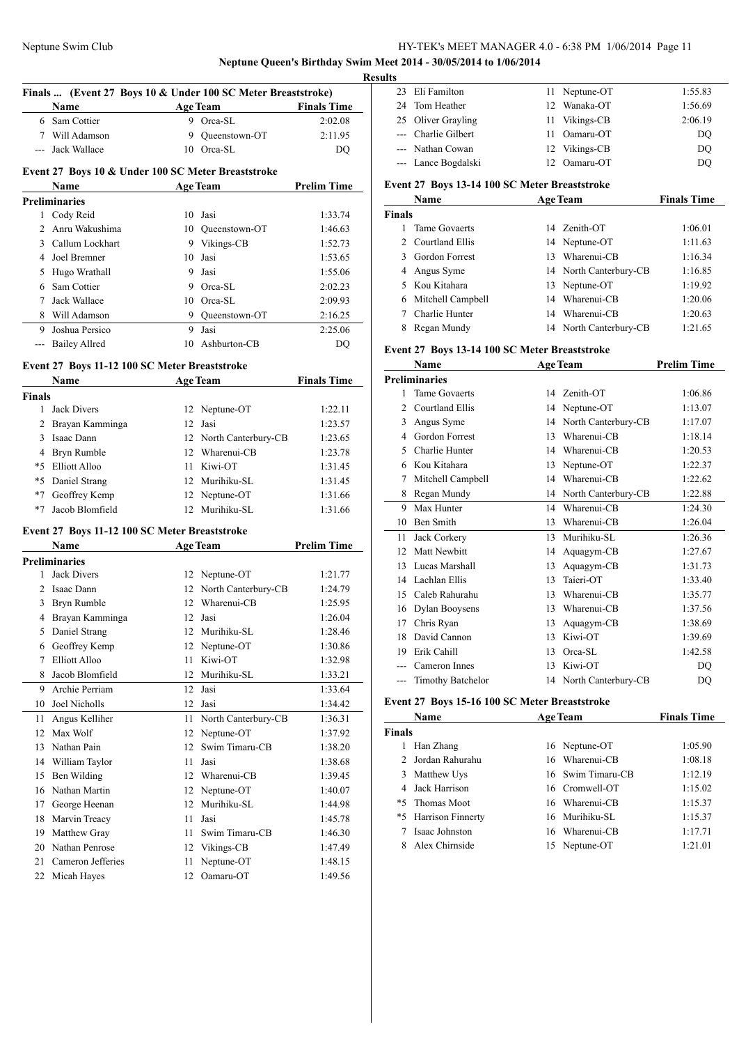## Neptune Queen's Birthday Swim Meet 2014 - 30/05/2014 to 1/06/2014

### Results

### Finals ... (Event 27 Boys 10 & Under 100 SC Meter Breaststroke)

| | Name | Age | Team | Finals Time |
|---|---|---|---|---|
| 6 | Sam Cottier | 9 | Orca-SL | 2:02.08 |
| 7 | Will Adamson | 9 | Queenstown-OT | 2:11.95 |
| --- | Jack Wallace | 10 | Orca-SL | DQ |

### Event 27 Boys 10 & Under 100 SC Meter Breaststroke

| | Name | Age | Team | Prelim Time |
|---|---|---|---|---|
| **Preliminaries** | | | | |
| 1 | Cody Reid | 10 | Jasi | 1:33.74 |
| 2 | Anru Wakushima | 10 | Queenstown-OT | 1:46.63 |
| 3 | Callum Lockhart | 9 | Vikings-CB | 1:52.73 |
| 4 | Joel Bremner | 10 | Jasi | 1:53.65 |
| 5 | Hugo Wrathall | 9 | Jasi | 1:55.06 |
| 6 | Sam Cottier | 9 | Orca-SL | 2:02.23 |
| 7 | Jack Wallace | 10 | Orca-SL | 2:09.93 |
| 8 | Will Adamson | 9 | Queenstown-OT | 2:16.25 |
| 9 | Joshua Persico | 9 | Jasi | 2:25.06 |
| --- | Bailey Allred | 10 | Ashburton-CB | DQ |

### Event 27 Boys 11-12 100 SC Meter Breaststroke

| | Name | Age | Team | Finals Time |
|---|---|---|---|---|
| **Finals** | | | | |
| 1 | Jack Divers | 12 | Neptune-OT | 1:22.11 |
| 2 | Brayan Kamminga | 12 | Jasi | 1:23.57 |
| 3 | Isaac Dann | 12 | North Canterbury-CB | 1:23.65 |
| 4 | Bryn Rumble | 12 | Wharenui-CB | 1:23.78 |
| *5 | Elliott Alloo | 11 | Kiwi-OT | 1:31.45 |
| *5 | Daniel Strang | 12 | Murihiku-SL | 1:31.45 |
| *7 | Geoffrey Kemp | 12 | Neptune-OT | 1:31.66 |
| *7 | Jacob Blomfield | 12 | Murihiku-SL | 1:31.66 |

### Event 27 Boys 11-12 100 SC Meter Breaststroke

| | Name | Age | Team | Prelim Time |
|---|---|---|---|---|
| **Preliminaries** | | | | |
| 1 | Jack Divers | 12 | Neptune-OT | 1:21.77 |
| 2 | Isaac Dann | 12 | North Canterbury-CB | 1:24.79 |
| 3 | Bryn Rumble | 12 | Wharenui-CB | 1:25.95 |
| 4 | Brayan Kamminga | 12 | Jasi | 1:26.04 |
| 5 | Daniel Strang | 12 | Murihiku-SL | 1:28.46 |
| 6 | Geoffrey Kemp | 12 | Neptune-OT | 1:30.86 |
| 7 | Elliott Alloo | 11 | Kiwi-OT | 1:32.98 |
| 8 | Jacob Blomfield | 12 | Murihiku-SL | 1:33.21 |
| 9 | Archie Perriam | 12 | Jasi | 1:33.64 |
| 10 | Joel Nicholls | 12 | Jasi | 1:34.42 |
| 11 | Angus Kelliher | 11 | North Canterbury-CB | 1:36.31 |
| 12 | Max Wolf | 12 | Neptune-OT | 1:37.92 |
| 13 | Nathan Pain | 12 | Swim Timaru-CB | 1:38.20 |
| 14 | William Taylor | 11 | Jasi | 1:38.68 |
| 15 | Ben Wilding | 12 | Wharenui-CB | 1:39.45 |
| 16 | Nathan Martin | 12 | Neptune-OT | 1:40.07 |
| 17 | George Heenan | 12 | Murihiku-SL | 1:44.98 |
| 18 | Marvin Treacy | 11 | Jasi | 1:45.78 |
| 19 | Matthew Gray | 11 | Swim Timaru-CB | 1:46.30 |
| 20 | Nathan Penrose | 12 | Vikings-CB | 1:47.49 |
| 21 | Cameron Jefferies | 11 | Neptune-OT | 1:48.15 |
| 22 | Micah Hayes | 12 | Oamaru-OT | 1:49.56 |
| 23 | Eli Familton | 11 | Neptune-OT | 1:55.83 |
| 24 | Tom Heather | 12 | Wanaka-OT | 1:56.69 |
| 25 | Oliver Grayling | 11 | Vikings-CB | 2:06.19 |
| --- | Charlie Gilbert | 11 | Oamaru-OT | DQ |
| --- | Nathan Cowan | 12 | Vikings-CB | DQ |
| --- | Lance Bogdalski | 12 | Oamaru-OT | DQ |

### Event 27 Boys 13-14 100 SC Meter Breaststroke

| | Name | Age | Team | Finals Time |
|---|---|---|---|---|
| **Finals** | | | | |
| 1 | Tame Govaerts | 14 | Zenith-OT | 1:06.01 |
| 2 | Courtland Ellis | 14 | Neptune-OT | 1:11.63 |
| 3 | Gordon Forrest | 13 | Wharenui-CB | 1:16.34 |
| 4 | Angus Syme | 14 | North Canterbury-CB | 1:16.85 |
| 5 | Kou Kitahara | 13 | Neptune-OT | 1:19.92 |
| 6 | Mitchell Campbell | 14 | Wharenui-CB | 1:20.06 |
| 7 | Charlie Hunter | 14 | Wharenui-CB | 1:20.63 |
| 8 | Regan Mundy | 14 | North Canterbury-CB | 1:21.65 |

### Event 27 Boys 13-14 100 SC Meter Breaststroke

| | Name | Age | Team | Prelim Time |
|---|---|---|---|---|
| **Preliminaries** | | | | |
| 1 | Tame Govaerts | 14 | Zenith-OT | 1:06.86 |
| 2 | Courtland Ellis | 14 | Neptune-OT | 1:13.07 |
| 3 | Angus Syme | 14 | North Canterbury-CB | 1:17.07 |
| 4 | Gordon Forrest | 13 | Wharenui-CB | 1:18.14 |
| 5 | Charlie Hunter | 14 | Wharenui-CB | 1:20.53 |
| 6 | Kou Kitahara | 13 | Neptune-OT | 1:22.37 |
| 7 | Mitchell Campbell | 14 | Wharenui-CB | 1:22.62 |
| 8 | Regan Mundy | 14 | North Canterbury-CB | 1:22.88 |
| 9 | Max Hunter | 14 | Wharenui-CB | 1:24.30 |
| 10 | Ben Smith | 13 | Wharenui-CB | 1:26.04 |
| 11 | Jack Corkery | 13 | Murihiku-SL | 1:26.36 |
| 12 | Matt Newbitt | 14 | Aquagym-CB | 1:27.67 |
| 13 | Lucas Marshall | 13 | Aquagym-CB | 1:31.73 |
| 14 | Lachlan Ellis | 13 | Taieri-OT | 1:33.40 |
| 15 | Caleb Rahurahu | 13 | Wharenui-CB | 1:35.77 |
| 16 | Dylan Booysens | 13 | Wharenui-CB | 1:37.56 |
| 17 | Chris Ryan | 13 | Aquagym-CB | 1:38.69 |
| 18 | David Cannon | 13 | Kiwi-OT | 1:39.69 |
| 19 | Erik Cahill | 13 | Orca-SL | 1:42.58 |
| --- | Cameron Innes | 13 | Kiwi-OT | DQ |
| --- | Timothy Batchelor | 14 | North Canterbury-CB | DQ |

### Event 27 Boys 15-16 100 SC Meter Breaststroke

| | Name | Age | Team | Finals Time |
|---|---|---|---|---|
| **Finals** | | | | |
| 1 | Han Zhang | 16 | Neptune-OT | 1:05.90 |
| 2 | Jordan Rahurahu | 16 | Wharenui-CB | 1:08.18 |
| 3 | Matthew Uys | 16 | Swim Timaru-CB | 1:12.19 |
| 4 | Jack Harrison | 16 | Cromwell-OT | 1:15.02 |
| *5 | Thomas Moot | 16 | Wharenui-CB | 1:15.37 |
| *5 | Harrison Finnerty | 16 | Murihiku-SL | 1:15.37 |
| 7 | Isaac Johnston | 16 | Wharenui-CB | 1:17.71 |
| 8 | Alex Chirnside | 15 | Neptune-OT | 1:21.01 |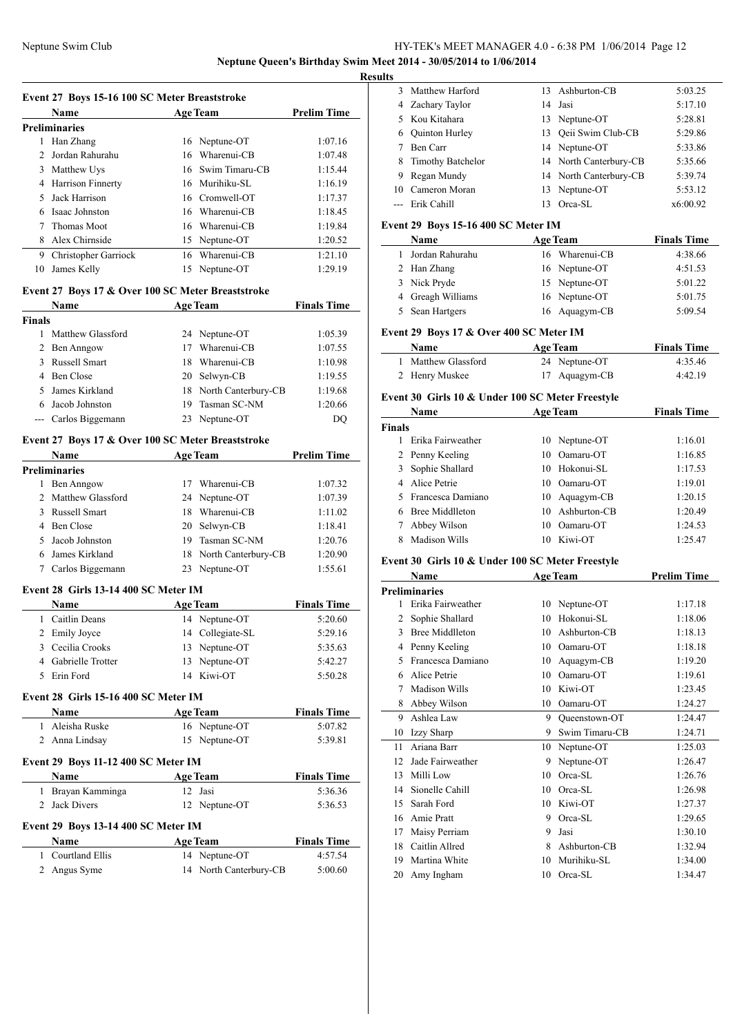**Neptune Queen's Birthday Swim Meet 2014 - 30/05/2014 to 1/06/2014**

**Results**

### Event 27 Boys 15-16 100 SC Meter Breaststroke

| | Name | Age | Team | Prelim Time |
|---|---|---|---|---|
| **Preliminaries** | | | | |
| 1 | Han Zhang | 16 | Neptune-OT | 1:07.16 |
| 2 | Jordan Rahurahu | 16 | Wharenui-CB | 1:07.48 |
| 3 | Matthew Uys | 16 | Swim Timaru-CB | 1:15.44 |
| 4 | Harrison Finnerty | 16 | Murihiku-SL | 1:16.19 |
| 5 | Jack Harrison | 16 | Cromwell-OT | 1:17.37 |
| 6 | Isaac Johnston | 16 | Wharenui-CB | 1:18.45 |
| 7 | Thomas Moot | 16 | Wharenui-CB | 1:19.84 |
| 8 | Alex Chirnside | 15 | Neptune-OT | 1:20.52 |
| 9 | Christopher Garriock | 16 | Wharenui-CB | 1:21.10 |
| 10 | James Kelly | 15 | Neptune-OT | 1:29.19 |

### Event 27 Boys 17 & Over 100 SC Meter Breaststroke

| | Name | Age | Team | Finals Time |
|---|---|---|---|---|
| **Finals** | | | | |
| 1 | Matthew Glassford | 24 | Neptune-OT | 1:05.39 |
| 2 | Ben Anngow | 17 | Wharenui-CB | 1:07.55 |
| 3 | Russell Smart | 18 | Wharenui-CB | 1:10.98 |
| 4 | Ben Close | 20 | Selwyn-CB | 1:19.55 |
| 5 | James Kirkland | 18 | North Canterbury-CB | 1:19.68 |
| 6 | Jacob Johnston | 19 | Tasman SC-NM | 1:20.66 |
| --- | Carlos Biggemann | 23 | Neptune-OT | DQ |

### Event 27 Boys 17 & Over 100 SC Meter Breaststroke

| | Name | Age | Team | Prelim Time |
|---|---|---|---|---|
| **Preliminaries** | | | | |
| 1 | Ben Anngow | 17 | Wharenui-CB | 1:07.32 |
| 2 | Matthew Glassford | 24 | Neptune-OT | 1:07.39 |
| 3 | Russell Smart | 18 | Wharenui-CB | 1:11.02 |
| 4 | Ben Close | 20 | Selwyn-CB | 1:18.41 |
| 5 | Jacob Johnston | 19 | Tasman SC-NM | 1:20.76 |
| 6 | James Kirkland | 18 | North Canterbury-CB | 1:20.90 |
| 7 | Carlos Biggemann | 23 | Neptune-OT | 1:55.61 |

### Event 28 Girls 13-14 400 SC Meter IM

| | Name | Age | Team | Finals Time |
|---|---|---|---|---|
| 1 | Caitlin Deans | 14 | Neptune-OT | 5:20.60 |
| 2 | Emily Joyce | 14 | Collegiate-SL | 5:29.16 |
| 3 | Cecilia Crooks | 13 | Neptune-OT | 5:35.63 |
| 4 | Gabrielle Trotter | 13 | Neptune-OT | 5:42.27 |
| 5 | Erin Ford | 14 | Kiwi-OT | 5:50.28 |

### Event 28 Girls 15-16 400 SC Meter IM

| | Name | Age | Team | Finals Time |
|---|---|---|---|---|
| 1 | Aleisha Ruske | 16 | Neptune-OT | 5:07.82 |
| 2 | Anna Lindsay | 15 | Neptune-OT | 5:39.81 |

### Event 29 Boys 11-12 400 SC Meter IM

| | Name | Age | Team | Finals Time |
|---|---|---|---|---|
| 1 | Brayan Kamminga | 12 | Jasi | 5:36.36 |
| 2 | Jack Divers | 12 | Neptune-OT | 5:36.53 |

### Event 29 Boys 13-14 400 SC Meter IM

| | Name | Age | Team | Finals Time |
|---|---|---|---|---|
| 1 | Courtland Ellis | 14 | Neptune-OT | 4:57.54 |
| 2 | Angus Syme | 14 | North Canterbury-CB | 5:00.60 |
| 3 | Matthew Harford | 13 | Ashburton-CB | 5:03.25 |
| 4 | Zachary Taylor | 14 | Jasi | 5:17.10 |
| 5 | Kou Kitahara | 13 | Neptune-OT | 5:28.81 |
| 6 | Quinton Hurley | 13 | Qeii Swim Club-CB | 5:29.86 |
| 7 | Ben Carr | 14 | Neptune-OT | 5:33.86 |
| 8 | Timothy Batchelor | 14 | North Canterbury-CB | 5:35.66 |
| 9 | Regan Mundy | 14 | North Canterbury-CB | 5:39.74 |
| 10 | Cameron Moran | 13 | Neptune-OT | 5:53.12 |
| --- | Erik Cahill | 13 | Orca-SL | x6:00.92 |

### Event 29 Boys 15-16 400 SC Meter IM

| | Name | Age | Team | Finals Time |
|---|---|---|---|---|
| 1 | Jordan Rahurahu | 16 | Wharenui-CB | 4:38.66 |
| 2 | Han Zhang | 16 | Neptune-OT | 4:51.53 |
| 3 | Nick Pryde | 15 | Neptune-OT | 5:01.22 |
| 4 | Greagh Williams | 16 | Neptune-OT | 5:01.75 |
| 5 | Sean Hartgers | 16 | Aquagym-CB | 5:09.54 |

### Event 29 Boys 17 & Over 400 SC Meter IM

| | Name | Age | Team | Finals Time |
|---|---|---|---|---|
| 1 | Matthew Glassford | 24 | Neptune-OT | 4:35.46 |
| 2 | Henry Muskee | 17 | Aquagym-CB | 4:42.19 |

### Event 30 Girls 10 & Under 100 SC Meter Freestyle

| | Name | Age | Team | Finals Time |
|---|---|---|---|---|
| **Finals** | | | | |
| 1 | Erika Fairweather | 10 | Neptune-OT | 1:16.01 |
| 2 | Penny Keeling | 10 | Oamaru-OT | 1:16.85 |
| 3 | Sophie Shallard | 10 | Hokonui-SL | 1:17.53 |
| 4 | Alice Petrie | 10 | Oamaru-OT | 1:19.01 |
| 5 | Francesca Damiano | 10 | Aquagym-CB | 1:20.15 |
| 6 | Bree Middlleton | 10 | Ashburton-CB | 1:20.49 |
| 7 | Abbey Wilson | 10 | Oamaru-OT | 1:24.53 |
| 8 | Madison Wills | 10 | Kiwi-OT | 1:25.47 |

### Event 30 Girls 10 & Under 100 SC Meter Freestyle

| | Name | Age | Team | Prelim Time |
|---|---|---|---|---|
| **Preliminaries** | | | | |
| 1 | Erika Fairweather | 10 | Neptune-OT | 1:17.18 |
| 2 | Sophie Shallard | 10 | Hokonui-SL | 1:18.06 |
| 3 | Bree Middlleton | 10 | Ashburton-CB | 1:18.13 |
| 4 | Penny Keeling | 10 | Oamaru-OT | 1:18.18 |
| 5 | Francesca Damiano | 10 | Aquagym-CB | 1:19.20 |
| 6 | Alice Petrie | 10 | Oamaru-OT | 1:19.61 |
| 7 | Madison Wills | 10 | Kiwi-OT | 1:23.45 |
| 8 | Abbey Wilson | 10 | Oamaru-OT | 1:24.27 |
| 9 | Ashlea Law | 9 | Queenstown-OT | 1:24.47 |
| 10 | Izzy Sharp | 9 | Swim Timaru-CB | 1:24.71 |
| 11 | Ariana Barr | 10 | Neptune-OT | 1:25.03 |
| 12 | Jade Fairweather | 9 | Neptune-OT | 1:26.47 |
| 13 | Milli Low | 10 | Orca-SL | 1:26.76 |
| 14 | Sionelle Cahill | 10 | Orca-SL | 1:26.98 |
| 15 | Sarah Ford | 10 | Kiwi-OT | 1:27.37 |
| 16 | Amie Pratt | 9 | Orca-SL | 1:29.65 |
| 17 | Maisy Perriam | 9 | Jasi | 1:30.10 |
| 18 | Caitlin Allred | 8 | Ashburton-CB | 1:32.94 |
| 19 | Martina White | 10 | Murihiku-SL | 1:34.00 |
| 20 | Amy Ingham | 10 | Orca-SL | 1:34.47 |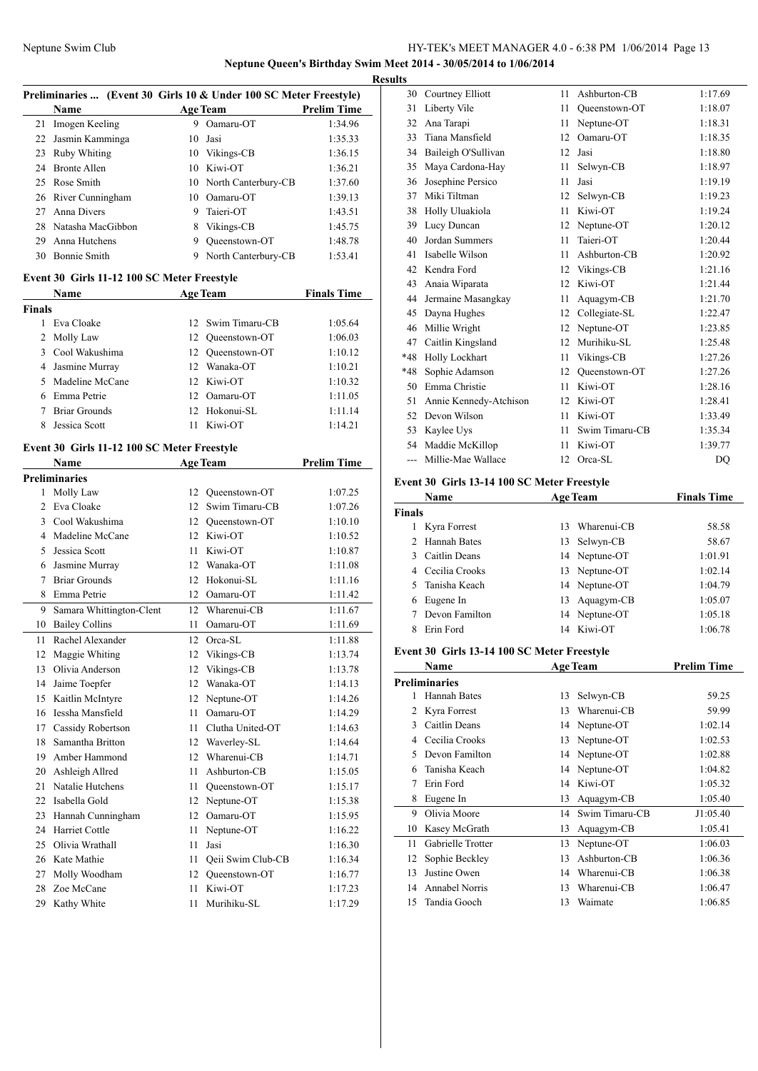**Neptune Queen's Birthday Swim Meet 2014 - 30/05/2014 to 1/06/2014**

**Results**

### Preliminaries ... (Event 30 Girls 10 & Under 100 SC Meter Freestyle)

| | Name | Age | Team | Prelim Time |
|---|---|---|---|---|
| 21 | Imogen Keeling | 9 | Oamaru-OT | 1:34.96 |
| 22 | Jasmin Kamminga | 10 | Jasi | 1:35.33 |
| 23 | Ruby Whiting | 10 | Vikings-CB | 1:36.15 |
| 24 | Bronte Allen | 10 | Kiwi-OT | 1:36.21 |
| 25 | Rose Smith | 10 | North Canterbury-CB | 1:37.60 |
| 26 | River Cunningham | 10 | Oamaru-OT | 1:39.13 |
| 27 | Anna Divers | 9 | Taieri-OT | 1:43.51 |
| 28 | Natasha MacGibbon | 8 | Vikings-CB | 1:45.75 |
| 29 | Anna Hutchens | 9 | Queenstown-OT | 1:48.78 |
| 30 | Bonnie Smith | 9 | North Canterbury-CB | 1:53.41 |

### Event 30 Girls 11-12 100 SC Meter Freestyle

| | Name | Age | Team | Finals Time |
|---|---|---|---|---|
| **Finals** | | | | |
| 1 | Eva Cloake | 12 | Swim Timaru-CB | 1:05.64 |
| 2 | Molly Law | 12 | Queenstown-OT | 1:06.03 |
| 3 | Cool Wakushima | 12 | Queenstown-OT | 1:10.12 |
| 4 | Jasmine Murray | 12 | Wanaka-OT | 1:10.21 |
| 5 | Madeline McCane | 12 | Kiwi-OT | 1:10.32 |
| 6 | Emma Petrie | 12 | Oamaru-OT | 1:11.05 |
| 7 | Briar Grounds | 12 | Hokonui-SL | 1:11.14 |
| 8 | Jessica Scott | 11 | Kiwi-OT | 1:14.21 |

### Event 30 Girls 11-12 100 SC Meter Freestyle

| | Name | Age | Team | Prelim Time |
|---|---|---|---|---|
| **Preliminaries** | | | | |
| 1 | Molly Law | 12 | Queenstown-OT | 1:07.25 |
| 2 | Eva Cloake | 12 | Swim Timaru-CB | 1:07.26 |
| 3 | Cool Wakushima | 12 | Queenstown-OT | 1:10.10 |
| 4 | Madeline McCane | 12 | Kiwi-OT | 1:10.52 |
| 5 | Jessica Scott | 11 | Kiwi-OT | 1:10.87 |
| 6 | Jasmine Murray | 12 | Wanaka-OT | 1:11.08 |
| 7 | Briar Grounds | 12 | Hokonui-SL | 1:11.16 |
| 8 | Emma Petrie | 12 | Oamaru-OT | 1:11.42 |
| 9 | Samara Whittington-Clent | 12 | Wharenui-CB | 1:11.67 |
| 10 | Bailey Collins | 11 | Oamaru-OT | 1:11.69 |
| 11 | Rachel Alexander | 12 | Orca-SL | 1:11.88 |
| 12 | Maggie Whiting | 12 | Vikings-CB | 1:13.74 |
| 13 | Olivia Anderson | 12 | Vikings-CB | 1:13.78 |
| 14 | Jaime Toepfer | 12 | Wanaka-OT | 1:14.13 |
| 15 | Kaitlin McIntyre | 12 | Neptune-OT | 1:14.26 |
| 16 | Iessha Mansfield | 11 | Oamaru-OT | 1:14.29 |
| 17 | Cassidy Robertson | 11 | Clutha United-OT | 1:14.63 |
| 18 | Samantha Britton | 12 | Waverley-SL | 1:14.64 |
| 19 | Amber Hammond | 12 | Wharenui-CB | 1:14.71 |
| 20 | Ashleigh Allred | 11 | Ashburton-CB | 1:15.05 |
| 21 | Natalie Hutchens | 11 | Queenstown-OT | 1:15.17 |
| 22 | Isabella Gold | 12 | Neptune-OT | 1:15.38 |
| 23 | Hannah Cunningham | 12 | Oamaru-OT | 1:15.95 |
| 24 | Harriet Cottle | 11 | Neptune-OT | 1:16.22 |
| 25 | Olivia Wrathall | 11 | Jasi | 1:16.30 |
| 26 | Kate Mathie | 11 | Qeii Swim Club-CB | 1:16.34 |
| 27 | Molly Woodham | 12 | Queenstown-OT | 1:16.77 |
| 28 | Zoe McCane | 11 | Kiwi-OT | 1:17.23 |
| 29 | Kathy White | 11 | Murihiku-SL | 1:17.29 |
| 30 | Courtney Elliott | 11 | Ashburton-CB | 1:17.69 |
| 31 | Liberty Vile | 11 | Queenstown-OT | 1:18.07 |
| 32 | Ana Tarapi | 11 | Neptune-OT | 1:18.31 |
| 33 | Tiana Mansfield | 12 | Oamaru-OT | 1:18.35 |
| 34 | Baileigh O'Sullivan | 12 | Jasi | 1:18.80 |
| 35 | Maya Cardona-Hay | 11 | Selwyn-CB | 1:18.97 |
| 36 | Josephine Persico | 11 | Jasi | 1:19.19 |
| 37 | Miki Tiltman | 12 | Selwyn-CB | 1:19.23 |
| 38 | Holly Uluakiola | 11 | Kiwi-OT | 1:19.24 |
| 39 | Lucy Duncan | 12 | Neptune-OT | 1:20.12 |
| 40 | Jordan Summers | 11 | Taieri-OT | 1:20.44 |
| 41 | Isabelle Wilson | 11 | Ashburton-CB | 1:20.92 |
| 42 | Kendra Ford | 12 | Vikings-CB | 1:21.16 |
| 43 | Anaia Wiparata | 12 | Kiwi-OT | 1:21.44 |
| 44 | Jermaine Masangkay | 11 | Aquagym-CB | 1:21.70 |
| 45 | Dayna Hughes | 12 | Collegiate-SL | 1:22.47 |
| 46 | Millie Wright | 12 | Neptune-OT | 1:23.85 |
| 47 | Caitlin Kingsland | 12 | Murihiku-SL | 1:25.48 |
| *48 | Holly Lockhart | 11 | Vikings-CB | 1:27.26 |
| *48 | Sophie Adamson | 12 | Queenstown-OT | 1:27.26 |
| 50 | Emma Christie | 11 | Kiwi-OT | 1:28.16 |
| 51 | Annie Kennedy-Atchison | 12 | Kiwi-OT | 1:28.41 |
| 52 | Devon Wilson | 11 | Kiwi-OT | 1:33.49 |
| 53 | Kaylee Uys | 11 | Swim Timaru-CB | 1:35.34 |
| 54 | Maddie McKillop | 11 | Kiwi-OT | 1:39.77 |
| --- | Millie-Mae Wallace | 12 | Orca-SL | DQ |

### Event 30 Girls 13-14 100 SC Meter Freestyle

| | Name | Age | Team | Finals Time |
|---|---|---|---|---|
| **Finals** | | | | |
| 1 | Kyra Forrest | 13 | Wharenui-CB | 58.58 |
| 2 | Hannah Bates | 13 | Selwyn-CB | 58.67 |
| 3 | Caitlin Deans | 14 | Neptune-OT | 1:01.91 |
| 4 | Cecilia Crooks | 13 | Neptune-OT | 1:02.14 |
| 5 | Tanisha Keach | 14 | Neptune-OT | 1:04.79 |
| 6 | Eugene In | 13 | Aquagym-CB | 1:05.07 |
| 7 | Devon Familton | 14 | Neptune-OT | 1:05.18 |
| 8 | Erin Ford | 14 | Kiwi-OT | 1:06.78 |

### Event 30 Girls 13-14 100 SC Meter Freestyle

| | Name | Age | Team | Prelim Time |
|---|---|---|---|---|
| **Preliminaries** | | | | |
| 1 | Hannah Bates | 13 | Selwyn-CB | 59.25 |
| 2 | Kyra Forrest | 13 | Wharenui-CB | 59.99 |
| 3 | Caitlin Deans | 14 | Neptune-OT | 1:02.14 |
| 4 | Cecilia Crooks | 13 | Neptune-OT | 1:02.53 |
| 5 | Devon Familton | 14 | Neptune-OT | 1:02.88 |
| 6 | Tanisha Keach | 14 | Neptune-OT | 1:04.82 |
| 7 | Erin Ford | 14 | Kiwi-OT | 1:05.32 |
| 8 | Eugene In | 13 | Aquagym-CB | 1:05.40 |
| 9 | Olivia Moore | 14 | Swim Timaru-CB | J1:05.40 |
| 10 | Kasey McGrath | 13 | Aquagym-CB | 1:05.41 |
| 11 | Gabrielle Trotter | 13 | Neptune-OT | 1:06.03 |
| 12 | Sophie Beckley | 13 | Ashburton-CB | 1:06.36 |
| 13 | Justine Owen | 14 | Wharenui-CB | 1:06.38 |
| 14 | Annabel Norris | 13 | Wharenui-CB | 1:06.47 |
| 15 | Tandia Gooch | 13 | Waimate | 1:06.85 |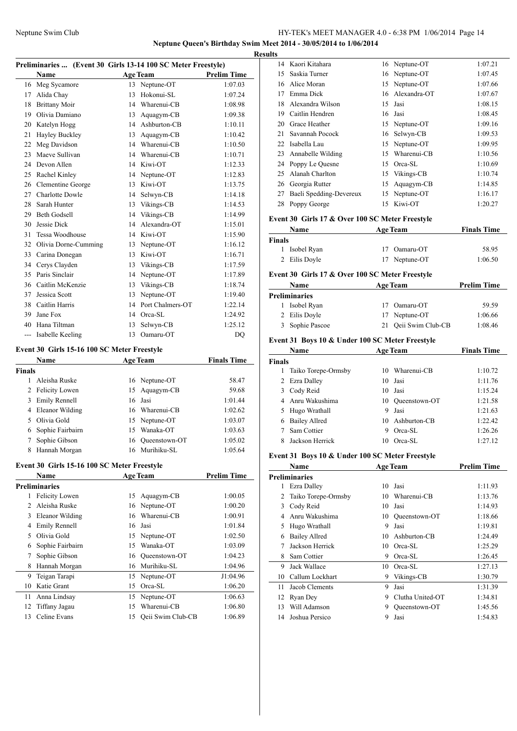## Neptune Queen's Birthday Swim Meet 2014 - 30/05/2014 to 1/06/2014

### Results

#### Preliminaries ... (Event 30 Girls 13-14 100 SC Meter Freestyle)

| | Name | Age | Team | Prelim Time |
|---|---|---|---|---|
| 16 | Meg Sycamore | 13 | Neptune-OT | 1:07.03 |
| 17 | Alida Chay | 13 | Hokonui-SL | 1:07.24 |
| 18 | Brittany Moir | 14 | Wharenui-CB | 1:08.98 |
| 19 | Olivia Damiano | 13 | Aquagym-CB | 1:09.38 |
| 20 | Katelyn Hogg | 14 | Ashburton-CB | 1:10.11 |
| 21 | Hayley Buckley | 13 | Aquagym-CB | 1:10.42 |
| 22 | Meg Davidson | 14 | Wharenui-CB | 1:10.50 |
| 23 | Maeve Sullivan | 14 | Wharenui-CB | 1:10.71 |
| 24 | Devon Allen | 14 | Kiwi-OT | 1:12.33 |
| 25 | Rachel Kinley | 14 | Neptune-OT | 1:12.83 |
| 26 | Clementine George | 13 | Kiwi-OT | 1:13.75 |
| 27 | Charlotte Dowle | 14 | Selwyn-CB | 1:14.18 |
| 28 | Sarah Hunter | 13 | Vikings-CB | 1:14.53 |
| 29 | Beth Godsell | 14 | Vikings-CB | 1:14.99 |
| 30 | Jessie Dick | 14 | Alexandra-OT | 1:15.01 |
| 31 | Tessa Woodhouse | 14 | Kiwi-OT | 1:15.90 |
| 32 | Olivia Dorne-Cumming | 13 | Neptune-OT | 1:16.12 |
| 33 | Carina Donegan | 13 | Kiwi-OT | 1:16.71 |
| 34 | Cerys Clayden | 13 | Vikings-CB | 1:17.59 |
| 35 | Paris Sinclair | 14 | Neptune-OT | 1:17.89 |
| 36 | Caitlin McKenzie | 13 | Vikings-CB | 1:18.74 |
| 37 | Jessica Scott | 13 | Neptune-OT | 1:19.40 |
| 38 | Caitlin Harris | 14 | Port Chalmers-OT | 1:22.14 |
| 39 | Jane Fox | 14 | Orca-SL | 1:24.92 |
| 40 | Hana Tiltman | 13 | Selwyn-CB | 1:25.12 |
| --- | Isabelle Keeling | 13 | Oamaru-OT | DQ |

#### Event 30 Girls 15-16 100 SC Meter Freestyle

| | Name | Age | Team | Finals Time |
|---|---|---|---|---|
| **Finals** | | | | |
| 1 | Aleisha Ruske | 16 | Neptune-OT | 58.47 |
| 2 | Felicity Lowen | 15 | Aquagym-CB | 59.68 |
| 3 | Emily Rennell | 16 | Jasi | 1:01.44 |
| 4 | Eleanor Wilding | 16 | Wharenui-CB | 1:02.62 |
| 5 | Olivia Gold | 15 | Neptune-OT | 1:03.07 |
| 6 | Sophie Fairbairn | 15 | Wanaka-OT | 1:03.63 |
| 7 | Sophie Gibson | 16 | Queenstown-OT | 1:05.02 |
| 8 | Hannah Morgan | 16 | Murihiku-SL | 1:05.64 |

#### Event 30 Girls 15-16 100 SC Meter Freestyle

| | Name | Age | Team | Prelim Time |
|---|---|---|---|---|
| **Preliminaries** | | | | |
| 1 | Felicity Lowen | 15 | Aquagym-CB | 1:00.05 |
| 2 | Aleisha Ruske | 16 | Neptune-OT | 1:00.20 |
| 3 | Eleanor Wilding | 16 | Wharenui-CB | 1:00.91 |
| 4 | Emily Rennell | 16 | Jasi | 1:01.84 |
| 5 | Olivia Gold | 15 | Neptune-OT | 1:02.50 |
| 6 | Sophie Fairbairn | 15 | Wanaka-OT | 1:03.09 |
| 7 | Sophie Gibson | 16 | Queenstown-OT | 1:04.23 |
| 8 | Hannah Morgan | 16 | Murihiku-SL | 1:04.96 |
| 9 | Teigan Tarapi | 15 | Neptune-OT | J1:04.96 |
| 10 | Katie Grant | 15 | Orca-SL | 1:06.20 |
| 11 | Anna Lindsay | 15 | Neptune-OT | 1:06.63 |
| 12 | Tiffany Jagau | 15 | Wharenui-CB | 1:06.80 |
| 13 | Celine Evans | 15 | Qeii Swim Club-CB | 1:06.89 |
| 14 | Kaori Kitahara | 16 | Neptune-OT | 1:07.21 |
| 15 | Saskia Turner | 16 | Neptune-OT | 1:07.45 |
| 16 | Alice Moran | 15 | Neptune-OT | 1:07.66 |
| 17 | Emma Dick | 16 | Alexandra-OT | 1:07.67 |
| 18 | Alexandra Wilson | 15 | Jasi | 1:08.15 |
| 19 | Caitlin Hendren | 16 | Jasi | 1:08.45 |
| 20 | Grace Heather | 15 | Neptune-OT | 1:09.16 |
| 21 | Savannah Pocock | 16 | Selwyn-CB | 1:09.53 |
| 22 | Isabella Lau | 15 | Neptune-OT | 1:09.95 |
| 23 | Annabelle Wilding | 15 | Wharenui-CB | 1:10.56 |
| 24 | Poppy Le Quesne | 15 | Orca-SL | 1:10.69 |
| 25 | Alanah Charlton | 15 | Vikings-CB | 1:10.74 |
| 26 | Georgia Rutter | 15 | Aquagym-CB | 1:14.85 |
| 27 | Baeli Spedding-Devereux | 15 | Neptune-OT | 1:16.17 |
| 28 | Poppy George | 15 | Kiwi-OT | 1:20.27 |

#### Event 30 Girls 17 & Over 100 SC Meter Freestyle

| | Name | Age | Team | Finals Time |
|---|---|---|---|---|
| **Finals** | | | | |
| 1 | Isobel Ryan | 17 | Oamaru-OT | 58.95 |
| 2 | Eilis Doyle | 17 | Neptune-OT | 1:06.50 |

#### Event 30 Girls 17 & Over 100 SC Meter Freestyle

| | Name | Age | Team | Prelim Time |
|---|---|---|---|---|
| **Preliminaries** | | | | |
| 1 | Isobel Ryan | 17 | Oamaru-OT | 59.59 |
| 2 | Eilis Doyle | 17 | Neptune-OT | 1:06.66 |
| 3 | Sophie Pascoe | 21 | Qeii Swim Club-CB | 1:08.46 |

#### Event 31 Boys 10 & Under 100 SC Meter Freestyle

| | Name | Age | Team | Finals Time |
|---|---|---|---|---|
| **Finals** | | | | |
| 1 | Taiko Torepe-Ormsby | 10 | Wharenui-CB | 1:10.72 |
| 2 | Ezra Dalley | 10 | Jasi | 1:11.76 |
| 3 | Cody Reid | 10 | Jasi | 1:15.24 |
| 4 | Anru Wakushima | 10 | Queenstown-OT | 1:21.58 |
| 5 | Hugo Wrathall | 9 | Jasi | 1:21.63 |
| 6 | Bailey Allred | 10 | Ashburton-CB | 1:22.42 |
| 7 | Sam Cottier | 9 | Orca-SL | 1:26.26 |
| 8 | Jackson Herrick | 10 | Orca-SL | 1:27.12 |

#### Event 31 Boys 10 & Under 100 SC Meter Freestyle

| | Name | Age | Team | Prelim Time |
|---|---|---|---|---|
| **Preliminaries** | | | | |
| 1 | Ezra Dalley | 10 | Jasi | 1:11.93 |
| 2 | Taiko Torepe-Ormsby | 10 | Wharenui-CB | 1:13.76 |
| 3 | Cody Reid | 10 | Jasi | 1:14.93 |
| 4 | Anru Wakushima | 10 | Queenstown-OT | 1:18.66 |
| 5 | Hugo Wrathall | 9 | Jasi | 1:19.81 |
| 6 | Bailey Allred | 10 | Ashburton-CB | 1:24.49 |
| 7 | Jackson Herrick | 10 | Orca-SL | 1:25.29 |
| 8 | Sam Cottier | 9 | Orca-SL | 1:26.45 |
| 9 | Jack Wallace | 10 | Orca-SL | 1:27.13 |
| 10 | Callum Lockhart | 9 | Vikings-CB | 1:30.79 |
| 11 | Jacob Clements | 9 | Jasi | 1:31.39 |
| 12 | Ryan Dey | 9 | Clutha United-OT | 1:34.81 |
| 13 | Will Adamson | 9 | Queenstown-OT | 1:45.56 |
| 14 | Joshua Persico | 9 | Jasi | 1:54.83 |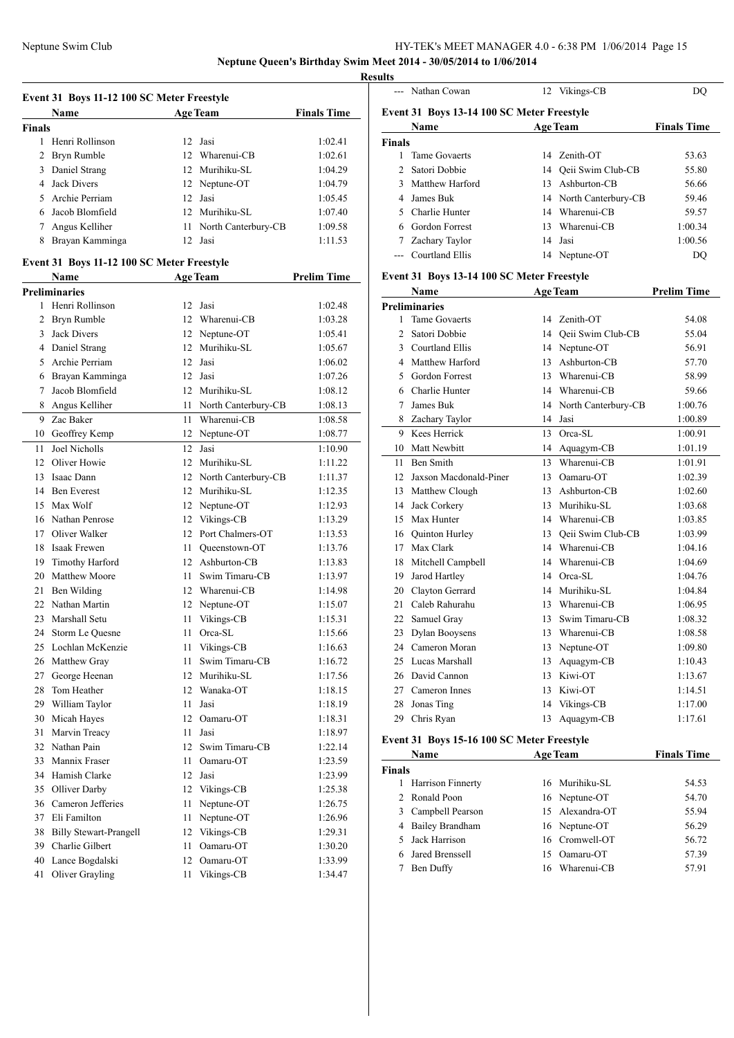**Neptune Queen's Birthday Swim Meet 2014 - 30/05/2014 to 1/06/2014**

**Results**

### Event 31 Boys 11-12 100 SC Meter Freestyle

| | Name | Age | Team | Finals Time |
|---|---|---|---|---|
| **Finals** | | | | |
| 1 | Henri Rollinson | 12 | Jasi | 1:02.41 |
| 2 | Bryn Rumble | 12 | Wharenui-CB | 1:02.61 |
| 3 | Daniel Strang | 12 | Murihiku-SL | 1:04.29 |
| 4 | Jack Divers | 12 | Neptune-OT | 1:04.79 |
| 5 | Archie Perriam | 12 | Jasi | 1:05.45 |
| 6 | Jacob Blomfield | 12 | Murihiku-SL | 1:07.40 |
| 7 | Angus Kelliher | 11 | North Canterbury-CB | 1:09.58 |
| 8 | Brayan Kamminga | 12 | Jasi | 1:11.53 |

### Event 31 Boys 11-12 100 SC Meter Freestyle

| | Name | Age | Team | Prelim Time |
|---|---|---|---|---|
| **Preliminaries** | | | | |
| 1 | Henri Rollinson | 12 | Jasi | 1:02.48 |
| 2 | Bryn Rumble | 12 | Wharenui-CB | 1:03.28 |
| 3 | Jack Divers | 12 | Neptune-OT | 1:05.41 |
| 4 | Daniel Strang | 12 | Murihiku-SL | 1:05.67 |
| 5 | Archie Perriam | 12 | Jasi | 1:06.02 |
| 6 | Brayan Kamminga | 12 | Jasi | 1:07.26 |
| 7 | Jacob Blomfield | 12 | Murihiku-SL | 1:08.12 |
| 8 | Angus Kelliher | 11 | North Canterbury-CB | 1:08.13 |
| 9 | Zac Baker | 11 | Wharenui-CB | 1:08.58 |
| 10 | Geoffrey Kemp | 12 | Neptune-OT | 1:08.77 |
| 11 | Joel Nicholls | 12 | Jasi | 1:10.90 |
| 12 | Oliver Howie | 12 | Murihiku-SL | 1:11.22 |
| 13 | Isaac Dann | 12 | North Canterbury-CB | 1:11.37 |
| 14 | Ben Everest | 12 | Murihiku-SL | 1:12.35 |
| 15 | Max Wolf | 12 | Neptune-OT | 1:12.93 |
| 16 | Nathan Penrose | 12 | Vikings-CB | 1:13.29 |
| 17 | Oliver Walker | 12 | Port Chalmers-OT | 1:13.53 |
| 18 | Isaak Frewen | 11 | Queenstown-OT | 1:13.76 |
| 19 | Timothy Harford | 12 | Ashburton-CB | 1:13.83 |
| 20 | Matthew Moore | 11 | Swim Timaru-CB | 1:13.97 |
| 21 | Ben Wilding | 12 | Wharenui-CB | 1:14.98 |
| 22 | Nathan Martin | 12 | Neptune-OT | 1:15.07 |
| 23 | Marshall Setu | 11 | Vikings-CB | 1:15.31 |
| 24 | Storm Le Quesne | 11 | Orca-SL | 1:15.66 |
| 25 | Lochlan McKenzie | 11 | Vikings-CB | 1:16.63 |
| 26 | Matthew Gray | 11 | Swim Timaru-CB | 1:16.72 |
| 27 | George Heenan | 12 | Murihiku-SL | 1:17.56 |
| 28 | Tom Heather | 12 | Wanaka-OT | 1:18.15 |
| 29 | William Taylor | 11 | Jasi | 1:18.19 |
| 30 | Micah Hayes | 12 | Oamaru-OT | 1:18.31 |
| 31 | Marvin Treacy | 11 | Jasi | 1:18.97 |
| 32 | Nathan Pain | 12 | Swim Timaru-CB | 1:22.14 |
| 33 | Mannix Fraser | 11 | Oamaru-OT | 1:23.59 |
| 34 | Hamish Clarke | 12 | Jasi | 1:23.99 |
| 35 | Olliver Darby | 12 | Vikings-CB | 1:25.38 |
| 36 | Cameron Jefferies | 11 | Neptune-OT | 1:26.75 |
| 37 | Eli Familton | 11 | Neptune-OT | 1:26.96 |
| 38 | Billy Stewart-Prangell | 12 | Vikings-CB | 1:29.31 |
| 39 | Charlie Gilbert | 11 | Oamaru-OT | 1:30.20 |
| 40 | Lance Bogdalski | 12 | Oamaru-OT | 1:33.99 |
| 41 | Oliver Grayling | 11 | Vikings-CB | 1:34.47 |
| --- | Nathan Cowan | 12 | Vikings-CB | DQ |

### Event 31 Boys 13-14 100 SC Meter Freestyle

| | Name | Age | Team | Finals Time |
|---|---|---|---|---|
| **Finals** | | | | |
| 1 | Tame Govaerts | 14 | Zenith-OT | 53.63 |
| 2 | Satori Dobbie | 14 | Qeii Swim Club-CB | 55.80 |
| 3 | Matthew Harford | 13 | Ashburton-CB | 56.66 |
| 4 | James Buk | 14 | North Canterbury-CB | 59.46 |
| 5 | Charlie Hunter | 14 | Wharenui-CB | 59.57 |
| 6 | Gordon Forrest | 13 | Wharenui-CB | 1:00.34 |
| 7 | Zachary Taylor | 14 | Jasi | 1:00.56 |
| --- | Courtland Ellis | 14 | Neptune-OT | DQ |

### Event 31 Boys 13-14 100 SC Meter Freestyle

| | Name | Age | Team | Prelim Time |
|---|---|---|---|---|
| **Preliminaries** | | | | |
| 1 | Tame Govaerts | 14 | Zenith-OT | 54.08 |
| 2 | Satori Dobbie | 14 | Qeii Swim Club-CB | 55.04 |
| 3 | Courtland Ellis | 14 | Neptune-OT | 56.91 |
| 4 | Matthew Harford | 13 | Ashburton-CB | 57.70 |
| 5 | Gordon Forrest | 13 | Wharenui-CB | 58.99 |
| 6 | Charlie Hunter | 14 | Wharenui-CB | 59.66 |
| 7 | James Buk | 14 | North Canterbury-CB | 1:00.76 |
| 8 | Zachary Taylor | 14 | Jasi | 1:00.89 |
| 9 | Kees Herrick | 13 | Orca-SL | 1:00.91 |
| 10 | Matt Newbitt | 14 | Aquagym-CB | 1:01.19 |
| 11 | Ben Smith | 13 | Wharenui-CB | 1:01.91 |
| 12 | Jaxson Macdonald-Piner | 13 | Oamaru-OT | 1:02.39 |
| 13 | Matthew Clough | 13 | Ashburton-CB | 1:02.60 |
| 14 | Jack Corkery | 13 | Murihiku-SL | 1:03.68 |
| 15 | Max Hunter | 14 | Wharenui-CB | 1:03.85 |
| 16 | Quinton Hurley | 13 | Qeii Swim Club-CB | 1:03.99 |
| 17 | Max Clark | 14 | Wharenui-CB | 1:04.16 |
| 18 | Mitchell Campbell | 14 | Wharenui-CB | 1:04.69 |
| 19 | Jarod Hartley | 14 | Orca-SL | 1:04.76 |
| 20 | Clayton Gerrard | 14 | Murihiku-SL | 1:04.84 |
| 21 | Caleb Rahurahu | 13 | Wharenui-CB | 1:06.95 |
| 22 | Samuel Gray | 13 | Swim Timaru-CB | 1:08.32 |
| 23 | Dylan Booysens | 13 | Wharenui-CB | 1:08.58 |
| 24 | Cameron Moran | 13 | Neptune-OT | 1:09.80 |
| 25 | Lucas Marshall | 13 | Aquagym-CB | 1:10.43 |
| 26 | David Cannon | 13 | Kiwi-OT | 1:13.67 |
| 27 | Cameron Innes | 13 | Kiwi-OT | 1:14.51 |
| 28 | Jonas Ting | 14 | Vikings-CB | 1:17.00 |
| 29 | Chris Ryan | 13 | Aquagym-CB | 1:17.61 |

### Event 31 Boys 15-16 100 SC Meter Freestyle

| | Name | Age | Team | Finals Time |
|---|---|---|---|---|
| **Finals** | | | | |
| 1 | Harrison Finnerty | 16 | Murihiku-SL | 54.53 |
| 2 | Ronald Poon | 16 | Neptune-OT | 54.70 |
| 3 | Campbell Pearson | 15 | Alexandra-OT | 55.94 |
| 4 | Bailey Brandham | 16 | Neptune-OT | 56.29 |
| 5 | Jack Harrison | 16 | Cromwell-OT | 56.72 |
| 6 | Jared Brenssell | 15 | Oamaru-OT | 57.39 |
| 7 | Ben Duffy | 16 | Wharenui-CB | 57.91 |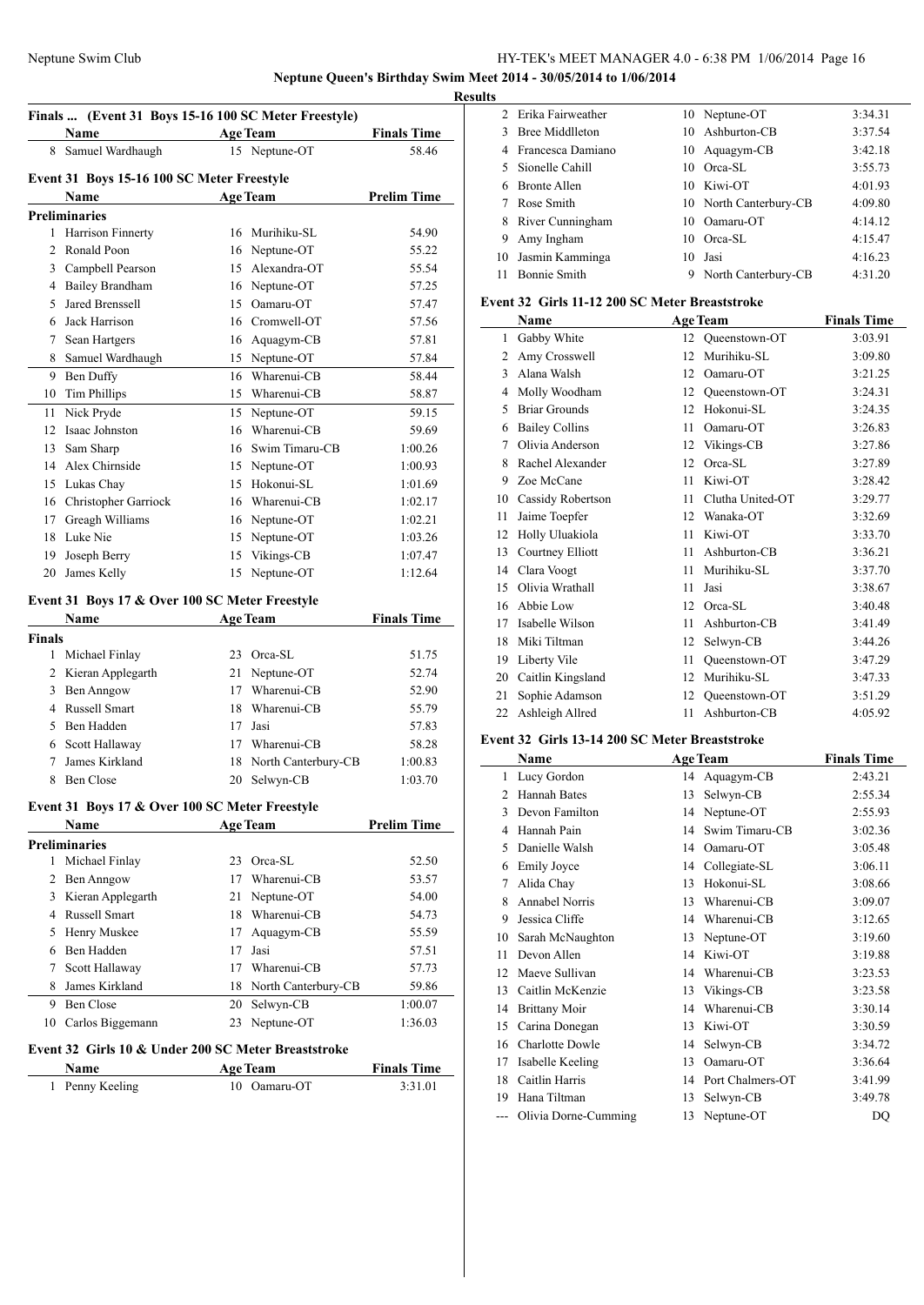**Neptune Queen's Birthday Swim Meet 2014 - 30/05/2014 to 1/06/2014**

**Results**

### Finals ... (Event 31 Boys 15-16 100 SC Meter Freestyle)

| | Name | Age | Team | Finals Time |
|---|---|---|---|---|
| 8 | Samuel Wardhaugh | 15 | Neptune-OT | 58.46 |

### Event 31 Boys 15-16 100 SC Meter Freestyle

| | Name | Age | Team | Prelim Time |
|---|---|---|---|---|
| **Preliminaries** | | | | |
| 1 | Harrison Finnerty | 16 | Murihiku-SL | 54.90 |
| 2 | Ronald Poon | 16 | Neptune-OT | 55.22 |
| 3 | Campbell Pearson | 15 | Alexandra-OT | 55.54 |
| 4 | Bailey Brandham | 16 | Neptune-OT | 57.25 |
| 5 | Jared Brenssell | 15 | Oamaru-OT | 57.47 |
| 6 | Jack Harrison | 16 | Cromwell-OT | 57.56 |
| 7 | Sean Hartgers | 16 | Aquagym-CB | 57.81 |
| 8 | Samuel Wardhaugh | 15 | Neptune-OT | 57.84 |
| 9 | Ben Duffy | 16 | Wharenui-CB | 58.44 |
| 10 | Tim Phillips | 15 | Wharenui-CB | 58.87 |
| 11 | Nick Pryde | 15 | Neptune-OT | 59.15 |
| 12 | Isaac Johnston | 16 | Wharenui-CB | 59.69 |
| 13 | Sam Sharp | 16 | Swim Timaru-CB | 1:00.26 |
| 14 | Alex Chirnside | 15 | Neptune-OT | 1:00.93 |
| 15 | Lukas Chay | 15 | Hokonui-SL | 1:01.69 |
| 16 | Christopher Garriock | 16 | Wharenui-CB | 1:02.17 |
| 17 | Greagh Williams | 16 | Neptune-OT | 1:02.21 |
| 18 | Luke Nie | 15 | Neptune-OT | 1:03.26 |
| 19 | Joseph Berry | 15 | Vikings-CB | 1:07.47 |
| 20 | James Kelly | 15 | Neptune-OT | 1:12.64 |

### Event 31 Boys 17 & Over 100 SC Meter Freestyle

| | Name | Age | Team | Finals Time |
|---|---|---|---|---|
| **Finals** | | | | |
| 1 | Michael Finlay | 23 | Orca-SL | 51.75 |
| 2 | Kieran Applegarth | 21 | Neptune-OT | 52.74 |
| 3 | Ben Anngow | 17 | Wharenui-CB | 52.90 |
| 4 | Russell Smart | 18 | Wharenui-CB | 55.79 |
| 5 | Ben Hadden | 17 | Jasi | 57.83 |
| 6 | Scott Hallaway | 17 | Wharenui-CB | 58.28 |
| 7 | James Kirkland | 18 | North Canterbury-CB | 1:00.83 |
| 8 | Ben Close | 20 | Selwyn-CB | 1:03.70 |

### Event 31 Boys 17 & Over 100 SC Meter Freestyle

| | Name | Age | Team | Prelim Time |
|---|---|---|---|---|
| **Preliminaries** | | | | |
| 1 | Michael Finlay | 23 | Orca-SL | 52.50 |
| 2 | Ben Anngow | 17 | Wharenui-CB | 53.57 |
| 3 | Kieran Applegarth | 21 | Neptune-OT | 54.00 |
| 4 | Russell Smart | 18 | Wharenui-CB | 54.73 |
| 5 | Henry Muskee | 17 | Aquagym-CB | 55.59 |
| 6 | Ben Hadden | 17 | Jasi | 57.51 |
| 7 | Scott Hallaway | 17 | Wharenui-CB | 57.73 |
| 8 | James Kirkland | 18 | North Canterbury-CB | 59.86 |
| 9 | Ben Close | 20 | Selwyn-CB | 1:00.07 |
| 10 | Carlos Biggemann | 23 | Neptune-OT | 1:36.03 |

### Event 32 Girls 10 & Under 200 SC Meter Breaststroke

| | Name | Age | Team | Finals Time |
|---|---|---|---|---|
| 1 | Penny Keeling | 10 | Oamaru-OT | 3:31.01 |
| 2 | Erika Fairweather | 10 | Neptune-OT | 3:34.31 |
| 3 | Bree Middlleton | 10 | Ashburton-CB | 3:37.54 |
| 4 | Francesca Damiano | 10 | Aquagym-CB | 3:42.18 |
| 5 | Sionelle Cahill | 10 | Orca-SL | 3:55.73 |
| 6 | Bronte Allen | 10 | Kiwi-OT | 4:01.93 |
| 7 | Rose Smith | 10 | North Canterbury-CB | 4:09.80 |
| 8 | River Cunningham | 10 | Oamaru-OT | 4:14.12 |
| 9 | Amy Ingham | 10 | Orca-SL | 4:15.47 |
| 10 | Jasmin Kamminga | 10 | Jasi | 4:16.23 |
| 11 | Bonnie Smith | 9 | North Canterbury-CB | 4:31.20 |

### Event 32 Girls 11-12 200 SC Meter Breaststroke

| | Name | Age | Team | Finals Time |
|---|---|---|---|---|
| 1 | Gabby White | 12 | Queenstown-OT | 3:03.91 |
| 2 | Amy Crosswell | 12 | Murihiku-SL | 3:09.80 |
| 3 | Alana Walsh | 12 | Oamaru-OT | 3:21.25 |
| 4 | Molly Woodham | 12 | Queenstown-OT | 3:24.31 |
| 5 | Briar Grounds | 12 | Hokonui-SL | 3:24.35 |
| 6 | Bailey Collins | 11 | Oamaru-OT | 3:26.83 |
| 7 | Olivia Anderson | 12 | Vikings-CB | 3:27.86 |
| 8 | Rachel Alexander | 12 | Orca-SL | 3:27.89 |
| 9 | Zoe McCane | 11 | Kiwi-OT | 3:28.42 |
| 10 | Cassidy Robertson | 11 | Clutha United-OT | 3:29.77 |
| 11 | Jaime Toepfer | 12 | Wanaka-OT | 3:32.69 |
| 12 | Holly Uluakiola | 11 | Kiwi-OT | 3:33.70 |
| 13 | Courtney Elliott | 11 | Ashburton-CB | 3:36.21 |
| 14 | Clara Voogt | 11 | Murihiku-SL | 3:37.70 |
| 15 | Olivia Wrathall | 11 | Jasi | 3:38.67 |
| 16 | Abbie Low | 12 | Orca-SL | 3:40.48 |
| 17 | Isabelle Wilson | 11 | Ashburton-CB | 3:41.49 |
| 18 | Miki Tiltman | 12 | Selwyn-CB | 3:44.26 |
| 19 | Liberty Vile | 11 | Queenstown-OT | 3:47.29 |
| 20 | Caitlin Kingsland | 12 | Murihiku-SL | 3:47.33 |
| 21 | Sophie Adamson | 12 | Queenstown-OT | 3:51.29 |
| 22 | Ashleigh Allred | 11 | Ashburton-CB | 4:05.92 |

### Event 32 Girls 13-14 200 SC Meter Breaststroke

| | Name | Age | Team | Finals Time |
|---|---|---|---|---|
| 1 | Lucy Gordon | 14 | Aquagym-CB | 2:43.21 |
| 2 | Hannah Bates | 13 | Selwyn-CB | 2:55.34 |
| 3 | Devon Familton | 14 | Neptune-OT | 2:55.93 |
| 4 | Hannah Pain | 14 | Swim Timaru-CB | 3:02.36 |
| 5 | Danielle Walsh | 14 | Oamaru-OT | 3:05.48 |
| 6 | Emily Joyce | 14 | Collegiate-SL | 3:06.11 |
| 7 | Alida Chay | 13 | Hokonui-SL | 3:08.66 |
| 8 | Annabel Norris | 13 | Wharenui-CB | 3:09.07 |
| 9 | Jessica Cliffe | 14 | Wharenui-CB | 3:12.65 |
| 10 | Sarah McNaughton | 13 | Neptune-OT | 3:19.60 |
| 11 | Devon Allen | 14 | Kiwi-OT | 3:19.88 |
| 12 | Maeve Sullivan | 14 | Wharenui-CB | 3:23.53 |
| 13 | Caitlin McKenzie | 13 | Vikings-CB | 3:23.58 |
| 14 | Brittany Moir | 14 | Wharenui-CB | 3:30.14 |
| 15 | Carina Donegan | 13 | Kiwi-OT | 3:30.59 |
| 16 | Charlotte Dowle | 14 | Selwyn-CB | 3:34.72 |
| 17 | Isabelle Keeling | 13 | Oamaru-OT | 3:36.64 |
| 18 | Caitlin Harris | 14 | Port Chalmers-OT | 3:41.99 |
| 19 | Hana Tiltman | 13 | Selwyn-CB | 3:49.78 |
| --- | Olivia Dorne-Cumming | 13 | Neptune-OT | DQ |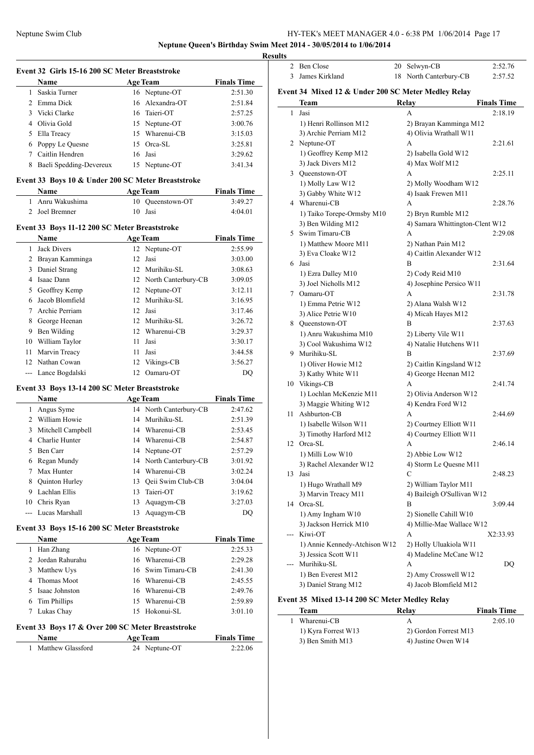**Neptune Queen's Birthday Swim Meet 2014 - 30/05/2014 to 1/06/2014**

**Results**

### Event 32 Girls 15-16 200 SC Meter Breaststroke

| | Name | Age | Team | Finals Time |
|---|---|---|---|---|
| 1 | Saskia Turner | 16 | Neptune-OT | 2:51.30 |
| 2 | Emma Dick | 16 | Alexandra-OT | 2:51.84 |
| 3 | Vicki Clarke | 16 | Taieri-OT | 2:57.25 |
| 4 | Olivia Gold | 15 | Neptune-OT | 3:00.76 |
| 5 | Ella Treacy | 15 | Wharenui-CB | 3:15.03 |
| 6 | Poppy Le Quesne | 15 | Orca-SL | 3:25.81 |
| 7 | Caitlin Hendren | 16 | Jasi | 3:29.62 |
| 8 | Baeli Spedding-Devereux | 15 | Neptune-OT | 3:41.34 |

### Event 33 Boys 10 & Under 200 SC Meter Breaststroke

| | Name | Age | Team | Finals Time |
|---|---|---|---|---|
| 1 | Anru Wakushima | 10 | Queenstown-OT | 3:49.27 |
| 2 | Joel Bremner | 10 | Jasi | 4:04.01 |

### Event 33 Boys 11-12 200 SC Meter Breaststroke

| | Name | Age | Team | Finals Time |
|---|---|---|---|---|
| 1 | Jack Divers | 12 | Neptune-OT | 2:55.99 |
| 2 | Brayan Kamminga | 12 | Jasi | 3:03.00 |
| 3 | Daniel Strang | 12 | Murihiku-SL | 3:08.63 |
| 4 | Isaac Dann | 12 | North Canterbury-CB | 3:09.05 |
| 5 | Geoffrey Kemp | 12 | Neptune-OT | 3:12.11 |
| 6 | Jacob Blomfield | 12 | Murihiku-SL | 3:16.95 |
| 7 | Archie Perriam | 12 | Jasi | 3:17.46 |
| 8 | George Heenan | 12 | Murihiku-SL | 3:26.72 |
| 9 | Ben Wilding | 12 | Wharenui-CB | 3:29.37 |
| 10 | William Taylor | 11 | Jasi | 3:30.17 |
| 11 | Marvin Treacy | 11 | Jasi | 3:44.58 |
| 12 | Nathan Cowan | 12 | Vikings-CB | 3:56.27 |
| --- | Lance Bogdalski | 12 | Oamaru-OT | DQ |

### Event 33 Boys 13-14 200 SC Meter Breaststroke

| | Name | Age | Team | Finals Time |
|---|---|---|---|---|
| 1 | Angus Syme | 14 | North Canterbury-CB | 2:47.62 |
| 2 | William Howie | 14 | Murihiku-SL | 2:51.39 |
| 3 | Mitchell Campbell | 14 | Wharenui-CB | 2:53.45 |
| 4 | Charlie Hunter | 14 | Wharenui-CB | 2:54.87 |
| 5 | Ben Carr | 14 | Neptune-OT | 2:57.29 |
| 6 | Regan Mundy | 14 | North Canterbury-CB | 3:01.92 |
| 7 | Max Hunter | 14 | Wharenui-CB | 3:02.24 |
| 8 | Quinton Hurley | 13 | Qeii Swim Club-CB | 3:04.04 |
| 9 | Lachlan Ellis | 13 | Taieri-OT | 3:19.62 |
| 10 | Chris Ryan | 13 | Aquagym-CB | 3:27.03 |
| --- | Lucas Marshall | 13 | Aquagym-CB | DQ |

### Event 33 Boys 15-16 200 SC Meter Breaststroke

| | Name | Age | Team | Finals Time |
|---|---|---|---|---|
| 1 | Han Zhang | 16 | Neptune-OT | 2:25.33 |
| 2 | Jordan Rahurahu | 16 | Wharenui-CB | 2:29.28 |
| 3 | Matthew Uys | 16 | Swim Timaru-CB | 2:41.30 |
| 4 | Thomas Moot | 16 | Wharenui-CB | 2:45.55 |
| 5 | Isaac Johnston | 16 | Wharenui-CB | 2:49.76 |
| 6 | Tim Phillips | 15 | Wharenui-CB | 2:59.89 |
| 7 | Lukas Chay | 15 | Hokonui-SL | 3:01.10 |

### Event 33 Boys 17 & Over 200 SC Meter Breaststroke

| | Name | Age | Team | Finals Time |
|---|---|---|---|---|
| 1 | Matthew Glassford | 24 | Neptune-OT | 2:22.06 |
| 2 | Ben Close | 20 | Selwyn-CB | 2:52.76 |
| 3 | James Kirkland | 18 | North Canterbury-CB | 2:57.52 |

### Event 34 Mixed 12 & Under 200 SC Meter Medley Relay

| | Team | Relay | Finals Time |
|---|---|---|---|
| 1 | Jasi | A | 2:18.19 |
| | 1) Henri Rollinson M12 | 2) Brayan Kamminga M12 | |
| | 3) Archie Perriam M12 | 4) Olivia Wrathall W11 | |
| 2 | Neptune-OT | A | 2:21.61 |
| | 1) Geoffrey Kemp M12 | 2) Isabella Gold W12 | |
| | 3) Jack Divers M12 | 4) Max Wolf M12 | |
| 3 | Queenstown-OT | A | 2:25.11 |
| | 1) Molly Law W12 | 2) Molly Woodham W12 | |
| | 3) Gabby White W12 | 4) Isaak Frewen M11 | |
| 4 | Wharenui-CB | A | 2:28.76 |
| | 1) Taiko Torepe-Ormsby M10 | 2) Bryn Rumble M12 | |
| | 3) Ben Wilding M12 | 4) Samara Whittington-Clent W12 | |
| 5 | Swim Timaru-CB | A | 2:29.08 |
| | 1) Matthew Moore M11 | 2) Nathan Pain M12 | |
| | 3) Eva Cloake W12 | 4) Caitlin Alexander W12 | |
| 6 | Jasi | B | 2:31.64 |
| | 1) Ezra Dalley M10 | 2) Cody Reid M10 | |
| | 3) Joel Nicholls M12 | 4) Josephine Persico W11 | |
| 7 | Oamaru-OT | A | 2:31.78 |
| | 1) Emma Petrie W12 | 2) Alana Walsh W12 | |
| | 3) Alice Petrie W10 | 4) Micah Hayes M12 | |
| 8 | Queenstown-OT | B | 2:37.63 |
| | 1) Anru Wakushima M10 | 2) Liberty Vile W11 | |
| | 3) Cool Wakushima W12 | 4) Natalie Hutchens W11 | |
| 9 | Murihiku-SL | B | 2:37.69 |
| | 1) Oliver Howie M12 | 2) Caitlin Kingsland W12 | |
| | 3) Kathy White W11 | 4) George Heenan M12 | |
| 10 | Vikings-CB | A | 2:41.74 |
| | 1) Lochlan McKenzie M11 | 2) Olivia Anderson W12 | |
| | 3) Maggie Whiting W12 | 4) Kendra Ford W12 | |
| 11 | Ashburton-CB | A | 2:44.69 |
| | 1) Isabelle Wilson W11 | 2) Courtney Elliott W11 | |
| | 3) Timothy Harford M12 | 4) Courtney Elliott W11 | |
| 12 | Orca-SL | A | 2:46.14 |
| | 1) Milli Low W10 | 2) Abbie Low W12 | |
| | 3) Rachel Alexander W12 | 4) Storm Le Quesne M11 | |
| 13 | Jasi | C | 2:48.23 |
| | 1) Hugo Wrathall M9 | 2) William Taylor M11 | |
| | 3) Marvin Treacy M11 | 4) Baileigh O'Sullivan W12 | |
| 14 | Orca-SL | B | 3:09.44 |
| | 1) Amy Ingham W10 | 2) Sionelle Cahill W10 | |
| | 3) Jackson Herrick M10 | 4) Millie-Mae Wallace W12 | |
| --- | Kiwi-OT | A | X2:33.93 |
| | 1) Annie Kennedy-Atchison W12 | 2) Holly Uluakiola W11 | |
| | 3) Jessica Scott W11 | 4) Madeline McCane W12 | |
| --- | Murihiku-SL | A | DQ |
| | 1) Ben Everest M12 | 2) Amy Crosswell W12 | |
| | 3) Daniel Strang M12 | 4) Jacob Blomfield M12 | |

### Event 35 Mixed 13-14 200 SC Meter Medley Relay

| | Team | Relay | Finals Time |
|---|---|---|---|
| 1 | Wharenui-CB | A | 2:05.10 |
| | 1) Kyra Forrest W13 | 2) Gordon Forrest M13 | |
| | 3) Ben Smith M13 | 4) Justine Owen W14 | |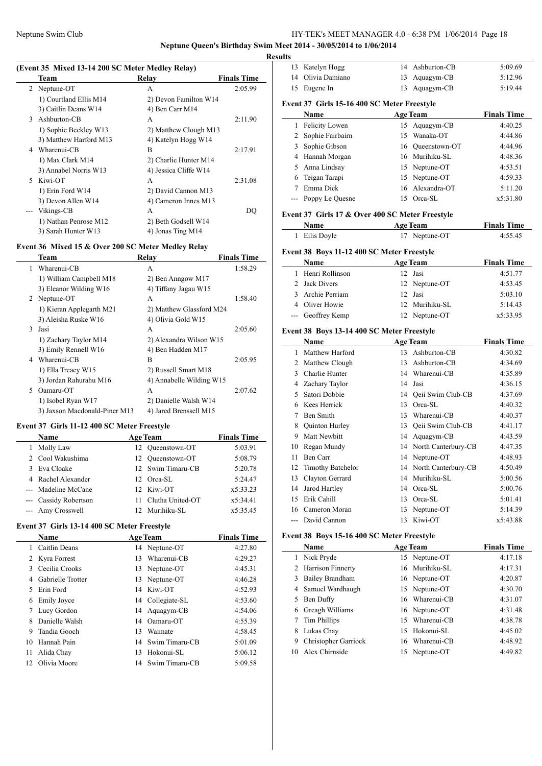**Neptune Queen's Birthday Swim Meet 2014 - 30/05/2014 to 1/06/2014**

**Results**

### (Event 35 Mixed 13-14 200 SC Meter Medley Relay)

| | Team | Relay | Finals Time |
|---|---|---|---|
| 2 | Neptune-OT | A | 2:05.99 |
| | 1) Courtland Ellis M14 | 2) Devon Familton W14 | |
| | 3) Caitlin Deans W14 | 4) Ben Carr M14 | |
| 3 | Ashburton-CB | A | 2:11.90 |
| | 1) Sophie Beckley W13 | 2) Matthew Clough M13 | |
| | 3) Matthew Harford M13 | 4) Katelyn Hogg W14 | |
| 4 | Wharenui-CB | B | 2:17.91 |
| | 1) Max Clark M14 | 2) Charlie Hunter M14 | |
| | 3) Annabel Norris W13 | 4) Jessica Cliffe W14 | |
| 5 | Kiwi-OT | A | 2:31.08 |
| | 1) Erin Ford W14 | 2) David Cannon M13 | |
| | 3) Devon Allen W14 | 4) Cameron Innes M13 | |
| --- | Vikings-CB | A | DQ |
| | 1) Nathan Penrose M12 | 2) Beth Godsell W14 | |
| | 3) Sarah Hunter W13 | 4) Jonas Ting M14 | |

### Event 36 Mixed 15 & Over 200 SC Meter Medley Relay

| | Team | Relay | Finals Time |
|---|---|---|---|
| 1 | Wharenui-CB | A | 1:58.29 |
| | 1) William Campbell M18 | 2) Ben Anngow M17 | |
| | 3) Eleanor Wilding W16 | 4) Tiffany Jagau W15 | |
| 2 | Neptune-OT | A | 1:58.40 |
| | 1) Kieran Applegarth M21 | 2) Matthew Glassford M24 | |
| | 3) Aleisha Ruske W16 | 4) Olivia Gold W15 | |
| 3 | Jasi | A | 2:05.60 |
| | 1) Zachary Taylor M14 | 2) Alexandra Wilson W15 | |
| | 3) Emily Rennell W16 | 4) Ben Hadden M17 | |
| 4 | Wharenui-CB | B | 2:05.95 |
| | 1) Ella Treacy W15 | 2) Russell Smart M18 | |
| | 3) Jordan Rahurahu M16 | 4) Annabelle Wilding W15 | |
| 5 | Oamaru-OT | A | 2:07.62 |
| | 1) Isobel Ryan W17 | 2) Danielle Walsh W14 | |
| | 3) Jaxson Macdonald-Piner M13 | 4) Jared Brenssell M15 | |

### Event 37 Girls 11-12 400 SC Meter Freestyle

| | Name | Age | Team | Finals Time |
|---|---|---|---|---|
| 1 | Molly Law | 12 | Queenstown-OT | 5:03.91 |
| 2 | Cool Wakushima | 12 | Queenstown-OT | 5:08.79 |
| 3 | Eva Cloake | 12 | Swim Timaru-CB | 5:20.78 |
| 4 | Rachel Alexander | 12 | Orca-SL | 5:24.47 |
| --- | Madeline McCane | 12 | Kiwi-OT | x5:33.23 |
| --- | Cassidy Robertson | 11 | Clutha United-OT | x5:34.41 |
| --- | Amy Crosswell | 12 | Murihiku-SL | x5:35.45 |

### Event 37 Girls 13-14 400 SC Meter Freestyle

| | Name | Age | Team | Finals Time |
|---|---|---|---|---|
| 1 | Caitlin Deans | 14 | Neptune-OT | 4:27.80 |
| 2 | Kyra Forrest | 13 | Wharenui-CB | 4:29.27 |
| 3 | Cecilia Crooks | 13 | Neptune-OT | 4:45.31 |
| 4 | Gabrielle Trotter | 13 | Neptune-OT | 4:46.28 |
| 5 | Erin Ford | 14 | Kiwi-OT | 4:52.93 |
| 6 | Emily Joyce | 14 | Collegiate-SL | 4:53.60 |
| 7 | Lucy Gordon | 14 | Aquagym-CB | 4:54.06 |
| 8 | Danielle Walsh | 14 | Oamaru-OT | 4:55.39 |
| 9 | Tandia Gooch | 13 | Waimate | 4:58.45 |
| 10 | Hannah Pain | 14 | Swim Timaru-CB | 5:01.09 |
| 11 | Alida Chay | 13 | Hokonui-SL | 5:06.12 |
| 12 | Olivia Moore | 14 | Swim Timaru-CB | 5:09.58 |
| 13 | Katelyn Hogg | 14 | Ashburton-CB | 5:09.69 |
| 14 | Olivia Damiano | 13 | Aquagym-CB | 5:12.96 |
| 15 | Eugene In | 13 | Aquagym-CB | 5:19.44 |

### Event 37 Girls 15-16 400 SC Meter Freestyle

| | Name | Age | Team | Finals Time |
|---|---|---|---|---|
| 1 | Felicity Lowen | 15 | Aquagym-CB | 4:40.25 |
| 2 | Sophie Fairbairn | 15 | Wanaka-OT | 4:44.86 |
| 3 | Sophie Gibson | 16 | Queenstown-OT | 4:44.96 |
| 4 | Hannah Morgan | 16 | Murihiku-SL | 4:48.36 |
| 5 | Anna Lindsay | 15 | Neptune-OT | 4:53.51 |
| 6 | Teigan Tarapi | 15 | Neptune-OT | 4:59.33 |
| 7 | Emma Dick | 16 | Alexandra-OT | 5:11.20 |
| --- | Poppy Le Quesne | 15 | Orca-SL | x5:31.80 |

### Event 37 Girls 17 & Over 400 SC Meter Freestyle

| | Name | Age | Team | Finals Time |
|---|---|---|---|---|
| 1 | Eilis Doyle | 17 | Neptune-OT | 4:55.45 |

### Event 38 Boys 11-12 400 SC Meter Freestyle

| | Name | Age | Team | Finals Time |
|---|---|---|---|---|
| 1 | Henri Rollinson | 12 | Jasi | 4:51.77 |
| 2 | Jack Divers | 12 | Neptune-OT | 4:53.45 |
| 3 | Archie Perriam | 12 | Jasi | 5:03.10 |
| 4 | Oliver Howie | 12 | Murihiku-SL | 5:14.43 |
| --- | Geoffrey Kemp | 12 | Neptune-OT | x5:33.95 |

### Event 38 Boys 13-14 400 SC Meter Freestyle

| | Name | Age | Team | Finals Time |
|---|---|---|---|---|
| 1 | Matthew Harford | 13 | Ashburton-CB | 4:30.82 |
| 2 | Matthew Clough | 13 | Ashburton-CB | 4:34.69 |
| 3 | Charlie Hunter | 14 | Wharenui-CB | 4:35.89 |
| 4 | Zachary Taylor | 14 | Jasi | 4:36.15 |
| 5 | Satori Dobbie | 14 | Qeii Swim Club-CB | 4:37.69 |
| 6 | Kees Herrick | 13 | Orca-SL | 4:40.32 |
| 7 | Ben Smith | 13 | Wharenui-CB | 4:40.37 |
| 8 | Quinton Hurley | 13 | Qeii Swim Club-CB | 4:41.17 |
| 9 | Matt Newbitt | 14 | Aquagym-CB | 4:43.59 |
| 10 | Regan Mundy | 14 | North Canterbury-CB | 4:47.35 |
| 11 | Ben Carr | 14 | Neptune-OT | 4:48.93 |
| 12 | Timothy Batchelor | 14 | North Canterbury-CB | 4:50.49 |
| 13 | Clayton Gerrard | 14 | Murihiku-SL | 5:00.56 |
| 14 | Jarod Hartley | 14 | Orca-SL | 5:00.76 |
| 15 | Erik Cahill | 13 | Orca-SL | 5:01.41 |
| 16 | Cameron Moran | 13 | Neptune-OT | 5:14.39 |
| --- | David Cannon | 13 | Kiwi-OT | x5:43.88 |

### Event 38 Boys 15-16 400 SC Meter Freestyle

| | Name | Age | Team | Finals Time |
|---|---|---|---|---|
| 1 | Nick Pryde | 15 | Neptune-OT | 4:17.18 |
| 2 | Harrison Finnerty | 16 | Murihiku-SL | 4:17.31 |
| 3 | Bailey Brandham | 16 | Neptune-OT | 4:20.87 |
| 4 | Samuel Wardhaugh | 15 | Neptune-OT | 4:30.70 |
| 5 | Ben Duffy | 16 | Wharenui-CB | 4:31.07 |
| 6 | Greagh Williams | 16 | Neptune-OT | 4:31.48 |
| 7 | Tim Phillips | 15 | Wharenui-CB | 4:38.78 |
| 8 | Lukas Chay | 15 | Hokonui-SL | 4:45.02 |
| 9 | Christopher Garriock | 16 | Wharenui-CB | 4:48.92 |
| 10 | Alex Chirnside | 15 | Neptune-OT | 4:49.82 |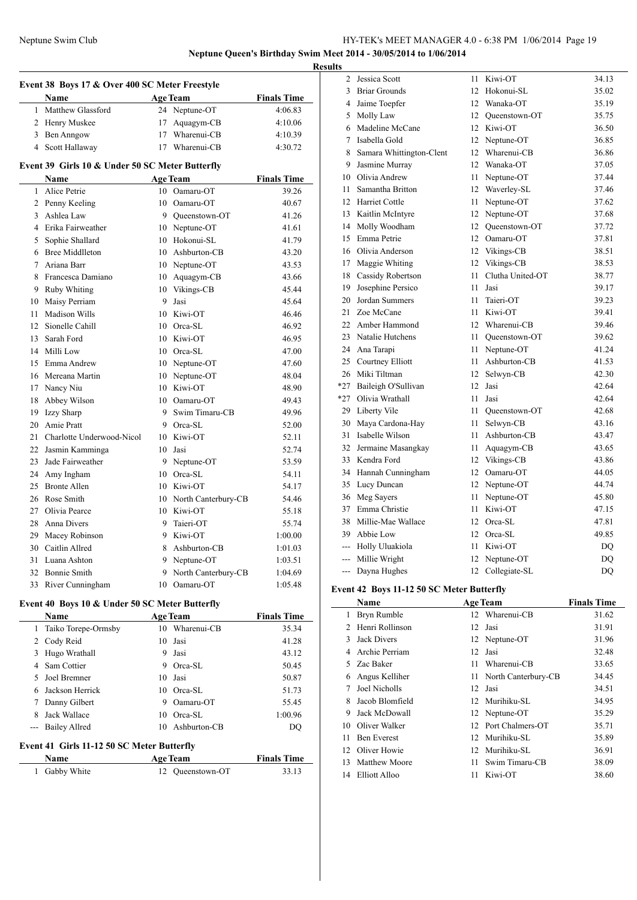# Neptune Queen's Birthday Swim Meet 2014 - 30/05/2014 to 1/06/2014

## Results

### Event 38 Boys 17 & Over 400 SC Meter Freestyle

| | Name | Age | Team | Finals Time |
|---|---|---|---|---|
| 1 | Matthew Glassford | 24 | Neptune-OT | 4:06.83 |
| 2 | Henry Muskee | 17 | Aquagym-CB | 4:10.06 |
| 3 | Ben Anngow | 17 | Wharenui-CB | 4:10.39 |
| 4 | Scott Hallaway | 17 | Wharenui-CB | 4:30.72 |

### Event 39 Girls 10 & Under 50 SC Meter Butterfly

| | Name | Age | Team | Finals Time |
|---|---|---|---|---|
| 1 | Alice Petrie | 10 | Oamaru-OT | 39.26 |
| 2 | Penny Keeling | 10 | Oamaru-OT | 40.67 |
| 3 | Ashlea Law | 9 | Queenstown-OT | 41.26 |
| 4 | Erika Fairweather | 10 | Neptune-OT | 41.61 |
| 5 | Sophie Shallard | 10 | Hokonui-SL | 41.79 |
| 6 | Bree Middlleton | 10 | Ashburton-CB | 43.20 |
| 7 | Ariana Barr | 10 | Neptune-OT | 43.53 |
| 8 | Francesca Damiano | 10 | Aquagym-CB | 43.66 |
| 9 | Ruby Whiting | 10 | Vikings-CB | 45.44 |
| 10 | Maisy Perriam | 9 | Jasi | 45.64 |
| 11 | Madison Wills | 10 | Kiwi-OT | 46.46 |
| 12 | Sionelle Cahill | 10 | Orca-SL | 46.92 |
| 13 | Sarah Ford | 10 | Kiwi-OT | 46.95 |
| 14 | Milli Low | 10 | Orca-SL | 47.00 |
| 15 | Emma Andrew | 10 | Neptune-OT | 47.60 |
| 16 | Mereana Martin | 10 | Neptune-OT | 48.04 |
| 17 | Nancy Niu | 10 | Kiwi-OT | 48.90 |
| 18 | Abbey Wilson | 10 | Oamaru-OT | 49.43 |
| 19 | Izzy Sharp | 9 | Swim Timaru-CB | 49.96 |
| 20 | Amie Pratt | 9 | Orca-SL | 52.00 |
| 21 | Charlotte Underwood-Nicol | 10 | Kiwi-OT | 52.11 |
| 22 | Jasmin Kamminga | 10 | Jasi | 52.74 |
| 23 | Jade Fairweather | 9 | Neptune-OT | 53.59 |
| 24 | Amy Ingham | 10 | Orca-SL | 54.11 |
| 25 | Bronte Allen | 10 | Kiwi-OT | 54.17 |
| 26 | Rose Smith | 10 | North Canterbury-CB | 54.46 |
| 27 | Olivia Pearce | 10 | Kiwi-OT | 55.18 |
| 28 | Anna Divers | 9 | Taieri-OT | 55.74 |
| 29 | Macey Robinson | 9 | Kiwi-OT | 1:00.00 |
| 30 | Caitlin Allred | 8 | Ashburton-CB | 1:01.03 |
| 31 | Luana Ashton | 9 | Neptune-OT | 1:03.51 |
| 32 | Bonnie Smith | 9 | North Canterbury-CB | 1:04.69 |
| 33 | River Cunningham | 10 | Oamaru-OT | 1:05.48 |

### Event 40 Boys 10 & Under 50 SC Meter Butterfly

| | Name | Age | Team | Finals Time |
|---|---|---|---|---|
| 1 | Taiko Torepe-Ormsby | 10 | Wharenui-CB | 35.34 |
| 2 | Cody Reid | 10 | Jasi | 41.28 |
| 3 | Hugo Wrathall | 9 | Jasi | 43.12 |
| 4 | Sam Cottier | 9 | Orca-SL | 50.45 |
| 5 | Joel Bremner | 10 | Jasi | 50.87 |
| 6 | Jackson Herrick | 10 | Orca-SL | 51.73 |
| 7 | Danny Gilbert | 9 | Oamaru-OT | 55.45 |
| 8 | Jack Wallace | 10 | Orca-SL | 1:00.96 |
| --- | Bailey Allred | 10 | Ashburton-CB | DQ |

### Event 41 Girls 11-12 50 SC Meter Butterfly

| | Name | Age | Team | Finals Time |
|---|---|---|---|---|
| 1 | Gabby White | 12 | Queenstown-OT | 33.13 |
| 2 | Jessica Scott | 11 | Kiwi-OT | 34.13 |
| 3 | Briar Grounds | 12 | Hokonui-SL | 35.02 |
| 4 | Jaime Toepfer | 12 | Wanaka-OT | 35.19 |
| 5 | Molly Law | 12 | Queenstown-OT | 35.75 |
| 6 | Madeline McCane | 12 | Kiwi-OT | 36.50 |
| 7 | Isabella Gold | 12 | Neptune-OT | 36.85 |
| 8 | Samara Whittington-Clent | 12 | Wharenui-CB | 36.86 |
| 9 | Jasmine Murray | 12 | Wanaka-OT | 37.05 |
| 10 | Olivia Andrew | 11 | Neptune-OT | 37.44 |
| 11 | Samantha Britton | 12 | Waverley-SL | 37.46 |
| 12 | Harriet Cottle | 11 | Neptune-OT | 37.62 |
| 13 | Kaitlin McIntyre | 12 | Neptune-OT | 37.68 |
| 14 | Molly Woodham | 12 | Queenstown-OT | 37.72 |
| 15 | Emma Petrie | 12 | Oamaru-OT | 37.81 |
| 16 | Olivia Anderson | 12 | Vikings-CB | 38.51 |
| 17 | Maggie Whiting | 12 | Vikings-CB | 38.53 |
| 18 | Cassidy Robertson | 11 | Clutha United-OT | 38.77 |
| 19 | Josephine Persico | 11 | Jasi | 39.17 |
| 20 | Jordan Summers | 11 | Taieri-OT | 39.23 |
| 21 | Zoe McCane | 11 | Kiwi-OT | 39.41 |
| 22 | Amber Hammond | 12 | Wharenui-CB | 39.46 |
| 23 | Natalie Hutchens | 11 | Queenstown-OT | 39.62 |
| 24 | Ana Tarapi | 11 | Neptune-OT | 41.24 |
| 25 | Courtney Elliott | 11 | Ashburton-CB | 41.53 |
| 26 | Miki Tiltman | 12 | Selwyn-CB | 42.30 |
| *27 | Baileigh O'Sullivan | 12 | Jasi | 42.64 |
| *27 | Olivia Wrathall | 11 | Jasi | 42.64 |
| 29 | Liberty Vile | 11 | Queenstown-OT | 42.68 |
| 30 | Maya Cardona-Hay | 11 | Selwyn-CB | 43.16 |
| 31 | Isabelle Wilson | 11 | Ashburton-CB | 43.47 |
| 32 | Jermaine Masangkay | 11 | Aquagym-CB | 43.65 |
| 33 | Kendra Ford | 12 | Vikings-CB | 43.86 |
| 34 | Hannah Cunningham | 12 | Oamaru-OT | 44.05 |
| 35 | Lucy Duncan | 12 | Neptune-OT | 44.74 |
| 36 | Meg Sayers | 11 | Neptune-OT | 45.80 |
| 37 | Emma Christie | 11 | Kiwi-OT | 47.15 |
| 38 | Millie-Mae Wallace | 12 | Orca-SL | 47.81 |
| 39 | Abbie Low | 12 | Orca-SL | 49.85 |
| --- | Holly Uluakiola | 11 | Kiwi-OT | DQ |
| --- | Millie Wright | 12 | Neptune-OT | DQ |
| --- | Dayna Hughes | 12 | Collegiate-SL | DQ |

### Event 42 Boys 11-12 50 SC Meter Butterfly

| | Name | Age | Team | Finals Time |
|---|---|---|---|---|
| 1 | Bryn Rumble | 12 | Wharenui-CB | 31.62 |
| 2 | Henri Rollinson | 12 | Jasi | 31.91 |
| 3 | Jack Divers | 12 | Neptune-OT | 31.96 |
| 4 | Archie Perriam | 12 | Jasi | 32.48 |
| 5 | Zac Baker | 11 | Wharenui-CB | 33.65 |
| 6 | Angus Kelliher | 11 | North Canterbury-CB | 34.45 |
| 7 | Joel Nicholls | 12 | Jasi | 34.51 |
| 8 | Jacob Blomfield | 12 | Murihiku-SL | 34.95 |
| 9 | Jack McDowall | 12 | Neptune-OT | 35.29 |
| 10 | Oliver Walker | 12 | Port Chalmers-OT | 35.71 |
| 11 | Ben Everest | 12 | Murihiku-SL | 35.89 |
| 12 | Oliver Howie | 12 | Murihiku-SL | 36.91 |
| 13 | Matthew Moore | 11 | Swim Timaru-CB | 38.09 |
| 14 | Elliott Alloo | 11 | Kiwi-OT | 38.60 |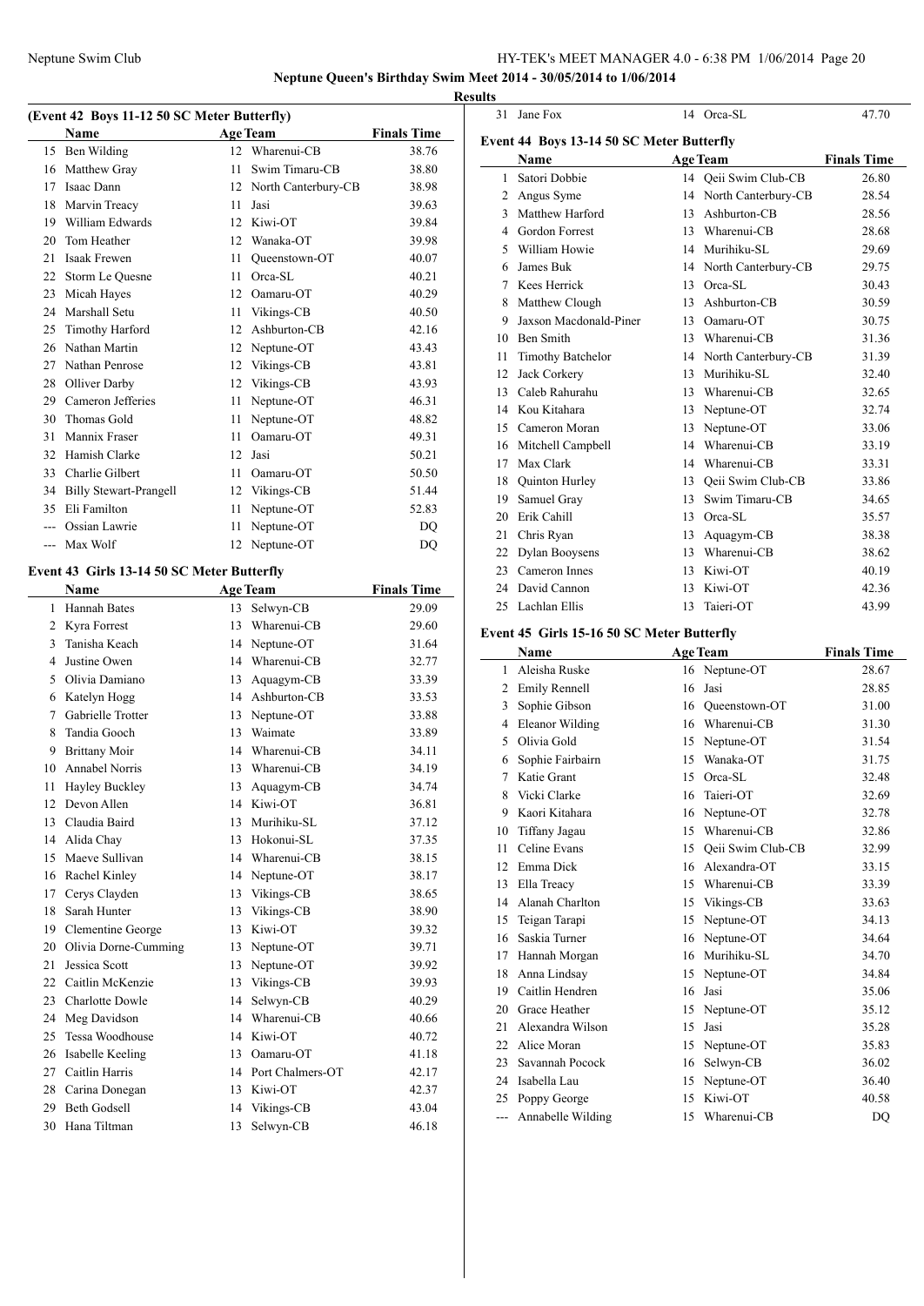## Neptune Queen's Birthday Swim Meet 2014 - 30/05/2014 to 1/06/2014

### Results

#### (Event 42 Boys 11-12 50 SC Meter Butterfly)

| | Name | Age | Team | Finals Time |
|---|---|---|---|---|
| 15 | Ben Wilding | 12 | Wharenui-CB | 38.76 |
| 16 | Matthew Gray | 11 | Swim Timaru-CB | 38.80 |
| 17 | Isaac Dann | 12 | North Canterbury-CB | 38.98 |
| 18 | Marvin Treacy | 11 | Jasi | 39.63 |
| 19 | William Edwards | 12 | Kiwi-OT | 39.84 |
| 20 | Tom Heather | 12 | Wanaka-OT | 39.98 |
| 21 | Isaak Frewen | 11 | Queenstown-OT | 40.07 |
| 22 | Storm Le Quesne | 11 | Orca-SL | 40.21 |
| 23 | Micah Hayes | 12 | Oamaru-OT | 40.29 |
| 24 | Marshall Setu | 11 | Vikings-CB | 40.50 |
| 25 | Timothy Harford | 12 | Ashburton-CB | 42.16 |
| 26 | Nathan Martin | 12 | Neptune-OT | 43.43 |
| 27 | Nathan Penrose | 12 | Vikings-CB | 43.81 |
| 28 | Olliver Darby | 12 | Vikings-CB | 43.93 |
| 29 | Cameron Jefferies | 11 | Neptune-OT | 46.31 |
| 30 | Thomas Gold | 11 | Neptune-OT | 48.82 |
| 31 | Mannix Fraser | 11 | Oamaru-OT | 49.31 |
| 32 | Hamish Clarke | 12 | Jasi | 50.21 |
| 33 | Charlie Gilbert | 11 | Oamaru-OT | 50.50 |
| 34 | Billy Stewart-Prangell | 12 | Vikings-CB | 51.44 |
| 35 | Eli Familton | 11 | Neptune-OT | 52.83 |
| --- | Ossian Lawrie | 11 | Neptune-OT | DQ |
| --- | Max Wolf | 12 | Neptune-OT | DQ |

#### Event 43 Girls 13-14 50 SC Meter Butterfly

| | Name | Age | Team | Finals Time |
|---|---|---|---|---|
| 1 | Hannah Bates | 13 | Selwyn-CB | 29.09 |
| 2 | Kyra Forrest | 13 | Wharenui-CB | 29.60 |
| 3 | Tanisha Keach | 14 | Neptune-OT | 31.64 |
| 4 | Justine Owen | 14 | Wharenui-CB | 32.77 |
| 5 | Olivia Damiano | 13 | Aquagym-CB | 33.39 |
| 6 | Katelyn Hogg | 14 | Ashburton-CB | 33.53 |
| 7 | Gabrielle Trotter | 13 | Neptune-OT | 33.88 |
| 8 | Tandia Gooch | 13 | Waimate | 33.89 |
| 9 | Brittany Moir | 14 | Wharenui-CB | 34.11 |
| 10 | Annabel Norris | 13 | Wharenui-CB | 34.19 |
| 11 | Hayley Buckley | 13 | Aquagym-CB | 34.74 |
| 12 | Devon Allen | 14 | Kiwi-OT | 36.81 |
| 13 | Claudia Baird | 13 | Murihiku-SL | 37.12 |
| 14 | Alida Chay | 13 | Hokonui-SL | 37.35 |
| 15 | Maeve Sullivan | 14 | Wharenui-CB | 38.15 |
| 16 | Rachel Kinley | 14 | Neptune-OT | 38.17 |
| 17 | Cerys Clayden | 13 | Vikings-CB | 38.65 |
| 18 | Sarah Hunter | 13 | Vikings-CB | 38.90 |
| 19 | Clementine George | 13 | Kiwi-OT | 39.32 |
| 20 | Olivia Dorne-Cumming | 13 | Neptune-OT | 39.71 |
| 21 | Jessica Scott | 13 | Neptune-OT | 39.92 |
| 22 | Caitlin McKenzie | 13 | Vikings-CB | 39.93 |
| 23 | Charlotte Dowle | 14 | Selwyn-CB | 40.29 |
| 24 | Meg Davidson | 14 | Wharenui-CB | 40.66 |
| 25 | Tessa Woodhouse | 14 | Kiwi-OT | 40.72 |
| 26 | Isabelle Keeling | 13 | Oamaru-OT | 41.18 |
| 27 | Caitlin Harris | 14 | Port Chalmers-OT | 42.17 |
| 28 | Carina Donegan | 13 | Kiwi-OT | 42.37 |
| 29 | Beth Godsell | 14 | Vikings-CB | 43.04 |
| 30 | Hana Tiltman | 13 | Selwyn-CB | 46.18 |
| 31 | Jane Fox | 14 | Orca-SL | 47.70 |

#### Event 44 Boys 13-14 50 SC Meter Butterfly

| | Name | Age | Team | Finals Time |
|---|---|---|---|---|
| 1 | Satori Dobbie | 14 | Qeii Swim Club-CB | 26.80 |
| 2 | Angus Syme | 14 | North Canterbury-CB | 28.54 |
| 3 | Matthew Harford | 13 | Ashburton-CB | 28.56 |
| 4 | Gordon Forrest | 13 | Wharenui-CB | 28.68 |
| 5 | William Howie | 14 | Murihiku-SL | 29.69 |
| 6 | James Buk | 14 | North Canterbury-CB | 29.75 |
| 7 | Kees Herrick | 13 | Orca-SL | 30.43 |
| 8 | Matthew Clough | 13 | Ashburton-CB | 30.59 |
| 9 | Jaxson Macdonald-Piner | 13 | Oamaru-OT | 30.75 |
| 10 | Ben Smith | 13 | Wharenui-CB | 31.36 |
| 11 | Timothy Batchelor | 14 | North Canterbury-CB | 31.39 |
| 12 | Jack Corkery | 13 | Murihiku-SL | 32.40 |
| 13 | Caleb Rahurahu | 13 | Wharenui-CB | 32.65 |
| 14 | Kou Kitahara | 13 | Neptune-OT | 32.74 |
| 15 | Cameron Moran | 13 | Neptune-OT | 33.06 |
| 16 | Mitchell Campbell | 14 | Wharenui-CB | 33.19 |
| 17 | Max Clark | 14 | Wharenui-CB | 33.31 |
| 18 | Quinton Hurley | 13 | Qeii Swim Club-CB | 33.86 |
| 19 | Samuel Gray | 13 | Swim Timaru-CB | 34.65 |
| 20 | Erik Cahill | 13 | Orca-SL | 35.57 |
| 21 | Chris Ryan | 13 | Aquagym-CB | 38.38 |
| 22 | Dylan Booysens | 13 | Wharenui-CB | 38.62 |
| 23 | Cameron Innes | 13 | Kiwi-OT | 40.19 |
| 24 | David Cannon | 13 | Kiwi-OT | 42.36 |
| 25 | Lachlan Ellis | 13 | Taieri-OT | 43.99 |

#### Event 45 Girls 15-16 50 SC Meter Butterfly

| | Name | Age | Team | Finals Time |
|---|---|---|---|---|
| 1 | Aleisha Ruske | 16 | Neptune-OT | 28.67 |
| 2 | Emily Rennell | 16 | Jasi | 28.85 |
| 3 | Sophie Gibson | 16 | Queenstown-OT | 31.00 |
| 4 | Eleanor Wilding | 16 | Wharenui-CB | 31.30 |
| 5 | Olivia Gold | 15 | Neptune-OT | 31.54 |
| 6 | Sophie Fairbairn | 15 | Wanaka-OT | 31.75 |
| 7 | Katie Grant | 15 | Orca-SL | 32.48 |
| 8 | Vicki Clarke | 16 | Taieri-OT | 32.69 |
| 9 | Kaori Kitahara | 16 | Neptune-OT | 32.78 |
| 10 | Tiffany Jagau | 15 | Wharenui-CB | 32.86 |
| 11 | Celine Evans | 15 | Qeii Swim Club-CB | 32.99 |
| 12 | Emma Dick | 16 | Alexandra-OT | 33.15 |
| 13 | Ella Treacy | 15 | Wharenui-CB | 33.39 |
| 14 | Alanah Charlton | 15 | Vikings-CB | 33.63 |
| 15 | Teigan Tarapi | 15 | Neptune-OT | 34.13 |
| 16 | Saskia Turner | 16 | Neptune-OT | 34.64 |
| 17 | Hannah Morgan | 16 | Murihiku-SL | 34.70 |
| 18 | Anna Lindsay | 15 | Neptune-OT | 34.84 |
| 19 | Caitlin Hendren | 16 | Jasi | 35.06 |
| 20 | Grace Heather | 15 | Neptune-OT | 35.12 |
| 21 | Alexandra Wilson | 15 | Jasi | 35.28 |
| 22 | Alice Moran | 15 | Neptune-OT | 35.83 |
| 23 | Savannah Pocock | 16 | Selwyn-CB | 36.02 |
| 24 | Isabella Lau | 15 | Neptune-OT | 36.40 |
| 25 | Poppy George | 15 | Kiwi-OT | 40.58 |
| --- | Annabelle Wilding | 15 | Wharenui-CB | DQ |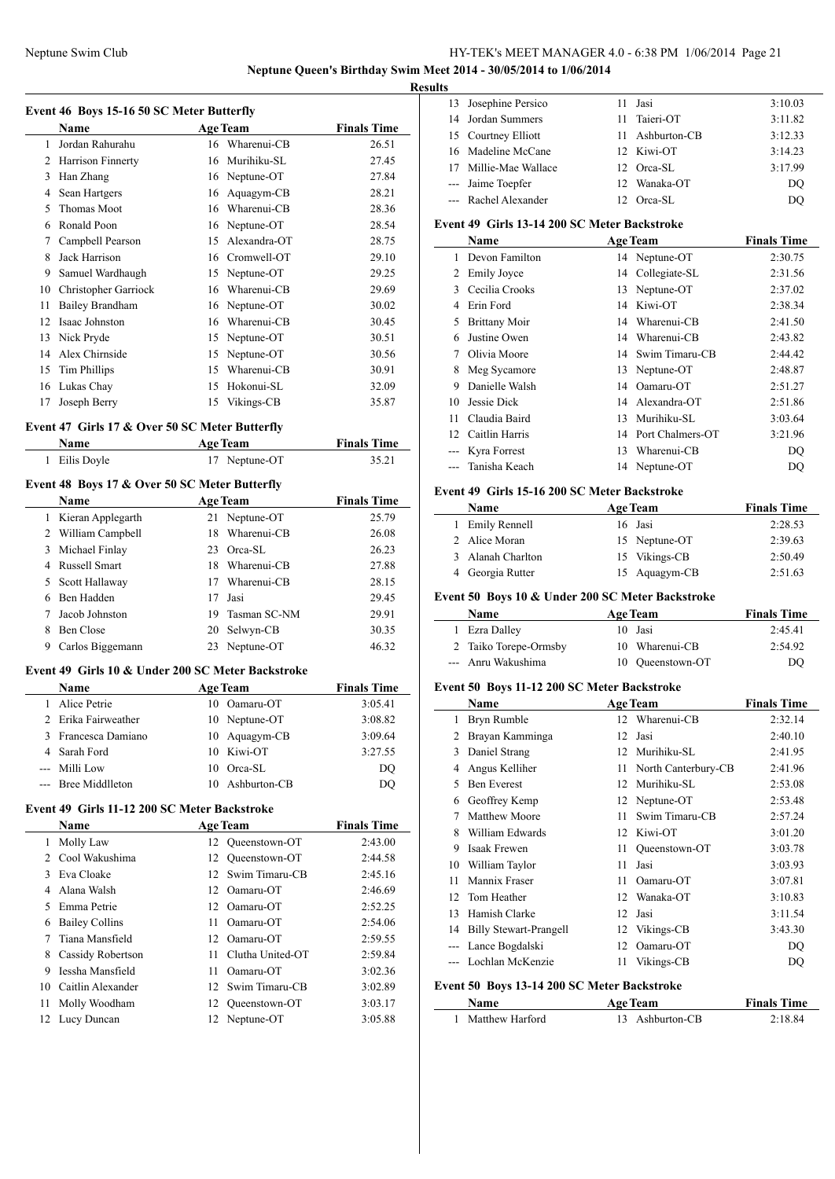## Results

### Event 46 Boys 15-16 50 SC Meter Butterfly

| | Name | Age | Team | Finals Time |
|---|---|---|---|---|
| 1 | Jordan Rahurahu | 16 | Wharenui-CB | 26.51 |
| 2 | Harrison Finnerty | 16 | Murihiku-SL | 27.45 |
| 3 | Han Zhang | 16 | Neptune-OT | 27.84 |
| 4 | Sean Hartgers | 16 | Aquagym-CB | 28.21 |
| 5 | Thomas Moot | 16 | Wharenui-CB | 28.36 |
| 6 | Ronald Poon | 16 | Neptune-OT | 28.54 |
| 7 | Campbell Pearson | 15 | Alexandra-OT | 28.75 |
| 8 | Jack Harrison | 16 | Cromwell-OT | 29.10 |
| 9 | Samuel Wardhaugh | 15 | Neptune-OT | 29.25 |
| 10 | Christopher Garriock | 16 | Wharenui-CB | 29.69 |
| 11 | Bailey Brandham | 16 | Neptune-OT | 30.02 |
| 12 | Isaac Johnston | 16 | Wharenui-CB | 30.45 |
| 13 | Nick Pryde | 15 | Neptune-OT | 30.51 |
| 14 | Alex Chirnside | 15 | Neptune-OT | 30.56 |
| 15 | Tim Phillips | 15 | Wharenui-CB | 30.91 |
| 16 | Lukas Chay | 15 | Hokonui-SL | 32.09 |
| 17 | Joseph Berry | 15 | Vikings-CB | 35.87 |

### Event 47 Girls 17 & Over 50 SC Meter Butterfly

| | Name | Age | Team | Finals Time |
|---|---|---|---|---|
| 1 | Eilis Doyle | 17 | Neptune-OT | 35.21 |

### Event 48 Boys 17 & Over 50 SC Meter Butterfly

| | Name | Age | Team | Finals Time |
|---|---|---|---|---|
| 1 | Kieran Applegarth | 21 | Neptune-OT | 25.79 |
| 2 | William Campbell | 18 | Wharenui-CB | 26.08 |
| 3 | Michael Finlay | 23 | Orca-SL | 26.23 |
| 4 | Russell Smart | 18 | Wharenui-CB | 27.88 |
| 5 | Scott Hallaway | 17 | Wharenui-CB | 28.15 |
| 6 | Ben Hadden | 17 | Jasi | 29.45 |
| 7 | Jacob Johnston | 19 | Tasman SC-NM | 29.91 |
| 8 | Ben Close | 20 | Selwyn-CB | 30.35 |
| 9 | Carlos Biggemann | 23 | Neptune-OT | 46.32 |

### Event 49 Girls 10 & Under 200 SC Meter Backstroke

| | Name | Age | Team | Finals Time |
|---|---|---|---|---|
| 1 | Alice Petrie | 10 | Oamaru-OT | 3:05.41 |
| 2 | Erika Fairweather | 10 | Neptune-OT | 3:08.82 |
| 3 | Francesca Damiano | 10 | Aquagym-CB | 3:09.64 |
| 4 | Sarah Ford | 10 | Kiwi-OT | 3:27.55 |
| --- | Milli Low | 10 | Orca-SL | DQ |
| --- | Bree Middlleton | 10 | Ashburton-CB | DQ |

### Event 49 Girls 11-12 200 SC Meter Backstroke

| | Name | Age | Team | Finals Time |
|---|---|---|---|---|
| 1 | Molly Law | 12 | Queenstown-OT | 2:43.00 |
| 2 | Cool Wakushima | 12 | Queenstown-OT | 2:44.58 |
| 3 | Eva Cloake | 12 | Swim Timaru-CB | 2:45.16 |
| 4 | Alana Walsh | 12 | Oamaru-OT | 2:46.69 |
| 5 | Emma Petrie | 12 | Oamaru-OT | 2:52.25 |
| 6 | Bailey Collins | 11 | Oamaru-OT | 2:54.06 |
| 7 | Tiana Mansfield | 12 | Oamaru-OT | 2:59.55 |
| 8 | Cassidy Robertson | 11 | Clutha United-OT | 2:59.84 |
| 9 | Iessha Mansfield | 11 | Oamaru-OT | 3:02.36 |
| 10 | Caitlin Alexander | 12 | Swim Timaru-CB | 3:02.89 |
| 11 | Molly Woodham | 12 | Queenstown-OT | 3:03.17 |
| 12 | Lucy Duncan | 12 | Neptune-OT | 3:05.88 |
| 13 | Josephine Persico | 11 | Jasi | 3:10.03 |
| 14 | Jordan Summers | 11 | Taieri-OT | 3:11.82 |
| 15 | Courtney Elliott | 11 | Ashburton-CB | 3:12.33 |
| 16 | Madeline McCane | 12 | Kiwi-OT | 3:14.23 |
| 17 | Millie-Mae Wallace | 12 | Orca-SL | 3:17.99 |
| --- | Jaime Toepfer | 12 | Wanaka-OT | DQ |
| --- | Rachel Alexander | 12 | Orca-SL | DQ |

### Event 49 Girls 13-14 200 SC Meter Backstroke

| | Name | Age | Team | Finals Time |
|---|---|---|---|---|
| 1 | Devon Familton | 14 | Neptune-OT | 2:30.75 |
| 2 | Emily Joyce | 14 | Collegiate-SL | 2:31.56 |
| 3 | Cecilia Crooks | 13 | Neptune-OT | 2:37.02 |
| 4 | Erin Ford | 14 | Kiwi-OT | 2:38.34 |
| 5 | Brittany Moir | 14 | Wharenui-CB | 2:41.50 |
| 6 | Justine Owen | 14 | Wharenui-CB | 2:43.82 |
| 7 | Olivia Moore | 14 | Swim Timaru-CB | 2:44.42 |
| 8 | Meg Sycamore | 13 | Neptune-OT | 2:48.87 |
| 9 | Danielle Walsh | 14 | Oamaru-OT | 2:51.27 |
| 10 | Jessie Dick | 14 | Alexandra-OT | 2:51.86 |
| 11 | Claudia Baird | 13 | Murihiku-SL | 3:03.64 |
| 12 | Caitlin Harris | 14 | Port Chalmers-OT | 3:21.96 |
| --- | Kyra Forrest | 13 | Wharenui-CB | DQ |
| --- | Tanisha Keach | 14 | Neptune-OT | DQ |

### Event 49 Girls 15-16 200 SC Meter Backstroke

| | Name | Age | Team | Finals Time |
|---|---|---|---|---|
| 1 | Emily Rennell | 16 | Jasi | 2:28.53 |
| 2 | Alice Moran | 15 | Neptune-OT | 2:39.63 |
| 3 | Alanah Charlton | 15 | Vikings-CB | 2:50.49 |
| 4 | Georgia Rutter | 15 | Aquagym-CB | 2:51.63 |

### Event 50 Boys 10 & Under 200 SC Meter Backstroke

| | Name | Age | Team | Finals Time |
|---|---|---|---|---|
| 1 | Ezra Dalley | 10 | Jasi | 2:45.41 |
| 2 | Taiko Torepe-Ormsby | 10 | Wharenui-CB | 2:54.92 |
| --- | Anru Wakushima | 10 | Queenstown-OT | DQ |

### Event 50 Boys 11-12 200 SC Meter Backstroke

| | Name | Age | Team | Finals Time |
|---|---|---|---|---|
| 1 | Bryn Rumble | 12 | Wharenui-CB | 2:32.14 |
| 2 | Brayan Kamminga | 12 | Jasi | 2:40.10 |
| 3 | Daniel Strang | 12 | Murihiku-SL | 2:41.95 |
| 4 | Angus Kelliher | 11 | North Canterbury-CB | 2:41.96 |
| 5 | Ben Everest | 12 | Murihiku-SL | 2:53.08 |
| 6 | Geoffrey Kemp | 12 | Neptune-OT | 2:53.48 |
| 7 | Matthew Moore | 11 | Swim Timaru-CB | 2:57.24 |
| 8 | William Edwards | 12 | Kiwi-OT | 3:01.20 |
| 9 | Isaak Frewen | 11 | Queenstown-OT | 3:03.78 |
| 10 | William Taylor | 11 | Jasi | 3:03.93 |
| 11 | Mannix Fraser | 11 | Oamaru-OT | 3:07.81 |
| 12 | Tom Heather | 12 | Wanaka-OT | 3:10.83 |
| 13 | Hamish Clarke | 12 | Jasi | 3:11.54 |
| 14 | Billy Stewart-Prangell | 12 | Vikings-CB | 3:43.30 |
| --- | Lance Bogdalski | 12 | Oamaru-OT | DQ |
| --- | Lochlan McKenzie | 11 | Vikings-CB | DQ |

### Event 50 Boys 13-14 200 SC Meter Backstroke

| | Name | Age | Team | Finals Time |
|---|---|---|---|---|
| 1 | Matthew Harford | 13 | Ashburton-CB | 2:18.84 |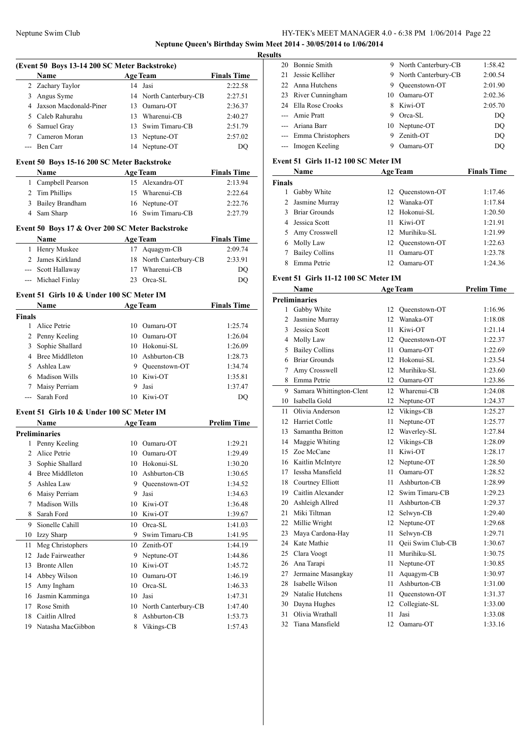### (Event 50 Boys 13-14 200 SC Meter Backstroke)

| | Name | Age | Team | Finals Time |
|---|---|---|---|---|
| 2 | Zachary Taylor | 14 | Jasi | 2:22.58 |
| 3 | Angus Syme | 14 | North Canterbury-CB | 2:27.51 |
| 4 | Jaxson Macdonald-Piner | 13 | Oamaru-OT | 2:36.37 |
| 5 | Caleb Rahurahu | 13 | Wharenui-CB | 2:40.27 |
| 6 | Samuel Gray | 13 | Swim Timaru-CB | 2:51.79 |
| 7 | Cameron Moran | 13 | Neptune-OT | 2:57.02 |
| --- | Ben Carr | 14 | Neptune-OT | DQ |

### Event 50 Boys 15-16 200 SC Meter Backstroke

| | Name | Age | Team | Finals Time |
|---|---|---|---|---|
| 1 | Campbell Pearson | 15 | Alexandra-OT | 2:13.94 |
| 2 | Tim Phillips | 15 | Wharenui-CB | 2:22.64 |
| 3 | Bailey Brandham | 16 | Neptune-OT | 2:22.76 |
| 4 | Sam Sharp | 16 | Swim Timaru-CB | 2:27.79 |

### Event 50 Boys 17 & Over 200 SC Meter Backstroke

| | Name | Age | Team | Finals Time |
|---|---|---|---|---|
| 1 | Henry Muskee | 17 | Aquagym-CB | 2:09.74 |
| 2 | James Kirkland | 18 | North Canterbury-CB | 2:33.91 |
| --- | Scott Hallaway | 17 | Wharenui-CB | DQ |
| --- | Michael Finlay | 23 | Orca-SL | DQ |

### Event 51 Girls 10 & Under 100 SC Meter IM

| | Name | Age | Team | Finals Time |
|---|---|---|---|---|
| **Finals** | | | | |
| 1 | Alice Petrie | 10 | Oamaru-OT | 1:25.74 |
| 2 | Penny Keeling | 10 | Oamaru-OT | 1:26.04 |
| 3 | Sophie Shallard | 10 | Hokonui-SL | 1:26.09 |
| 4 | Bree Middlleton | 10 | Ashburton-CB | 1:28.73 |
| 5 | Ashlea Law | 9 | Queenstown-OT | 1:34.74 |
| 6 | Madison Wills | 10 | Kiwi-OT | 1:35.81 |
| 7 | Maisy Perriam | 9 | Jasi | 1:37.47 |
| --- | Sarah Ford | 10 | Kiwi-OT | DQ |

### Event 51 Girls 10 & Under 100 SC Meter IM

| | Name | Age | Team | Prelim Time |
|---|---|---|---|---|
| **Preliminaries** | | | | |
| 1 | Penny Keeling | 10 | Oamaru-OT | 1:29.21 |
| 2 | Alice Petrie | 10 | Oamaru-OT | 1:29.49 |
| 3 | Sophie Shallard | 10 | Hokonui-SL | 1:30.20 |
| 4 | Bree Middlleton | 10 | Ashburton-CB | 1:30.65 |
| 5 | Ashlea Law | 9 | Queenstown-OT | 1:34.52 |
| 6 | Maisy Perriam | 9 | Jasi | 1:34.63 |
| 7 | Madison Wills | 10 | Kiwi-OT | 1:36.48 |
| 8 | Sarah Ford | 10 | Kiwi-OT | 1:39.67 |
| 9 | Sionelle Cahill | 10 | Orca-SL | 1:41.03 |
| 10 | Izzy Sharp | 9 | Swim Timaru-CB | 1:41.95 |
| 11 | Meg Christophers | 10 | Zenith-OT | 1:44.19 |
| 12 | Jade Fairweather | 9 | Neptune-OT | 1:44.86 |
| 13 | Bronte Allen | 10 | Kiwi-OT | 1:45.72 |
| 14 | Abbey Wilson | 10 | Oamaru-OT | 1:46.19 |
| 15 | Amy Ingham | 10 | Orca-SL | 1:46.33 |
| 16 | Jasmin Kamminga | 10 | Jasi | 1:47.31 |
| 17 | Rose Smith | 10 | North Canterbury-CB | 1:47.40 |
| 18 | Caitlin Allred | 8 | Ashburton-CB | 1:53.73 |
| 19 | Natasha MacGibbon | 8 | Vikings-CB | 1:57.43 |
| 20 | Bonnie Smith | 9 | North Canterbury-CB | 1:58.42 |
| 21 | Jessie Kelliher | 9 | North Canterbury-CB | 2:00.54 |
| 22 | Anna Hutchens | 9 | Queenstown-OT | 2:01.90 |
| 23 | River Cunningham | 10 | Oamaru-OT | 2:02.36 |
| 24 | Ella Rose Crooks | 8 | Kiwi-OT | 2:05.70 |
| --- | Amie Pratt | 9 | Orca-SL | DQ |
| --- | Ariana Barr | 10 | Neptune-OT | DQ |
| --- | Emma Christophers | 9 | Zenith-OT | DQ |
| --- | Imogen Keeling | 9 | Oamaru-OT | DQ |

### Event 51 Girls 11-12 100 SC Meter IM

| | Name | Age | Team | Finals Time |
|---|---|---|---|---|
| **Finals** | | | | |
| 1 | Gabby White | 12 | Queenstown-OT | 1:17.46 |
| 2 | Jasmine Murray | 12 | Wanaka-OT | 1:17.84 |
| 3 | Briar Grounds | 12 | Hokonui-SL | 1:20.50 |
| 4 | Jessica Scott | 11 | Kiwi-OT | 1:21.91 |
| 5 | Amy Crosswell | 12 | Murihiku-SL | 1:21.99 |
| 6 | Molly Law | 12 | Queenstown-OT | 1:22.63 |
| 7 | Bailey Collins | 11 | Oamaru-OT | 1:23.78 |
| 8 | Emma Petrie | 12 | Oamaru-OT | 1:24.36 |

### Event 51 Girls 11-12 100 SC Meter IM

| | Name | Age | Team | Prelim Time |
|---|---|---|---|---|
| **Preliminaries** | | | | |
| 1 | Gabby White | 12 | Queenstown-OT | 1:16.96 |
| 2 | Jasmine Murray | 12 | Wanaka-OT | 1:18.08 |
| 3 | Jessica Scott | 11 | Kiwi-OT | 1:21.14 |
| 4 | Molly Law | 12 | Queenstown-OT | 1:22.37 |
| 5 | Bailey Collins | 11 | Oamaru-OT | 1:22.69 |
| 6 | Briar Grounds | 12 | Hokonui-SL | 1:23.54 |
| 7 | Amy Crosswell | 12 | Murihiku-SL | 1:23.60 |
| 8 | Emma Petrie | 12 | Oamaru-OT | 1:23.86 |
| 9 | Samara Whittington-Clent | 12 | Wharenui-CB | 1:24.08 |
| 10 | Isabella Gold | 12 | Neptune-OT | 1:24.37 |
| 11 | Olivia Anderson | 12 | Vikings-CB | 1:25.27 |
| 12 | Harriet Cottle | 11 | Neptune-OT | 1:25.77 |
| 13 | Samantha Britton | 12 | Waverley-SL | 1:27.84 |
| 14 | Maggie Whiting | 12 | Vikings-CB | 1:28.09 |
| 15 | Zoe McCane | 11 | Kiwi-OT | 1:28.17 |
| 16 | Kaitlin McIntyre | 12 | Neptune-OT | 1:28.50 |
| 17 | Iessha Mansfield | 11 | Oamaru-OT | 1:28.52 |
| 18 | Courtney Elliott | 11 | Ashburton-CB | 1:28.99 |
| 19 | Caitlin Alexander | 12 | Swim Timaru-CB | 1:29.23 |
| 20 | Ashleigh Allred | 11 | Ashburton-CB | 1:29.37 |
| 21 | Miki Tiltman | 12 | Selwyn-CB | 1:29.40 |
| 22 | Millie Wright | 12 | Neptune-OT | 1:29.68 |
| 23 | Maya Cardona-Hay | 11 | Selwyn-CB | 1:29.71 |
| 24 | Kate Mathie | 11 | Qeii Swim Club-CB | 1:30.67 |
| 25 | Clara Voogt | 11 | Murihiku-SL | 1:30.75 |
| 26 | Ana Tarapi | 11 | Neptune-OT | 1:30.85 |
| 27 | Jermaine Masangkay | 11 | Aquagym-CB | 1:30.97 |
| 28 | Isabelle Wilson | 11 | Ashburton-CB | 1:31.00 |
| 29 | Natalie Hutchens | 11 | Queenstown-OT | 1:31.37 |
| 30 | Dayna Hughes | 12 | Collegiate-SL | 1:33.00 |
| 31 | Olivia Wrathall | 11 | Jasi | 1:33.08 |
| 32 | Tiana Mansfield | 12 | Oamaru-OT | 1:33.16 |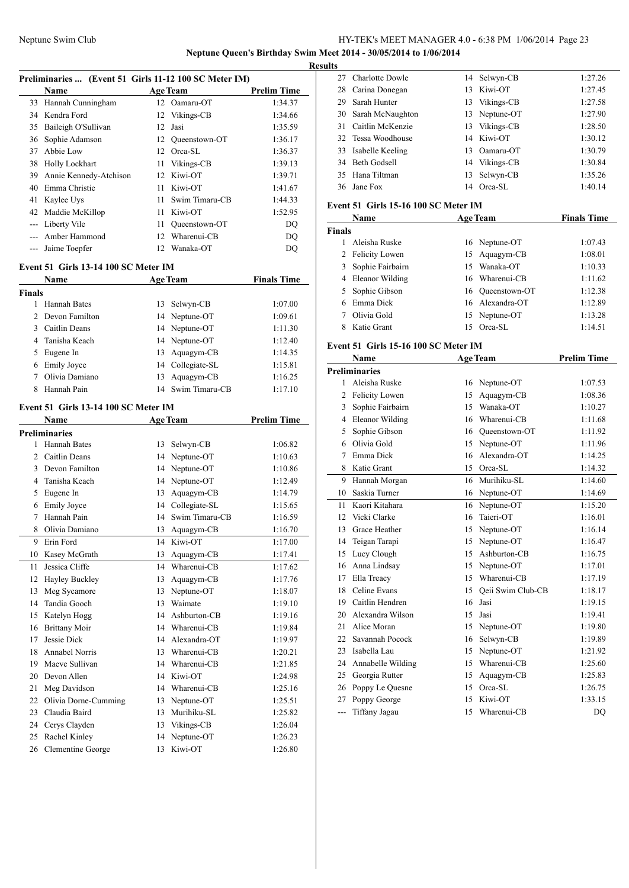**Neptune Queen's Birthday Swim Meet 2014 - 30/05/2014 to 1/06/2014**

**Results**

### Preliminaries ... (Event 51 Girls 11-12 100 SC Meter IM)

| | Name | Age | Team | Prelim Time |
|---|---|---|---|---|
| 33 | Hannah Cunningham | 12 | Oamaru-OT | 1:34.37 |
| 34 | Kendra Ford | 12 | Vikings-CB | 1:34.66 |
| 35 | Baileigh O'Sullivan | 12 | Jasi | 1:35.59 |
| 36 | Sophie Adamson | 12 | Queenstown-OT | 1:36.17 |
| 37 | Abbie Low | 12 | Orca-SL | 1:36.37 |
| 38 | Holly Lockhart | 11 | Vikings-CB | 1:39.13 |
| 39 | Annie Kennedy-Atchison | 12 | Kiwi-OT | 1:39.71 |
| 40 | Emma Christie | 11 | Kiwi-OT | 1:41.67 |
| 41 | Kaylee Uys | 11 | Swim Timaru-CB | 1:44.33 |
| 42 | Maddie McKillop | 11 | Kiwi-OT | 1:52.95 |
| --- | Liberty Vile | 11 | Queenstown-OT | DQ |
| --- | Amber Hammond | 12 | Wharenui-CB | DQ |
| --- | Jaime Toepfer | 12 | Wanaka-OT | DQ |

### Event 51 Girls 13-14 100 SC Meter IM

| | Name | Age | Team | Finals Time |
|---|---|---|---|---|
| **Finals** | | | | |
| 1 | Hannah Bates | 13 | Selwyn-CB | 1:07.00 |
| 2 | Devon Familton | 14 | Neptune-OT | 1:09.61 |
| 3 | Caitlin Deans | 14 | Neptune-OT | 1:11.30 |
| 4 | Tanisha Keach | 14 | Neptune-OT | 1:12.40 |
| 5 | Eugene In | 13 | Aquagym-CB | 1:14.35 |
| 6 | Emily Joyce | 14 | Collegiate-SL | 1:15.81 |
| 7 | Olivia Damiano | 13 | Aquagym-CB | 1:16.25 |
| 8 | Hannah Pain | 14 | Swim Timaru-CB | 1:17.10 |

### Event 51 Girls 13-14 100 SC Meter IM

| | Name | Age | Team | Prelim Time |
|---|---|---|---|---|
| **Preliminaries** | | | | |
| 1 | Hannah Bates | 13 | Selwyn-CB | 1:06.82 |
| 2 | Caitlin Deans | 14 | Neptune-OT | 1:10.63 |
| 3 | Devon Familton | 14 | Neptune-OT | 1:10.86 |
| 4 | Tanisha Keach | 14 | Neptune-OT | 1:12.49 |
| 5 | Eugene In | 13 | Aquagym-CB | 1:14.79 |
| 6 | Emily Joyce | 14 | Collegiate-SL | 1:15.65 |
| 7 | Hannah Pain | 14 | Swim Timaru-CB | 1:16.59 |
| 8 | Olivia Damiano | 13 | Aquagym-CB | 1:16.70 |
| 9 | Erin Ford | 14 | Kiwi-OT | 1:17.00 |
| 10 | Kasey McGrath | 13 | Aquagym-CB | 1:17.41 |
| 11 | Jessica Cliffe | 14 | Wharenui-CB | 1:17.62 |
| 12 | Hayley Buckley | 13 | Aquagym-CB | 1:17.76 |
| 13 | Meg Sycamore | 13 | Neptune-OT | 1:18.07 |
| 14 | Tandia Gooch | 13 | Waimate | 1:19.10 |
| 15 | Katelyn Hogg | 14 | Ashburton-CB | 1:19.16 |
| 16 | Brittany Moir | 14 | Wharenui-CB | 1:19.84 |
| 17 | Jessie Dick | 14 | Alexandra-OT | 1:19.97 |
| 18 | Annabel Norris | 13 | Wharenui-CB | 1:20.21 |
| 19 | Maeve Sullivan | 14 | Wharenui-CB | 1:21.85 |
| 20 | Devon Allen | 14 | Kiwi-OT | 1:24.98 |
| 21 | Meg Davidson | 14 | Wharenui-CB | 1:25.16 |
| 22 | Olivia Dorne-Cumming | 13 | Neptune-OT | 1:25.51 |
| 23 | Claudia Baird | 13 | Murihiku-SL | 1:25.82 |
| 24 | Cerys Clayden | 13 | Vikings-CB | 1:26.04 |
| 25 | Rachel Kinley | 14 | Neptune-OT | 1:26.23 |
| 26 | Clementine George | 13 | Kiwi-OT | 1:26.80 |
| 27 | Charlotte Dowle | 14 | Selwyn-CB | 1:27.26 |
| 28 | Carina Donegan | 13 | Kiwi-OT | 1:27.45 |
| 29 | Sarah Hunter | 13 | Vikings-CB | 1:27.58 |
| 30 | Sarah McNaughton | 13 | Neptune-OT | 1:27.90 |
| 31 | Caitlin McKenzie | 13 | Vikings-CB | 1:28.50 |
| 32 | Tessa Woodhouse | 14 | Kiwi-OT | 1:30.12 |
| 33 | Isabelle Keeling | 13 | Oamaru-OT | 1:30.79 |
| 34 | Beth Godsell | 14 | Vikings-CB | 1:30.84 |
| 35 | Hana Tiltman | 13 | Selwyn-CB | 1:35.26 |
| 36 | Jane Fox | 14 | Orca-SL | 1:40.14 |

### Event 51 Girls 15-16 100 SC Meter IM

| | Name | Age | Team | Finals Time |
|---|---|---|---|---|
| **Finals** | | | | |
| 1 | Aleisha Ruske | 16 | Neptune-OT | 1:07.43 |
| 2 | Felicity Lowen | 15 | Aquagym-CB | 1:08.01 |
| 3 | Sophie Fairbairn | 15 | Wanaka-OT | 1:10.33 |
| 4 | Eleanor Wilding | 16 | Wharenui-CB | 1:11.62 |
| 5 | Sophie Gibson | 16 | Queenstown-OT | 1:12.38 |
| 6 | Emma Dick | 16 | Alexandra-OT | 1:12.89 |
| 7 | Olivia Gold | 15 | Neptune-OT | 1:13.28 |
| 8 | Katie Grant | 15 | Orca-SL | 1:14.51 |

### Event 51 Girls 15-16 100 SC Meter IM

| | Name | Age | Team | Prelim Time |
|---|---|---|---|---|
| **Preliminaries** | | | | |
| 1 | Aleisha Ruske | 16 | Neptune-OT | 1:07.53 |
| 2 | Felicity Lowen | 15 | Aquagym-CB | 1:08.36 |
| 3 | Sophie Fairbairn | 15 | Wanaka-OT | 1:10.27 |
| 4 | Eleanor Wilding | 16 | Wharenui-CB | 1:11.68 |
| 5 | Sophie Gibson | 16 | Queenstown-OT | 1:11.92 |
| 6 | Olivia Gold | 15 | Neptune-OT | 1:11.96 |
| 7 | Emma Dick | 16 | Alexandra-OT | 1:14.25 |
| 8 | Katie Grant | 15 | Orca-SL | 1:14.32 |
| 9 | Hannah Morgan | 16 | Murihiku-SL | 1:14.60 |
| 10 | Saskia Turner | 16 | Neptune-OT | 1:14.69 |
| 11 | Kaori Kitahara | 16 | Neptune-OT | 1:15.20 |
| 12 | Vicki Clarke | 16 | Taieri-OT | 1:16.01 |
| 13 | Grace Heather | 15 | Neptune-OT | 1:16.14 |
| 14 | Teigan Tarapi | 15 | Neptune-OT | 1:16.47 |
| 15 | Lucy Clough | 15 | Ashburton-CB | 1:16.75 |
| 16 | Anna Lindsay | 15 | Neptune-OT | 1:17.01 |
| 17 | Ella Treacy | 15 | Wharenui-CB | 1:17.19 |
| 18 | Celine Evans | 15 | Qeii Swim Club-CB | 1:18.17 |
| 19 | Caitlin Hendren | 16 | Jasi | 1:19.15 |
| 20 | Alexandra Wilson | 15 | Jasi | 1:19.41 |
| 21 | Alice Moran | 15 | Neptune-OT | 1:19.80 |
| 22 | Savannah Pocock | 16 | Selwyn-CB | 1:19.89 |
| 23 | Isabella Lau | 15 | Neptune-OT | 1:21.92 |
| 24 | Annabelle Wilding | 15 | Wharenui-CB | 1:25.60 |
| 25 | Georgia Rutter | 15 | Aquagym-CB | 1:25.83 |
| 26 | Poppy Le Quesne | 15 | Orca-SL | 1:26.75 |
| 27 | Poppy George | 15 | Kiwi-OT | 1:33.15 |
| --- | Tiffany Jagau | 15 | Wharenui-CB | DQ |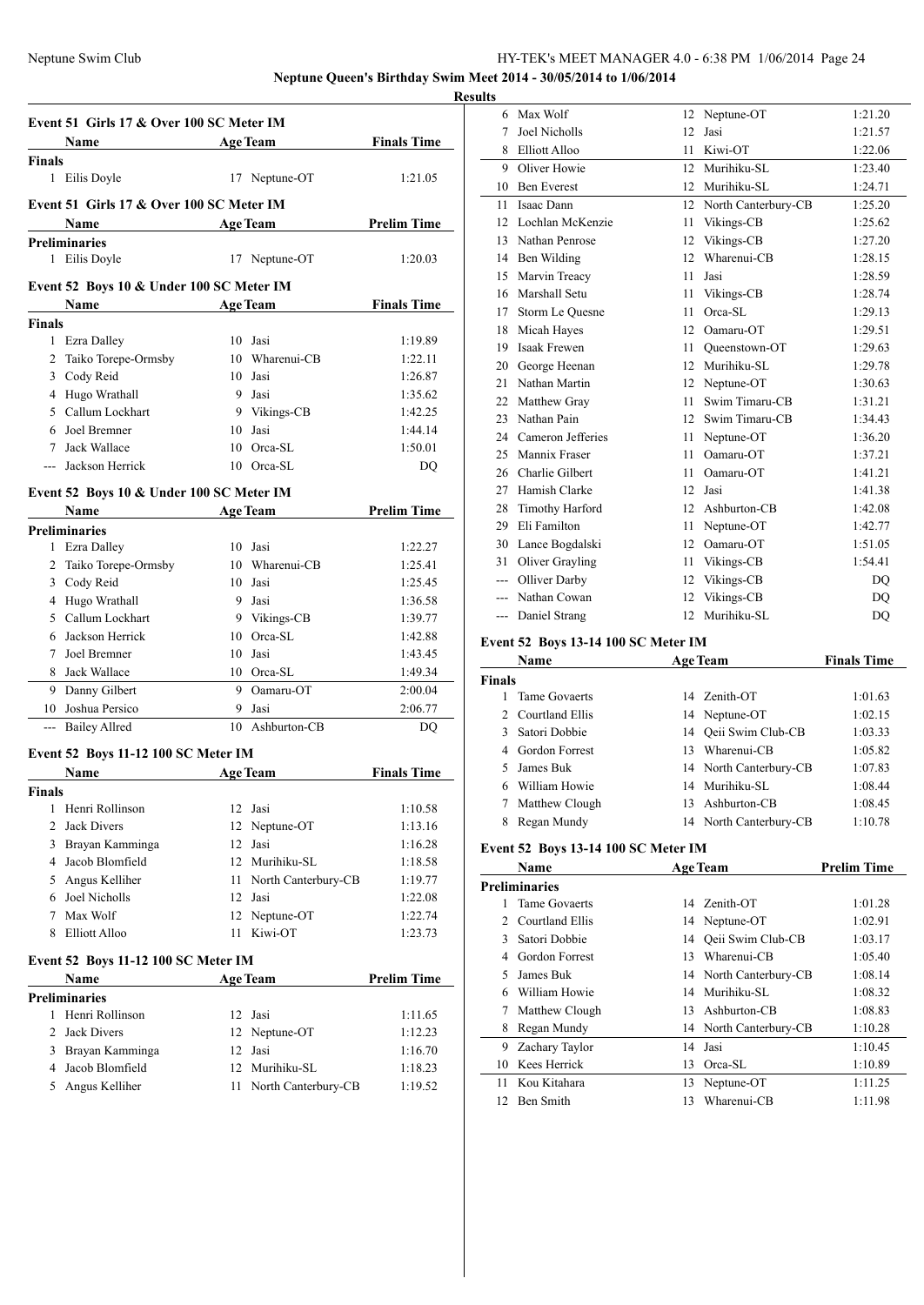**Neptune Queen's Birthday Swim Meet 2014 - 30/05/2014 to 1/06/2014**

**Results**

### Event 51 Girls 17 & Over 100 SC Meter IM

| | Name | Age | Team | Finals Time |
|---|---|---|---|---|
| **Finals** | | | | |
| 1 | Eilis Doyle | 17 | Neptune-OT | 1:21.05 |

### Event 51 Girls 17 & Over 100 SC Meter IM

| | Name | Age | Team | Prelim Time |
|---|---|---|---|---|
| **Preliminaries** | | | | |
| 1 | Eilis Doyle | 17 | Neptune-OT | 1:20.03 |

### Event 52 Boys 10 & Under 100 SC Meter IM

| | Name | Age | Team | Finals Time |
|---|---|---|---|---|
| **Finals** | | | | |
| 1 | Ezra Dalley | 10 | Jasi | 1:19.89 |
| 2 | Taiko Torepe-Ormsby | 10 | Wharenui-CB | 1:22.11 |
| 3 | Cody Reid | 10 | Jasi | 1:26.87 |
| 4 | Hugo Wrathall | 9 | Jasi | 1:35.62 |
| 5 | Callum Lockhart | 9 | Vikings-CB | 1:42.25 |
| 6 | Joel Bremner | 10 | Jasi | 1:44.14 |
| 7 | Jack Wallace | 10 | Orca-SL | 1:50.01 |
| --- | Jackson Herrick | 10 | Orca-SL | DQ |

### Event 52 Boys 10 & Under 100 SC Meter IM

| | Name | Age | Team | Prelim Time |
|---|---|---|---|---|
| **Preliminaries** | | | | |
| 1 | Ezra Dalley | 10 | Jasi | 1:22.27 |
| 2 | Taiko Torepe-Ormsby | 10 | Wharenui-CB | 1:25.41 |
| 3 | Cody Reid | 10 | Jasi | 1:25.45 |
| 4 | Hugo Wrathall | 9 | Jasi | 1:36.58 |
| 5 | Callum Lockhart | 9 | Vikings-CB | 1:39.77 |
| 6 | Jackson Herrick | 10 | Orca-SL | 1:42.88 |
| 7 | Joel Bremner | 10 | Jasi | 1:43.45 |
| 8 | Jack Wallace | 10 | Orca-SL | 1:49.34 |
| 9 | Danny Gilbert | 9 | Oamaru-OT | 2:00.04 |
| 10 | Joshua Persico | 9 | Jasi | 2:06.77 |
| --- | Bailey Allred | 10 | Ashburton-CB | DQ |

### Event 52 Boys 11-12 100 SC Meter IM

| | Name | Age | Team | Finals Time |
|---|---|---|---|---|
| **Finals** | | | | |
| 1 | Henri Rollinson | 12 | Jasi | 1:10.58 |
| 2 | Jack Divers | 12 | Neptune-OT | 1:13.16 |
| 3 | Brayan Kamminga | 12 | Jasi | 1:16.28 |
| 4 | Jacob Blomfield | 12 | Murihiku-SL | 1:18.58 |
| 5 | Angus Kelliher | 11 | North Canterbury-CB | 1:19.77 |
| 6 | Joel Nicholls | 12 | Jasi | 1:22.08 |
| 7 | Max Wolf | 12 | Neptune-OT | 1:22.74 |
| 8 | Elliott Alloo | 11 | Kiwi-OT | 1:23.73 |

### Event 52 Boys 11-12 100 SC Meter IM

| | Name | Age | Team | Prelim Time |
|---|---|---|---|---|
| **Preliminaries** | | | | |
| 1 | Henri Rollinson | 12 | Jasi | 1:11.65 |
| 2 | Jack Divers | 12 | Neptune-OT | 1:12.23 |
| 3 | Brayan Kamminga | 12 | Jasi | 1:16.70 |
| 4 | Jacob Blomfield | 12 | Murihiku-SL | 1:18.23 |
| 5 | Angus Kelliher | 11 | North Canterbury-CB | 1:19.52 |
| 6 | Max Wolf | 12 | Neptune-OT | 1:21.20 |
| 7 | Joel Nicholls | 12 | Jasi | 1:21.57 |
| 8 | Elliott Alloo | 11 | Kiwi-OT | 1:22.06 |
| 9 | Oliver Howie | 12 | Murihiku-SL | 1:23.40 |
| 10 | Ben Everest | 12 | Murihiku-SL | 1:24.71 |
| 11 | Isaac Dann | 12 | North Canterbury-CB | 1:25.20 |
| 12 | Lochlan McKenzie | 11 | Vikings-CB | 1:25.62 |
| 13 | Nathan Penrose | 12 | Vikings-CB | 1:27.20 |
| 14 | Ben Wilding | 12 | Wharenui-CB | 1:28.15 |
| 15 | Marvin Treacy | 11 | Jasi | 1:28.59 |
| 16 | Marshall Setu | 11 | Vikings-CB | 1:28.74 |
| 17 | Storm Le Quesne | 11 | Orca-SL | 1:29.13 |
| 18 | Micah Hayes | 12 | Oamaru-OT | 1:29.51 |
| 19 | Isaak Frewen | 11 | Queenstown-OT | 1:29.63 |
| 20 | George Heenan | 12 | Murihiku-SL | 1:29.78 |
| 21 | Nathan Martin | 12 | Neptune-OT | 1:30.63 |
| 22 | Matthew Gray | 11 | Swim Timaru-CB | 1:31.21 |
| 23 | Nathan Pain | 12 | Swim Timaru-CB | 1:34.43 |
| 24 | Cameron Jefferies | 11 | Neptune-OT | 1:36.20 |
| 25 | Mannix Fraser | 11 | Oamaru-OT | 1:37.21 |
| 26 | Charlie Gilbert | 11 | Oamaru-OT | 1:41.21 |
| 27 | Hamish Clarke | 12 | Jasi | 1:41.38 |
| 28 | Timothy Harford | 12 | Ashburton-CB | 1:42.08 |
| 29 | Eli Familton | 11 | Neptune-OT | 1:42.77 |
| 30 | Lance Bogdalski | 12 | Oamaru-OT | 1:51.05 |
| 31 | Oliver Grayling | 11 | Vikings-CB | 1:54.41 |
| --- | Olliver Darby | 12 | Vikings-CB | DQ |
| --- | Nathan Cowan | 12 | Vikings-CB | DQ |
| --- | Daniel Strang | 12 | Murihiku-SL | DQ |

### Event 52 Boys 13-14 100 SC Meter IM

| | Name | Age | Team | Finals Time |
|---|---|---|---|---|
| **Finals** | | | | |
| 1 | Tame Govaerts | 14 | Zenith-OT | 1:01.63 |
| 2 | Courtland Ellis | 14 | Neptune-OT | 1:02.15 |
| 3 | Satori Dobbie | 14 | Qeii Swim Club-CB | 1:03.33 |
| 4 | Gordon Forrest | 13 | Wharenui-CB | 1:05.82 |
| 5 | James Buk | 14 | North Canterbury-CB | 1:07.83 |
| 6 | William Howie | 14 | Murihiku-SL | 1:08.44 |
| 7 | Matthew Clough | 13 | Ashburton-CB | 1:08.45 |
| 8 | Regan Mundy | 14 | North Canterbury-CB | 1:10.78 |

### Event 52 Boys 13-14 100 SC Meter IM

| | Name | Age | Team | Prelim Time |
|---|---|---|---|---|
| **Preliminaries** | | | | |
| 1 | Tame Govaerts | 14 | Zenith-OT | 1:01.28 |
| 2 | Courtland Ellis | 14 | Neptune-OT | 1:02.91 |
| 3 | Satori Dobbie | 14 | Qeii Swim Club-CB | 1:03.17 |
| 4 | Gordon Forrest | 13 | Wharenui-CB | 1:05.40 |
| 5 | James Buk | 14 | North Canterbury-CB | 1:08.14 |
| 6 | William Howie | 14 | Murihiku-SL | 1:08.32 |
| 7 | Matthew Clough | 13 | Ashburton-CB | 1:08.83 |
| 8 | Regan Mundy | 14 | North Canterbury-CB | 1:10.28 |
| 9 | Zachary Taylor | 14 | Jasi | 1:10.45 |
| 10 | Kees Herrick | 13 | Orca-SL | 1:10.89 |
| 11 | Kou Kitahara | 13 | Neptune-OT | 1:11.25 |
| 12 | Ben Smith | 13 | Wharenui-CB | 1:11.98 |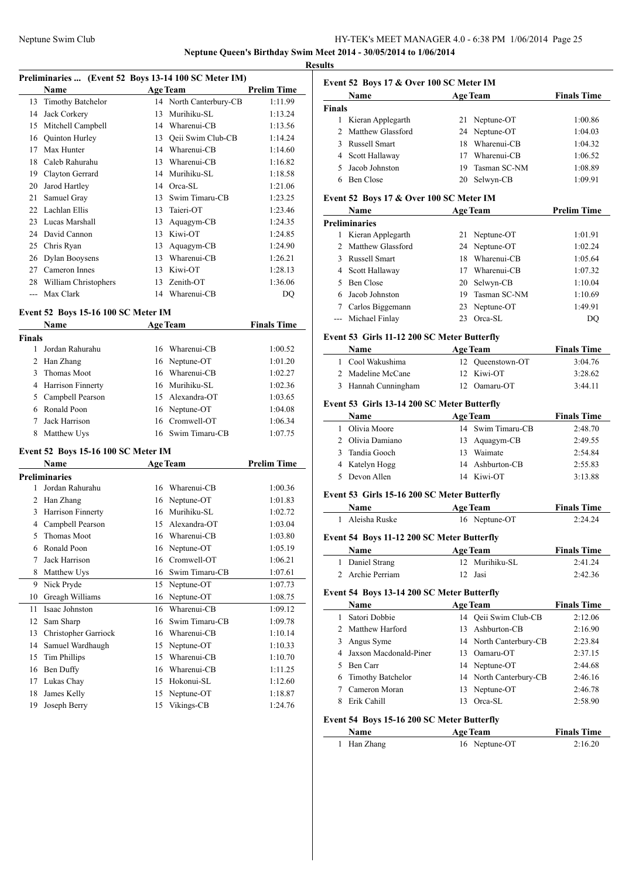# Neptune Queen's Birthday Swim Meet 2014 - 30/05/2014 to 1/06/2014

## Results

### Preliminaries ... (Event 52 Boys 13-14 100 SC Meter IM)

| | Name | Age | Team | Prelim Time |
|---|---|---|---|---|
| 13 | Timothy Batchelor | 14 | North Canterbury-CB | 1:11.99 |
| 14 | Jack Corkery | 13 | Murihiku-SL | 1:13.24 |
| 15 | Mitchell Campbell | 14 | Wharenui-CB | 1:13.56 |
| 16 | Quinton Hurley | 13 | Qeii Swim Club-CB | 1:14.24 |
| 17 | Max Hunter | 14 | Wharenui-CB | 1:14.60 |
| 18 | Caleb Rahurahu | 13 | Wharenui-CB | 1:16.82 |
| 19 | Clayton Gerrard | 14 | Murihiku-SL | 1:18.58 |
| 20 | Jarod Hartley | 14 | Orca-SL | 1:21.06 |
| 21 | Samuel Gray | 13 | Swim Timaru-CB | 1:23.25 |
| 22 | Lachlan Ellis | 13 | Taieri-OT | 1:23.46 |
| 23 | Lucas Marshall | 13 | Aquagym-CB | 1:24.35 |
| 24 | David Cannon | 13 | Kiwi-OT | 1:24.85 |
| 25 | Chris Ryan | 13 | Aquagym-CB | 1:24.90 |
| 26 | Dylan Booysens | 13 | Wharenui-CB | 1:26.21 |
| 27 | Cameron Innes | 13 | Kiwi-OT | 1:28.13 |
| 28 | William Christophers | 13 | Zenith-OT | 1:36.06 |
| --- | Max Clark | 14 | Wharenui-CB | DQ |

### Event 52 Boys 15-16 100 SC Meter IM

| | Name | Age | Team | Finals Time |
|---|---|---|---|---|
| **Finals** | | | | |
| 1 | Jordan Rahurahu | 16 | Wharenui-CB | 1:00.52 |
| 2 | Han Zhang | 16 | Neptune-OT | 1:01.20 |
| 3 | Thomas Moot | 16 | Wharenui-CB | 1:02.27 |
| 4 | Harrison Finnerty | 16 | Murihiku-SL | 1:02.36 |
| 5 | Campbell Pearson | 15 | Alexandra-OT | 1:03.65 |
| 6 | Ronald Poon | 16 | Neptune-OT | 1:04.08 |
| 7 | Jack Harrison | 16 | Cromwell-OT | 1:06.34 |
| 8 | Matthew Uys | 16 | Swim Timaru-CB | 1:07.75 |

### Event 52 Boys 15-16 100 SC Meter IM

| | Name | Age | Team | Prelim Time |
|---|---|---|---|---|
| **Preliminaries** | | | | |
| 1 | Jordan Rahurahu | 16 | Wharenui-CB | 1:00.36 |
| 2 | Han Zhang | 16 | Neptune-OT | 1:01.83 |
| 3 | Harrison Finnerty | 16 | Murihiku-SL | 1:02.72 |
| 4 | Campbell Pearson | 15 | Alexandra-OT | 1:03.04 |
| 5 | Thomas Moot | 16 | Wharenui-CB | 1:03.80 |
| 6 | Ronald Poon | 16 | Neptune-OT | 1:05.19 |
| 7 | Jack Harrison | 16 | Cromwell-OT | 1:06.21 |
| 8 | Matthew Uys | 16 | Swim Timaru-CB | 1:07.61 |
| 9 | Nick Pryde | 15 | Neptune-OT | 1:07.73 |
| 10 | Greagh Williams | 16 | Neptune-OT | 1:08.75 |
| 11 | Isaac Johnston | 16 | Wharenui-CB | 1:09.12 |
| 12 | Sam Sharp | 16 | Swim Timaru-CB | 1:09.78 |
| 13 | Christopher Garriock | 16 | Wharenui-CB | 1:10.14 |
| 14 | Samuel Wardhaugh | 15 | Neptune-OT | 1:10.33 |
| 15 | Tim Phillips | 15 | Wharenui-CB | 1:10.70 |
| 16 | Ben Duffy | 16 | Wharenui-CB | 1:11.25 |
| 17 | Lukas Chay | 15 | Hokonui-SL | 1:12.60 |
| 18 | James Kelly | 15 | Neptune-OT | 1:18.87 |
| 19 | Joseph Berry | 15 | Vikings-CB | 1:24.76 |

### Event 52 Boys 17 & Over 100 SC Meter IM

| | Name | Age | Team | Finals Time |
|---|---|---|---|---|
| **Finals** | | | | |
| 1 | Kieran Applegarth | 21 | Neptune-OT | 1:00.86 |
| 2 | Matthew Glassford | 24 | Neptune-OT | 1:04.03 |
| 3 | Russell Smart | 18 | Wharenui-CB | 1:04.32 |
| 4 | Scott Hallaway | 17 | Wharenui-CB | 1:06.52 |
| 5 | Jacob Johnston | 19 | Tasman SC-NM | 1:08.89 |
| 6 | Ben Close | 20 | Selwyn-CB | 1:09.91 |

### Event 52 Boys 17 & Over 100 SC Meter IM

| | Name | Age | Team | Prelim Time |
|---|---|---|---|---|
| **Preliminaries** | | | | |
| 1 | Kieran Applegarth | 21 | Neptune-OT | 1:01.91 |
| 2 | Matthew Glassford | 24 | Neptune-OT | 1:02.24 |
| 3 | Russell Smart | 18 | Wharenui-CB | 1:05.64 |
| 4 | Scott Hallaway | 17 | Wharenui-CB | 1:07.32 |
| 5 | Ben Close | 20 | Selwyn-CB | 1:10.04 |
| 6 | Jacob Johnston | 19 | Tasman SC-NM | 1:10.69 |
| 7 | Carlos Biggemann | 23 | Neptune-OT | 1:49.91 |
| --- | Michael Finlay | 23 | Orca-SL | DQ |

### Event 53 Girls 11-12 200 SC Meter Butterfly

| | Name | Age | Team | Finals Time |
|---|---|---|---|---|
| 1 | Cool Wakushima | 12 | Queenstown-OT | 3:04.76 |
| 2 | Madeline McCane | 12 | Kiwi-OT | 3:28.62 |
| 3 | Hannah Cunningham | 12 | Oamaru-OT | 3:44.11 |

### Event 53 Girls 13-14 200 SC Meter Butterfly

| | Name | Age | Team | Finals Time |
|---|---|---|---|---|
| 1 | Olivia Moore | 14 | Swim Timaru-CB | 2:48.70 |
| 2 | Olivia Damiano | 13 | Aquagym-CB | 2:49.55 |
| 3 | Tandia Gooch | 13 | Waimate | 2:54.84 |
| 4 | Katelyn Hogg | 14 | Ashburton-CB | 2:55.83 |
| 5 | Devon Allen | 14 | Kiwi-OT | 3:13.88 |

### Event 53 Girls 15-16 200 SC Meter Butterfly

| | Name | Age | Team | Finals Time |
|---|---|---|---|---|
| 1 | Aleisha Ruske | 16 | Neptune-OT | 2:24.24 |

### Event 54 Boys 11-12 200 SC Meter Butterfly

| | Name | Age | Team | Finals Time |
|---|---|---|---|---|
| 1 | Daniel Strang | 12 | Murihiku-SL | 2:41.24 |
| 2 | Archie Perriam | 12 | Jasi | 2:42.36 |

### Event 54 Boys 13-14 200 SC Meter Butterfly

| | Name | Age | Team | Finals Time |
|---|---|---|---|---|
| 1 | Satori Dobbie | 14 | Qeii Swim Club-CB | 2:12.06 |
| 2 | Matthew Harford | 13 | Ashburton-CB | 2:16.90 |
| 3 | Angus Syme | 14 | North Canterbury-CB | 2:23.84 |
| 4 | Jaxson Macdonald-Piner | 13 | Oamaru-OT | 2:37.15 |
| 5 | Ben Carr | 14 | Neptune-OT | 2:44.68 |
| 6 | Timothy Batchelor | 14 | North Canterbury-CB | 2:46.16 |
| 7 | Cameron Moran | 13 | Neptune-OT | 2:46.78 |
| 8 | Erik Cahill | 13 | Orca-SL | 2:58.90 |

### Event 54 Boys 15-16 200 SC Meter Butterfly

| | Name | Age | Team | Finals Time |
|---|---|---|---|---|
| 1 | Han Zhang | 16 | Neptune-OT | 2:16.20 |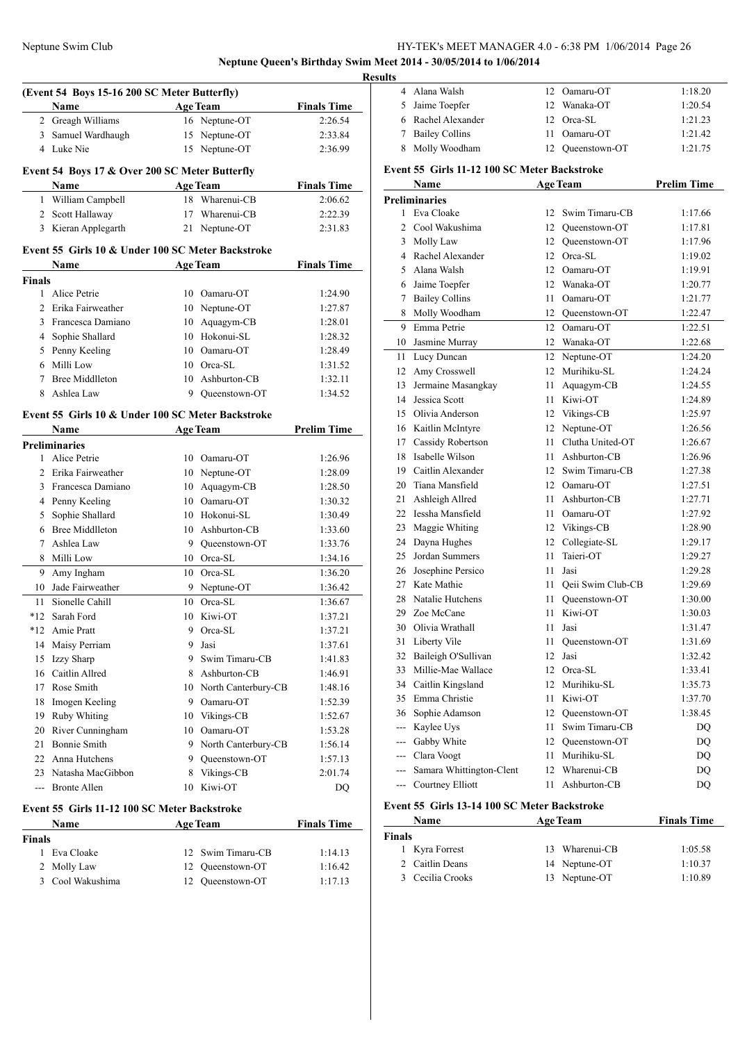**Neptune Queen's Birthday Swim Meet 2014 - 30/05/2014 to 1/06/2014**

**Results**

### (Event 54 Boys 15-16 200 SC Meter Butterfly)

| | Name | Age | Team | Finals Time |
|---|---|---|---|---|
| 2 | Greagh Williams | 16 | Neptune-OT | 2:26.54 |
| 3 | Samuel Wardhaugh | 15 | Neptune-OT | 2:33.84 |
| 4 | Luke Nie | 15 | Neptune-OT | 2:36.99 |

### Event 54 Boys 17 & Over 200 SC Meter Butterfly

| | Name | Age | Team | Finals Time |
|---|---|---|---|---|
| 1 | William Campbell | 18 | Wharenui-CB | 2:06.62 |
| 2 | Scott Hallaway | 17 | Wharenui-CB | 2:22.39 |
| 3 | Kieran Applegarth | 21 | Neptune-OT | 2:31.83 |

### Event 55 Girls 10 & Under 100 SC Meter Backstroke

| | Name | Age | Team | Finals Time |
|---|---|---|---|---|
| **Finals** | | | | |
| 1 | Alice Petrie | 10 | Oamaru-OT | 1:24.90 |
| 2 | Erika Fairweather | 10 | Neptune-OT | 1:27.87 |
| 3 | Francesca Damiano | 10 | Aquagym-CB | 1:28.01 |
| 4 | Sophie Shallard | 10 | Hokonui-SL | 1:28.32 |
| 5 | Penny Keeling | 10 | Oamaru-OT | 1:28.49 |
| 6 | Milli Low | 10 | Orca-SL | 1:31.52 |
| 7 | Bree Middlleton | 10 | Ashburton-CB | 1:32.11 |
| 8 | Ashlea Law | 9 | Queenstown-OT | 1:34.52 |

### Event 55 Girls 10 & Under 100 SC Meter Backstroke

| | Name | Age | Team | Prelim Time |
|---|---|---|---|---|
| **Preliminaries** | | | | |
| 1 | Alice Petrie | 10 | Oamaru-OT | 1:26.96 |
| 2 | Erika Fairweather | 10 | Neptune-OT | 1:28.09 |
| 3 | Francesca Damiano | 10 | Aquagym-CB | 1:28.50 |
| 4 | Penny Keeling | 10 | Oamaru-OT | 1:30.32 |
| 5 | Sophie Shallard | 10 | Hokonui-SL | 1:30.49 |
| 6 | Bree Middlleton | 10 | Ashburton-CB | 1:33.60 |
| 7 | Ashlea Law | 9 | Queenstown-OT | 1:33.76 |
| 8 | Milli Low | 10 | Orca-SL | 1:34.16 |
| 9 | Amy Ingham | 10 | Orca-SL | 1:36.20 |
| 10 | Jade Fairweather | 9 | Neptune-OT | 1:36.42 |
| 11 | Sionelle Cahill | 10 | Orca-SL | 1:36.67 |
| *12 | Sarah Ford | 10 | Kiwi-OT | 1:37.21 |
| *12 | Amie Pratt | 9 | Orca-SL | 1:37.21 |
| 14 | Maisy Perriam | 9 | Jasi | 1:37.61 |
| 15 | Izzy Sharp | 9 | Swim Timaru-CB | 1:41.83 |
| 16 | Caitlin Allred | 8 | Ashburton-CB | 1:46.91 |
| 17 | Rose Smith | 10 | North Canterbury-CB | 1:48.16 |
| 18 | Imogen Keeling | 9 | Oamaru-OT | 1:52.39 |
| 19 | Ruby Whiting | 10 | Vikings-CB | 1:52.67 |
| 20 | River Cunningham | 10 | Oamaru-OT | 1:53.28 |
| 21 | Bonnie Smith | 9 | North Canterbury-CB | 1:56.14 |
| 22 | Anna Hutchens | 9 | Queenstown-OT | 1:57.13 |
| 23 | Natasha MacGibbon | 8 | Vikings-CB | 2:01.74 |
| --- | Bronte Allen | 10 | Kiwi-OT | DQ |

### Event 55 Girls 11-12 100 SC Meter Backstroke

| | Name | Age | Team | Finals Time |
|---|---|---|---|---|
| **Finals** | | | | |
| 1 | Eva Cloake | 12 | Swim Timaru-CB | 1:14.13 |
| 2 | Molly Law | 12 | Queenstown-OT | 1:16.42 |
| 3 | Cool Wakushima | 12 | Queenstown-OT | 1:17.13 |
| 4 | Alana Walsh | 12 | Oamaru-OT | 1:18.20 |
| 5 | Jaime Toepfer | 12 | Wanaka-OT | 1:20.54 |
| 6 | Rachel Alexander | 12 | Orca-SL | 1:21.23 |
| 7 | Bailey Collins | 11 | Oamaru-OT | 1:21.42 |
| 8 | Molly Woodham | 12 | Queenstown-OT | 1:21.75 |

### Event 55 Girls 11-12 100 SC Meter Backstroke

| | Name | Age | Team | Prelim Time |
|---|---|---|---|---|
| **Preliminaries** | | | | |
| 1 | Eva Cloake | 12 | Swim Timaru-CB | 1:17.66 |
| 2 | Cool Wakushima | 12 | Queenstown-OT | 1:17.81 |
| 3 | Molly Law | 12 | Queenstown-OT | 1:17.96 |
| 4 | Rachel Alexander | 12 | Orca-SL | 1:19.02 |
| 5 | Alana Walsh | 12 | Oamaru-OT | 1:19.91 |
| 6 | Jaime Toepfer | 12 | Wanaka-OT | 1:20.77 |
| 7 | Bailey Collins | 11 | Oamaru-OT | 1:21.77 |
| 8 | Molly Woodham | 12 | Queenstown-OT | 1:22.47 |
| 9 | Emma Petrie | 12 | Oamaru-OT | 1:22.51 |
| 10 | Jasmine Murray | 12 | Wanaka-OT | 1:22.68 |
| 11 | Lucy Duncan | 12 | Neptune-OT | 1:24.20 |
| 12 | Amy Crosswell | 12 | Murihiku-SL | 1:24.24 |
| 13 | Jermaine Masangkay | 11 | Aquagym-CB | 1:24.55 |
| 14 | Jessica Scott | 11 | Kiwi-OT | 1:24.89 |
| 15 | Olivia Anderson | 12 | Vikings-CB | 1:25.97 |
| 16 | Kaitlin McIntyre | 12 | Neptune-OT | 1:26.56 |
| 17 | Cassidy Robertson | 11 | Clutha United-OT | 1:26.67 |
| 18 | Isabelle Wilson | 11 | Ashburton-CB | 1:26.96 |
| 19 | Caitlin Alexander | 12 | Swim Timaru-CB | 1:27.38 |
| 20 | Tiana Mansfield | 12 | Oamaru-OT | 1:27.51 |
| 21 | Ashleigh Allred | 11 | Ashburton-CB | 1:27.71 |
| 22 | Iessha Mansfield | 11 | Oamaru-OT | 1:27.92 |
| 23 | Maggie Whiting | 12 | Vikings-CB | 1:28.90 |
| 24 | Dayna Hughes | 12 | Collegiate-SL | 1:29.17 |
| 25 | Jordan Summers | 11 | Taieri-OT | 1:29.27 |
| 26 | Josephine Persico | 11 | Jasi | 1:29.28 |
| 27 | Kate Mathie | 11 | Qeii Swim Club-CB | 1:29.69 |
| 28 | Natalie Hutchens | 11 | Queenstown-OT | 1:30.00 |
| 29 | Zoe McCane | 11 | Kiwi-OT | 1:30.03 |
| 30 | Olivia Wrathall | 11 | Jasi | 1:31.47 |
| 31 | Liberty Vile | 11 | Queenstown-OT | 1:31.69 |
| 32 | Baileigh O'Sullivan | 12 | Jasi | 1:32.42 |
| 33 | Millie-Mae Wallace | 12 | Orca-SL | 1:33.41 |
| 34 | Caitlin Kingsland | 12 | Murihiku-SL | 1:35.73 |
| 35 | Emma Christie | 11 | Kiwi-OT | 1:37.70 |
| 36 | Sophie Adamson | 12 | Queenstown-OT | 1:38.45 |
| --- | Kaylee Uys | 11 | Swim Timaru-CB | DQ |
| --- | Gabby White | 12 | Queenstown-OT | DQ |
| --- | Clara Voogt | 11 | Murihiku-SL | DQ |
| --- | Samara Whittington-Clent | 12 | Wharenui-CB | DQ |
| --- | Courtney Elliott | 11 | Ashburton-CB | DQ |

### Event 55 Girls 13-14 100 SC Meter Backstroke

| | Name | Age | Team | Finals Time |
|---|---|---|---|---|
| **Finals** | | | | |
| 1 | Kyra Forrest | 13 | Wharenui-CB | 1:05.58 |
| 2 | Caitlin Deans | 14 | Neptune-OT | 1:10.37 |
| 3 | Cecilia Crooks | 13 | Neptune-OT | 1:10.89 |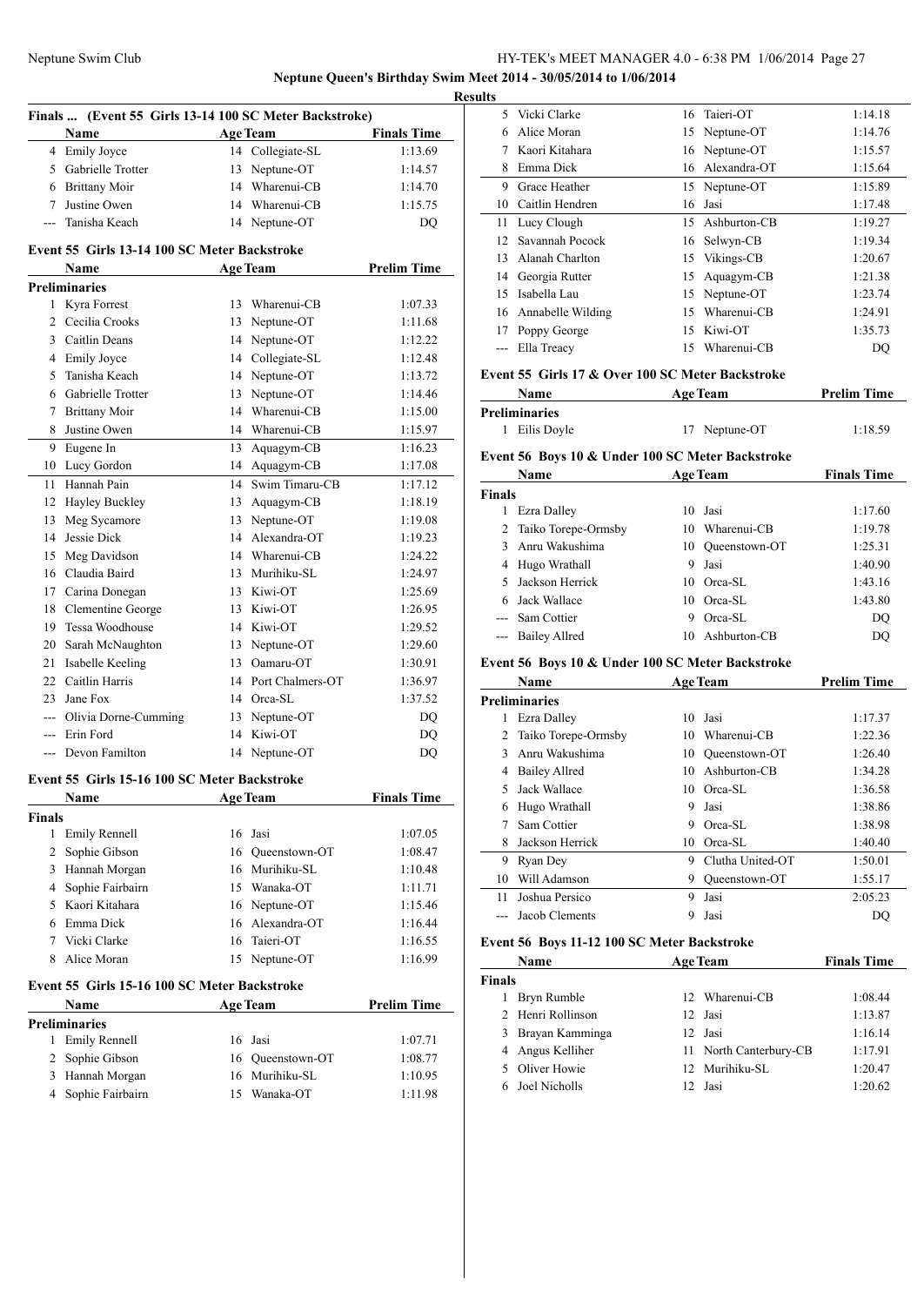**Neptune Queen's Birthday Swim Meet 2014 - 30/05/2014 to 1/06/2014**

**Results**

### Finals ... (Event 55 Girls 13-14 100 SC Meter Backstroke)

| | Name | Age | Team | Finals Time |
|---|---|---|---|---|
| 4 | Emily Joyce | 14 | Collegiate-SL | 1:13.69 |
| 5 | Gabrielle Trotter | 13 | Neptune-OT | 1:14.57 |
| 6 | Brittany Moir | 14 | Wharenui-CB | 1:14.70 |
| 7 | Justine Owen | 14 | Wharenui-CB | 1:15.75 |
| --- | Tanisha Keach | 14 | Neptune-OT | DQ |

### Event 55 Girls 13-14 100 SC Meter Backstroke

| | Name | Age | Team | Prelim Time |
|---|---|---|---|---|
| **Preliminaries** | | | | |
| 1 | Kyra Forrest | 13 | Wharenui-CB | 1:07.33 |
| 2 | Cecilia Crooks | 13 | Neptune-OT | 1:11.68 |
| 3 | Caitlin Deans | 14 | Neptune-OT | 1:12.22 |
| 4 | Emily Joyce | 14 | Collegiate-SL | 1:12.48 |
| 5 | Tanisha Keach | 14 | Neptune-OT | 1:13.72 |
| 6 | Gabrielle Trotter | 13 | Neptune-OT | 1:14.46 |
| 7 | Brittany Moir | 14 | Wharenui-CB | 1:15.00 |
| 8 | Justine Owen | 14 | Wharenui-CB | 1:15.97 |
| 9 | Eugene In | 13 | Aquagym-CB | 1:16.23 |
| 10 | Lucy Gordon | 14 | Aquagym-CB | 1:17.08 |
| 11 | Hannah Pain | 14 | Swim Timaru-CB | 1:17.12 |
| 12 | Hayley Buckley | 13 | Aquagym-CB | 1:18.19 |
| 13 | Meg Sycamore | 13 | Neptune-OT | 1:19.08 |
| 14 | Jessie Dick | 14 | Alexandra-OT | 1:19.23 |
| 15 | Meg Davidson | 14 | Wharenui-CB | 1:24.22 |
| 16 | Claudia Baird | 13 | Murihiku-SL | 1:24.97 |
| 17 | Carina Donegan | 13 | Kiwi-OT | 1:25.69 |
| 18 | Clementine George | 13 | Kiwi-OT | 1:26.95 |
| 19 | Tessa Woodhouse | 14 | Kiwi-OT | 1:29.52 |
| 20 | Sarah McNaughton | 13 | Neptune-OT | 1:29.60 |
| 21 | Isabelle Keeling | 13 | Oamaru-OT | 1:30.91 |
| 22 | Caitlin Harris | 14 | Port Chalmers-OT | 1:36.97 |
| 23 | Jane Fox | 14 | Orca-SL | 1:37.52 |
| --- | Olivia Dorne-Cumming | 13 | Neptune-OT | DQ |
| --- | Erin Ford | 14 | Kiwi-OT | DQ |
| --- | Devon Familton | 14 | Neptune-OT | DQ |

### Event 55 Girls 15-16 100 SC Meter Backstroke

| | Name | Age | Team | Finals Time |
|---|---|---|---|---|
| **Finals** | | | | |
| 1 | Emily Rennell | 16 | Jasi | 1:07.05 |
| 2 | Sophie Gibson | 16 | Queenstown-OT | 1:08.47 |
| 3 | Hannah Morgan | 16 | Murihiku-SL | 1:10.48 |
| 4 | Sophie Fairbairn | 15 | Wanaka-OT | 1:11.71 |
| 5 | Kaori Kitahara | 16 | Neptune-OT | 1:15.46 |
| 6 | Emma Dick | 16 | Alexandra-OT | 1:16.44 |
| 7 | Vicki Clarke | 16 | Taieri-OT | 1:16.55 |
| 8 | Alice Moran | 15 | Neptune-OT | 1:16.99 |

### Event 55 Girls 15-16 100 SC Meter Backstroke

| | Name | Age | Team | Prelim Time |
|---|---|---|---|---|
| **Preliminaries** | | | | |
| 1 | Emily Rennell | 16 | Jasi | 1:07.71 |
| 2 | Sophie Gibson | 16 | Queenstown-OT | 1:08.77 |
| 3 | Hannah Morgan | 16 | Murihiku-SL | 1:10.95 |
| 4 | Sophie Fairbairn | 15 | Wanaka-OT | 1:11.98 |
| 5 | Vicki Clarke | 16 | Taieri-OT | 1:14.18 |
| 6 | Alice Moran | 15 | Neptune-OT | 1:14.76 |
| 7 | Kaori Kitahara | 16 | Neptune-OT | 1:15.57 |
| 8 | Emma Dick | 16 | Alexandra-OT | 1:15.64 |
| 9 | Grace Heather | 15 | Neptune-OT | 1:15.89 |
| 10 | Caitlin Hendren | 16 | Jasi | 1:17.48 |
| 11 | Lucy Clough | 15 | Ashburton-CB | 1:19.27 |
| 12 | Savannah Pocock | 16 | Selwyn-CB | 1:19.34 |
| 13 | Alanah Charlton | 15 | Vikings-CB | 1:20.67 |
| 14 | Georgia Rutter | 15 | Aquagym-CB | 1:21.38 |
| 15 | Isabella Lau | 15 | Neptune-OT | 1:23.74 |
| 16 | Annabelle Wilding | 15 | Wharenui-CB | 1:24.91 |
| 17 | Poppy George | 15 | Kiwi-OT | 1:35.73 |
| --- | Ella Treacy | 15 | Wharenui-CB | DQ |

### Event 55 Girls 17 & Over 100 SC Meter Backstroke

| | Name | Age | Team | Prelim Time |
|---|---|---|---|---|
| **Preliminaries** | | | | |
| 1 | Eilis Doyle | 17 | Neptune-OT | 1:18.59 |

### Event 56 Boys 10 & Under 100 SC Meter Backstroke

| | Name | Age | Team | Finals Time |
|---|---|---|---|---|
| **Finals** | | | | |
| 1 | Ezra Dalley | 10 | Jasi | 1:17.60 |
| 2 | Taiko Torepe-Ormsby | 10 | Wharenui-CB | 1:19.78 |
| 3 | Anru Wakushima | 10 | Queenstown-OT | 1:25.31 |
| 4 | Hugo Wrathall | 9 | Jasi | 1:40.90 |
| 5 | Jackson Herrick | 10 | Orca-SL | 1:43.16 |
| 6 | Jack Wallace | 10 | Orca-SL | 1:43.80 |
| --- | Sam Cottier | 9 | Orca-SL | DQ |
| --- | Bailey Allred | 10 | Ashburton-CB | DQ |

### Event 56 Boys 10 & Under 100 SC Meter Backstroke

| | Name | Age | Team | Prelim Time |
|---|---|---|---|---|
| **Preliminaries** | | | | |
| 1 | Ezra Dalley | 10 | Jasi | 1:17.37 |
| 2 | Taiko Torepe-Ormsby | 10 | Wharenui-CB | 1:22.36 |
| 3 | Anru Wakushima | 10 | Queenstown-OT | 1:26.40 |
| 4 | Bailey Allred | 10 | Ashburton-CB | 1:34.28 |
| 5 | Jack Wallace | 10 | Orca-SL | 1:36.58 |
| 6 | Hugo Wrathall | 9 | Jasi | 1:38.86 |
| 7 | Sam Cottier | 9 | Orca-SL | 1:38.98 |
| 8 | Jackson Herrick | 10 | Orca-SL | 1:40.40 |
| 9 | Ryan Dey | 9 | Clutha United-OT | 1:50.01 |
| 10 | Will Adamson | 9 | Queenstown-OT | 1:55.17 |
| 11 | Joshua Persico | 9 | Jasi | 2:05.23 |
| --- | Jacob Clements | 9 | Jasi | DQ |

### Event 56 Boys 11-12 100 SC Meter Backstroke

| | Name | Age | Team | Finals Time |
|---|---|---|---|---|
| **Finals** | | | | |
| 1 | Bryn Rumble | 12 | Wharenui-CB | 1:08.44 |
| 2 | Henri Rollinson | 12 | Jasi | 1:13.87 |
| 3 | Brayan Kamminga | 12 | Jasi | 1:16.14 |
| 4 | Angus Kelliher | 11 | North Canterbury-CB | 1:17.91 |
| 5 | Oliver Howie | 12 | Murihiku-SL | 1:20.47 |
| 6 | Joel Nicholls | 12 | Jasi | 1:20.62 |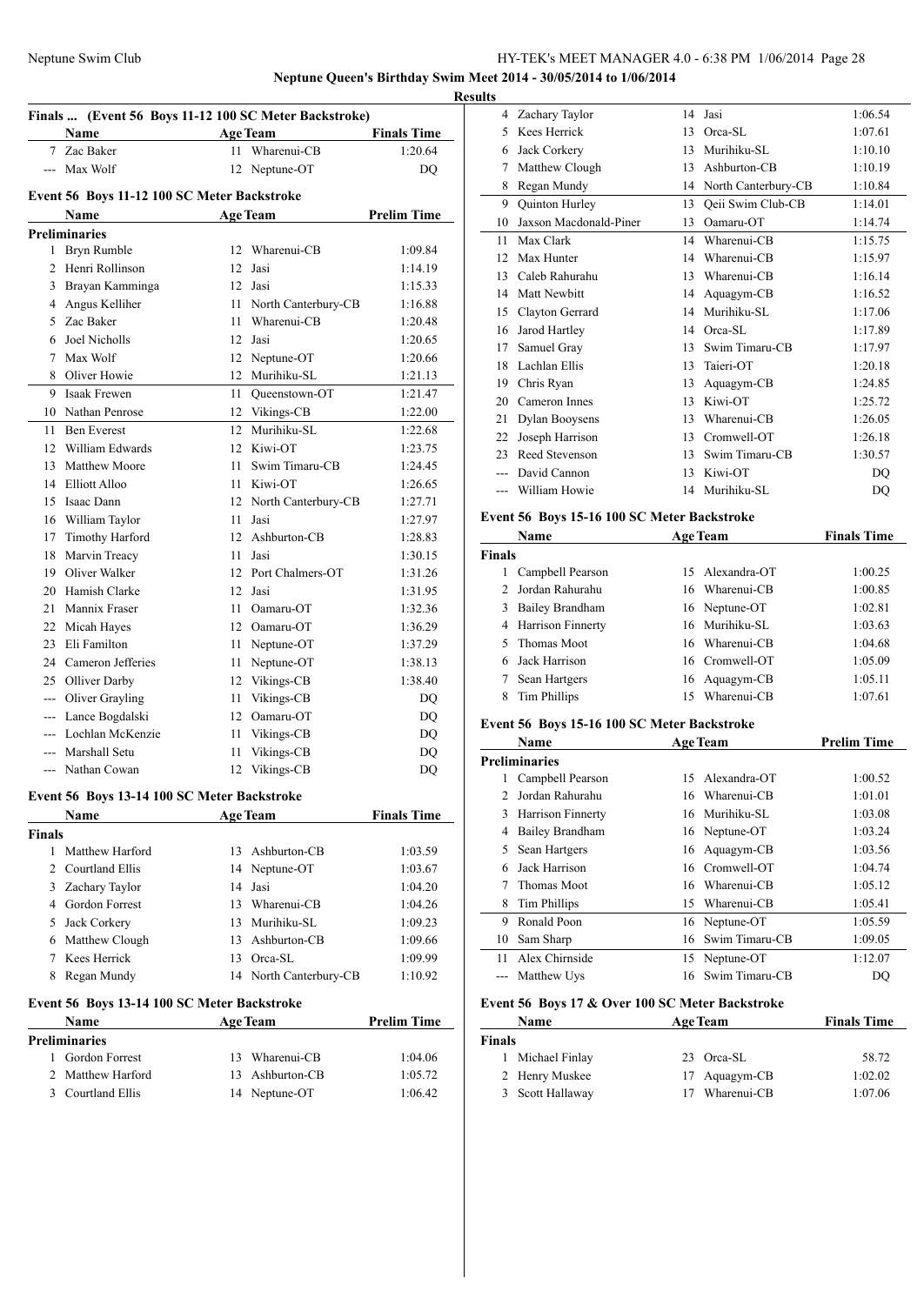**Neptune Queen's Birthday Swim Meet 2014 - 30/05/2014 to 1/06/2014**

**Results**

### Finals ... (Event 56 Boys 11-12 100 SC Meter Backstroke)

| | Name | Age | Team | Finals Time |
|---|---|---|---|---|
| 7 | Zac Baker | 11 | Wharenui-CB | 1:20.64 |
| --- | Max Wolf | 12 | Neptune-OT | DQ |

### Event 56 Boys 11-12 100 SC Meter Backstroke

| | Name | Age | Team | Prelim Time |
|---|---|---|---|---|
| **Preliminaries** | | | | |
| 1 | Bryn Rumble | 12 | Wharenui-CB | 1:09.84 |
| 2 | Henri Rollinson | 12 | Jasi | 1:14.19 |
| 3 | Brayan Kamminga | 12 | Jasi | 1:15.33 |
| 4 | Angus Kelliher | 11 | North Canterbury-CB | 1:16.88 |
| 5 | Zac Baker | 11 | Wharenui-CB | 1:20.48 |
| 6 | Joel Nicholls | 12 | Jasi | 1:20.65 |
| 7 | Max Wolf | 12 | Neptune-OT | 1:20.66 |
| 8 | Oliver Howie | 12 | Murihiku-SL | 1:21.13 |
| 9 | Isaak Frewen | 11 | Queenstown-OT | 1:21.47 |
| 10 | Nathan Penrose | 12 | Vikings-CB | 1:22.00 |
| 11 | Ben Everest | 12 | Murihiku-SL | 1:22.68 |
| 12 | William Edwards | 12 | Kiwi-OT | 1:23.75 |
| 13 | Matthew Moore | 11 | Swim Timaru-CB | 1:24.45 |
| 14 | Elliott Alloo | 11 | Kiwi-OT | 1:26.65 |
| 15 | Isaac Dann | 12 | North Canterbury-CB | 1:27.71 |
| 16 | William Taylor | 11 | Jasi | 1:27.97 |
| 17 | Timothy Harford | 12 | Ashburton-CB | 1:28.83 |
| 18 | Marvin Treacy | 11 | Jasi | 1:30.15 |
| 19 | Oliver Walker | 12 | Port Chalmers-OT | 1:31.26 |
| 20 | Hamish Clarke | 12 | Jasi | 1:31.95 |
| 21 | Mannix Fraser | 11 | Oamaru-OT | 1:32.36 |
| 22 | Micah Hayes | 12 | Oamaru-OT | 1:36.29 |
| 23 | Eli Familton | 11 | Neptune-OT | 1:37.29 |
| 24 | Cameron Jefferies | 11 | Neptune-OT | 1:38.13 |
| 25 | Olliver Darby | 12 | Vikings-CB | 1:38.40 |
| --- | Oliver Grayling | 11 | Vikings-CB | DQ |
| --- | Lance Bogdalski | 12 | Oamaru-OT | DQ |
| --- | Lochlan McKenzie | 11 | Vikings-CB | DQ |
| --- | Marshall Setu | 11 | Vikings-CB | DQ |
| --- | Nathan Cowan | 12 | Vikings-CB | DQ |

### Event 56 Boys 13-14 100 SC Meter Backstroke

| | Name | Age | Team | Finals Time |
|---|---|---|---|---|
| **Finals** | | | | |
| 1 | Matthew Harford | 13 | Ashburton-CB | 1:03.59 |
| 2 | Courtland Ellis | 14 | Neptune-OT | 1:03.67 |
| 3 | Zachary Taylor | 14 | Jasi | 1:04.20 |
| 4 | Gordon Forrest | 13 | Wharenui-CB | 1:04.26 |
| 5 | Jack Corkery | 13 | Murihiku-SL | 1:09.23 |
| 6 | Matthew Clough | 13 | Ashburton-CB | 1:09.66 |
| 7 | Kees Herrick | 13 | Orca-SL | 1:09.99 |
| 8 | Regan Mundy | 14 | North Canterbury-CB | 1:10.92 |

### Event 56 Boys 13-14 100 SC Meter Backstroke

| | Name | Age | Team | Prelim Time |
|---|---|---|---|---|
| **Preliminaries** | | | | |
| 1 | Gordon Forrest | 13 | Wharenui-CB | 1:04.06 |
| 2 | Matthew Harford | 13 | Ashburton-CB | 1:05.72 |
| 3 | Courtland Ellis | 14 | Neptune-OT | 1:06.42 |
| 4 | Zachary Taylor | 14 | Jasi | 1:06.54 |
| 5 | Kees Herrick | 13 | Orca-SL | 1:07.61 |
| 6 | Jack Corkery | 13 | Murihiku-SL | 1:10.10 |
| 7 | Matthew Clough | 13 | Ashburton-CB | 1:10.19 |
| 8 | Regan Mundy | 14 | North Canterbury-CB | 1:10.84 |
| 9 | Quinton Hurley | 13 | Qeii Swim Club-CB | 1:14.01 |
| 10 | Jaxson Macdonald-Piner | 13 | Oamaru-OT | 1:14.74 |
| 11 | Max Clark | 14 | Wharenui-CB | 1:15.75 |
| 12 | Max Hunter | 14 | Wharenui-CB | 1:15.97 |
| 13 | Caleb Rahurahu | 13 | Wharenui-CB | 1:16.14 |
| 14 | Matt Newbitt | 14 | Aquagym-CB | 1:16.52 |
| 15 | Clayton Gerrard | 14 | Murihiku-SL | 1:17.06 |
| 16 | Jarod Hartley | 14 | Orca-SL | 1:17.89 |
| 17 | Samuel Gray | 13 | Swim Timaru-CB | 1:17.97 |
| 18 | Lachlan Ellis | 13 | Taieri-OT | 1:20.18 |
| 19 | Chris Ryan | 13 | Aquagym-CB | 1:24.85 |
| 20 | Cameron Innes | 13 | Kiwi-OT | 1:25.72 |
| 21 | Dylan Booysens | 13 | Wharenui-CB | 1:26.05 |
| 22 | Joseph Harrison | 13 | Cromwell-OT | 1:26.18 |
| 23 | Reed Stevenson | 13 | Swim Timaru-CB | 1:30.57 |
| --- | David Cannon | 13 | Kiwi-OT | DQ |
| --- | William Howie | 14 | Murihiku-SL | DQ |

### Event 56 Boys 15-16 100 SC Meter Backstroke

| | Name | Age | Team | Finals Time |
|---|---|---|---|---|
| **Finals** | | | | |
| 1 | Campbell Pearson | 15 | Alexandra-OT | 1:00.25 |
| 2 | Jordan Rahurahu | 16 | Wharenui-CB | 1:00.85 |
| 3 | Bailey Brandham | 16 | Neptune-OT | 1:02.81 |
| 4 | Harrison Finnerty | 16 | Murihiku-SL | 1:03.63 |
| 5 | Thomas Moot | 16 | Wharenui-CB | 1:04.68 |
| 6 | Jack Harrison | 16 | Cromwell-OT | 1:05.09 |
| 7 | Sean Hartgers | 16 | Aquagym-CB | 1:05.11 |
| 8 | Tim Phillips | 15 | Wharenui-CB | 1:07.61 |

### Event 56 Boys 15-16 100 SC Meter Backstroke

| | Name | Age | Team | Prelim Time |
|---|---|---|---|---|
| **Preliminaries** | | | | |
| 1 | Campbell Pearson | 15 | Alexandra-OT | 1:00.52 |
| 2 | Jordan Rahurahu | 16 | Wharenui-CB | 1:01.01 |
| 3 | Harrison Finnerty | 16 | Murihiku-SL | 1:03.08 |
| 4 | Bailey Brandham | 16 | Neptune-OT | 1:03.24 |
| 5 | Sean Hartgers | 16 | Aquagym-CB | 1:03.56 |
| 6 | Jack Harrison | 16 | Cromwell-OT | 1:04.74 |
| 7 | Thomas Moot | 16 | Wharenui-CB | 1:05.12 |
| 8 | Tim Phillips | 15 | Wharenui-CB | 1:05.41 |
| 9 | Ronald Poon | 16 | Neptune-OT | 1:05.59 |
| 10 | Sam Sharp | 16 | Swim Timaru-CB | 1:09.05 |
| 11 | Alex Chirnside | 15 | Neptune-OT | 1:12.07 |
| --- | Matthew Uys | 16 | Swim Timaru-CB | DQ |

### Event 56 Boys 17 & Over 100 SC Meter Backstroke

| | Name | Age | Team | Finals Time |
|---|---|---|---|---|
| **Finals** | | | | |
| 1 | Michael Finlay | 23 | Orca-SL | 58.72 |
| 2 | Henry Muskee | 17 | Aquagym-CB | 1:02.02 |
| 3 | Scott Hallaway | 17 | Wharenui-CB | 1:07.06 |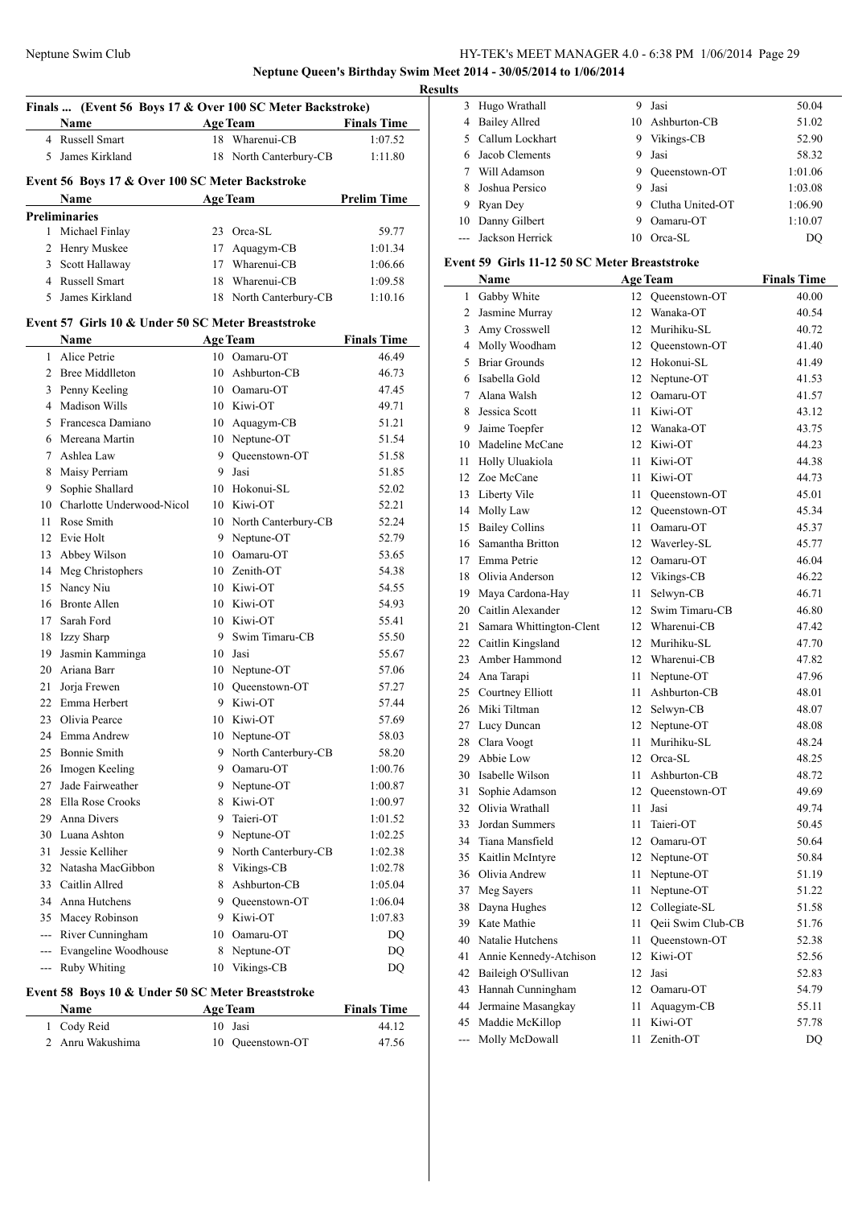## Neptune Queen's Birthday Swim Meet 2014 - 30/05/2014 to 1/06/2014

### Results

#### Finals ... (Event 56 Boys 17 & Over 100 SC Meter Backstroke)

| | Name | Age | Team | Finals Time |
|---|---|---|---|---|
| 4 | Russell Smart | 18 | Wharenui-CB | 1:07.52 |
| 5 | James Kirkland | 18 | North Canterbury-CB | 1:11.80 |

#### Event 56 Boys 17 & Over 100 SC Meter Backstroke

| | Name | Age | Team | Prelim Time |
|---|---|---|---|---|
| **Preliminaries** | | | | |
| 1 | Michael Finlay | 23 | Orca-SL | 59.77 |
| 2 | Henry Muskee | 17 | Aquagym-CB | 1:01.34 |
| 3 | Scott Hallaway | 17 | Wharenui-CB | 1:06.66 |
| 4 | Russell Smart | 18 | Wharenui-CB | 1:09.58 |
| 5 | James Kirkland | 18 | North Canterbury-CB | 1:10.16 |

#### Event 57 Girls 10 & Under 50 SC Meter Breaststroke

| | Name | Age | Team | Finals Time |
|---|---|---|---|---|
| 1 | Alice Petrie | 10 | Oamaru-OT | 46.49 |
| 2 | Bree Middlleton | 10 | Ashburton-CB | 46.73 |
| 3 | Penny Keeling | 10 | Oamaru-OT | 47.45 |
| 4 | Madison Wills | 10 | Kiwi-OT | 49.71 |
| 5 | Francesca Damiano | 10 | Aquagym-CB | 51.21 |
| 6 | Mereana Martin | 10 | Neptune-OT | 51.54 |
| 7 | Ashlea Law | 9 | Queenstown-OT | 51.58 |
| 8 | Maisy Perriam | 9 | Jasi | 51.85 |
| 9 | Sophie Shallard | 10 | Hokonui-SL | 52.02 |
| 10 | Charlotte Underwood-Nicol | 10 | Kiwi-OT | 52.21 |
| 11 | Rose Smith | 10 | North Canterbury-CB | 52.24 |
| 12 | Evie Holt | 9 | Neptune-OT | 52.79 |
| 13 | Abbey Wilson | 10 | Oamaru-OT | 53.65 |
| 14 | Meg Christophers | 10 | Zenith-OT | 54.38 |
| 15 | Nancy Niu | 10 | Kiwi-OT | 54.55 |
| 16 | Bronte Allen | 10 | Kiwi-OT | 54.93 |
| 17 | Sarah Ford | 10 | Kiwi-OT | 55.41 |
| 18 | Izzy Sharp | 9 | Swim Timaru-CB | 55.50 |
| 19 | Jasmin Kamminga | 10 | Jasi | 55.67 |
| 20 | Ariana Barr | 10 | Neptune-OT | 57.06 |
| 21 | Jorja Frewen | 10 | Queenstown-OT | 57.27 |
| 22 | Emma Herbert | 9 | Kiwi-OT | 57.44 |
| 23 | Olivia Pearce | 10 | Kiwi-OT | 57.69 |
| 24 | Emma Andrew | 10 | Neptune-OT | 58.03 |
| 25 | Bonnie Smith | 9 | North Canterbury-CB | 58.20 |
| 26 | Imogen Keeling | 9 | Oamaru-OT | 1:00.76 |
| 27 | Jade Fairweather | 9 | Neptune-OT | 1:00.87 |
| 28 | Ella Rose Crooks | 8 | Kiwi-OT | 1:00.97 |
| 29 | Anna Divers | 9 | Taieri-OT | 1:01.52 |
| 30 | Luana Ashton | 9 | Neptune-OT | 1:02.25 |
| 31 | Jessie Kelliher | 9 | North Canterbury-CB | 1:02.38 |
| 32 | Natasha MacGibbon | 8 | Vikings-CB | 1:02.78 |
| 33 | Caitlin Allred | 8 | Ashburton-CB | 1:05.04 |
| 34 | Anna Hutchens | 9 | Queenstown-OT | 1:06.04 |
| 35 | Macey Robinson | 9 | Kiwi-OT | 1:07.83 |
| --- | River Cunningham | 10 | Oamaru-OT | DQ |
| --- | Evangeline Woodhouse | 8 | Neptune-OT | DQ |
| --- | Ruby Whiting | 10 | Vikings-CB | DQ |

#### Event 58 Boys 10 & Under 50 SC Meter Breaststroke

| | Name | Age | Team | Finals Time |
|---|---|---|---|---|
| 1 | Cody Reid | 10 | Jasi | 44.12 |
| 2 | Anru Wakushima | 10 | Queenstown-OT | 47.56 |
| 3 | Hugo Wrathall | 9 | Jasi | 50.04 |
| 4 | Bailey Allred | 10 | Ashburton-CB | 51.02 |
| 5 | Callum Lockhart | 9 | Vikings-CB | 52.90 |
| 6 | Jacob Clements | 9 | Jasi | 58.32 |
| 7 | Will Adamson | 9 | Queenstown-OT | 1:01.06 |
| 8 | Joshua Persico | 9 | Jasi | 1:03.08 |
| 9 | Ryan Dey | 9 | Clutha United-OT | 1:06.90 |
| 10 | Danny Gilbert | 9 | Oamaru-OT | 1:10.07 |
| --- | Jackson Herrick | 10 | Orca-SL | DQ |

#### Event 59 Girls 11-12 50 SC Meter Breaststroke

| | Name | Age | Team | Finals Time |
|---|---|---|---|---|
| 1 | Gabby White | 12 | Queenstown-OT | 40.00 |
| 2 | Jasmine Murray | 12 | Wanaka-OT | 40.54 |
| 3 | Amy Crosswell | 12 | Murihiku-SL | 40.72 |
| 4 | Molly Woodham | 12 | Queenstown-OT | 41.40 |
| 5 | Briar Grounds | 12 | Hokonui-SL | 41.49 |
| 6 | Isabella Gold | 12 | Neptune-OT | 41.53 |
| 7 | Alana Walsh | 12 | Oamaru-OT | 41.57 |
| 8 | Jessica Scott | 11 | Kiwi-OT | 43.12 |
| 9 | Jaime Toepfer | 12 | Wanaka-OT | 43.75 |
| 10 | Madeline McCane | 12 | Kiwi-OT | 44.23 |
| 11 | Holly Uluakiola | 11 | Kiwi-OT | 44.38 |
| 12 | Zoe McCane | 11 | Kiwi-OT | 44.73 |
| 13 | Liberty Vile | 11 | Queenstown-OT | 45.01 |
| 14 | Molly Law | 12 | Queenstown-OT | 45.34 |
| 15 | Bailey Collins | 11 | Oamaru-OT | 45.37 |
| 16 | Samantha Britton | 12 | Waverley-SL | 45.77 |
| 17 | Emma Petrie | 12 | Oamaru-OT | 46.04 |
| 18 | Olivia Anderson | 12 | Vikings-CB | 46.22 |
| 19 | Maya Cardona-Hay | 11 | Selwyn-CB | 46.71 |
| 20 | Caitlin Alexander | 12 | Swim Timaru-CB | 46.80 |
| 21 | Samara Whittington-Clent | 12 | Wharenui-CB | 47.42 |
| 22 | Caitlin Kingsland | 12 | Murihiku-SL | 47.70 |
| 23 | Amber Hammond | 12 | Wharenui-CB | 47.82 |
| 24 | Ana Tarapi | 11 | Neptune-OT | 47.96 |
| 25 | Courtney Elliott | 11 | Ashburton-CB | 48.01 |
| 26 | Miki Tiltman | 12 | Selwyn-CB | 48.07 |
| 27 | Lucy Duncan | 12 | Neptune-OT | 48.08 |
| 28 | Clara Voogt | 11 | Murihiku-SL | 48.24 |
| 29 | Abbie Low | 12 | Orca-SL | 48.25 |
| 30 | Isabelle Wilson | 11 | Ashburton-CB | 48.72 |
| 31 | Sophie Adamson | 12 | Queenstown-OT | 49.69 |
| 32 | Olivia Wrathall | 11 | Jasi | 49.74 |
| 33 | Jordan Summers | 11 | Taieri-OT | 50.45 |
| 34 | Tiana Mansfield | 12 | Oamaru-OT | 50.64 |
| 35 | Kaitlin McIntyre | 12 | Neptune-OT | 50.84 |
| 36 | Olivia Andrew | 11 | Neptune-OT | 51.19 |
| 37 | Meg Sayers | 11 | Neptune-OT | 51.22 |
| 38 | Dayna Hughes | 12 | Collegiate-SL | 51.58 |
| 39 | Kate Mathie | 11 | Qeii Swim Club-CB | 51.76 |
| 40 | Natalie Hutchens | 11 | Queenstown-OT | 52.38 |
| 41 | Annie Kennedy-Atchison | 12 | Kiwi-OT | 52.56 |
| 42 | Baileigh O'Sullivan | 12 | Jasi | 52.83 |
| 43 | Hannah Cunningham | 12 | Oamaru-OT | 54.79 |
| 44 | Jermaine Masangkay | 11 | Aquagym-CB | 55.11 |
| 45 | Maddie McKillop | 11 | Kiwi-OT | 57.78 |
| --- | Molly McDowall | 11 | Zenith-OT | DQ |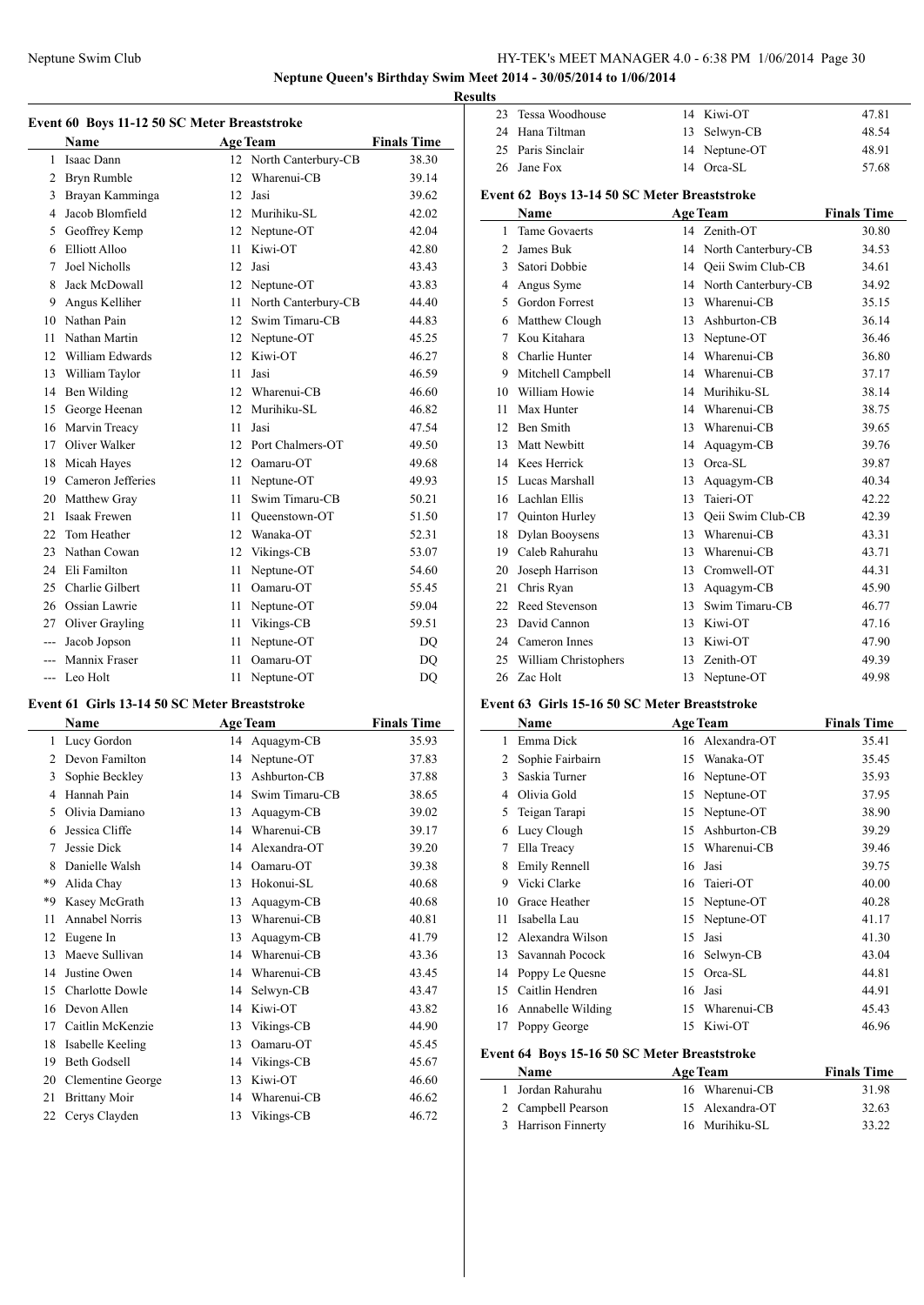**Neptune Queen's Birthday Swim Meet 2014 - 30/05/2014 to 1/06/2014**

**Results**

### Event 60 Boys 11-12 50 SC Meter Breaststroke

| | Name | Age | Team | Finals Time |
|---|---|---|---|---|
| 1 | Isaac Dann | 12 | North Canterbury-CB | 38.30 |
| 2 | Bryn Rumble | 12 | Wharenui-CB | 39.14 |
| 3 | Brayan Kamminga | 12 | Jasi | 39.62 |
| 4 | Jacob Blomfield | 12 | Murihiku-SL | 42.02 |
| 5 | Geoffrey Kemp | 12 | Neptune-OT | 42.04 |
| 6 | Elliott Alloo | 11 | Kiwi-OT | 42.80 |
| 7 | Joel Nicholls | 12 | Jasi | 43.43 |
| 8 | Jack McDowall | 12 | Neptune-OT | 43.83 |
| 9 | Angus Kelliher | 11 | North Canterbury-CB | 44.40 |
| 10 | Nathan Pain | 12 | Swim Timaru-CB | 44.83 |
| 11 | Nathan Martin | 12 | Neptune-OT | 45.25 |
| 12 | William Edwards | 12 | Kiwi-OT | 46.27 |
| 13 | William Taylor | 11 | Jasi | 46.59 |
| 14 | Ben Wilding | 12 | Wharenui-CB | 46.60 |
| 15 | George Heenan | 12 | Murihiku-SL | 46.82 |
| 16 | Marvin Treacy | 11 | Jasi | 47.54 |
| 17 | Oliver Walker | 12 | Port Chalmers-OT | 49.50 |
| 18 | Micah Hayes | 12 | Oamaru-OT | 49.68 |
| 19 | Cameron Jefferies | 11 | Neptune-OT | 49.93 |
| 20 | Matthew Gray | 11 | Swim Timaru-CB | 50.21 |
| 21 | Isaak Frewen | 11 | Queenstown-OT | 51.50 |
| 22 | Tom Heather | 12 | Wanaka-OT | 52.31 |
| 23 | Nathan Cowan | 12 | Vikings-CB | 53.07 |
| 24 | Eli Familton | 11 | Neptune-OT | 54.60 |
| 25 | Charlie Gilbert | 11 | Oamaru-OT | 55.45 |
| 26 | Ossian Lawrie | 11 | Neptune-OT | 59.04 |
| 27 | Oliver Grayling | 11 | Vikings-CB | 59.51 |
| --- | Jacob Jopson | 11 | Neptune-OT | DQ |
| --- | Mannix Fraser | 11 | Oamaru-OT | DQ |
| --- | Leo Holt | 11 | Neptune-OT | DQ |

### Event 61 Girls 13-14 50 SC Meter Breaststroke

| | Name | Age | Team | Finals Time |
|---|---|---|---|---|
| 1 | Lucy Gordon | 14 | Aquagym-CB | 35.93 |
| 2 | Devon Familton | 14 | Neptune-OT | 37.83 |
| 3 | Sophie Beckley | 13 | Ashburton-CB | 37.88 |
| 4 | Hannah Pain | 14 | Swim Timaru-CB | 38.65 |
| 5 | Olivia Damiano | 13 | Aquagym-CB | 39.02 |
| 6 | Jessica Cliffe | 14 | Wharenui-CB | 39.17 |
| 7 | Jessie Dick | 14 | Alexandra-OT | 39.20 |
| 8 | Danielle Walsh | 14 | Oamaru-OT | 39.38 |
| *9 | Alida Chay | 13 | Hokonui-SL | 40.68 |
| *9 | Kasey McGrath | 13 | Aquagym-CB | 40.68 |
| 11 | Annabel Norris | 13 | Wharenui-CB | 40.81 |
| 12 | Eugene In | 13 | Aquagym-CB | 41.79 |
| 13 | Maeve Sullivan | 14 | Wharenui-CB | 43.36 |
| 14 | Justine Owen | 14 | Wharenui-CB | 43.45 |
| 15 | Charlotte Dowle | 14 | Selwyn-CB | 43.47 |
| 16 | Devon Allen | 14 | Kiwi-OT | 43.82 |
| 17 | Caitlin McKenzie | 13 | Vikings-CB | 44.90 |
| 18 | Isabelle Keeling | 13 | Oamaru-OT | 45.45 |
| 19 | Beth Godsell | 14 | Vikings-CB | 45.67 |
| 20 | Clementine George | 13 | Kiwi-OT | 46.60 |
| 21 | Brittany Moir | 14 | Wharenui-CB | 46.62 |
| 22 | Cerys Clayden | 13 | Vikings-CB | 46.72 |
| 23 | Tessa Woodhouse | 14 | Kiwi-OT | 47.81 |
| 24 | Hana Tiltman | 13 | Selwyn-CB | 48.54 |
| 25 | Paris Sinclair | 14 | Neptune-OT | 48.91 |
| 26 | Jane Fox | 14 | Orca-SL | 57.68 |

### Event 62 Boys 13-14 50 SC Meter Breaststroke

| | Name | Age | Team | Finals Time |
|---|---|---|---|---|
| 1 | Tame Govaerts | 14 | Zenith-OT | 30.80 |
| 2 | James Buk | 14 | North Canterbury-CB | 34.53 |
| 3 | Satori Dobbie | 14 | Qeii Swim Club-CB | 34.61 |
| 4 | Angus Syme | 14 | North Canterbury-CB | 34.92 |
| 5 | Gordon Forrest | 13 | Wharenui-CB | 35.15 |
| 6 | Matthew Clough | 13 | Ashburton-CB | 36.14 |
| 7 | Kou Kitahara | 13 | Neptune-OT | 36.46 |
| 8 | Charlie Hunter | 14 | Wharenui-CB | 36.80 |
| 9 | Mitchell Campbell | 14 | Wharenui-CB | 37.17 |
| 10 | William Howie | 14 | Murihiku-SL | 38.14 |
| 11 | Max Hunter | 14 | Wharenui-CB | 38.75 |
| 12 | Ben Smith | 13 | Wharenui-CB | 39.65 |
| 13 | Matt Newbitt | 14 | Aquagym-CB | 39.76 |
| 14 | Kees Herrick | 13 | Orca-SL | 39.87 |
| 15 | Lucas Marshall | 13 | Aquagym-CB | 40.34 |
| 16 | Lachlan Ellis | 13 | Taieri-OT | 42.22 |
| 17 | Quinton Hurley | 13 | Qeii Swim Club-CB | 42.39 |
| 18 | Dylan Booysens | 13 | Wharenui-CB | 43.31 |
| 19 | Caleb Rahurahu | 13 | Wharenui-CB | 43.71 |
| 20 | Joseph Harrison | 13 | Cromwell-OT | 44.31 |
| 21 | Chris Ryan | 13 | Aquagym-CB | 45.90 |
| 22 | Reed Stevenson | 13 | Swim Timaru-CB | 46.77 |
| 23 | David Cannon | 13 | Kiwi-OT | 47.16 |
| 24 | Cameron Innes | 13 | Kiwi-OT | 47.90 |
| 25 | William Christophers | 13 | Zenith-OT | 49.39 |
| 26 | Zac Holt | 13 | Neptune-OT | 49.98 |

### Event 63 Girls 15-16 50 SC Meter Breaststroke

| | Name | Age | Team | Finals Time |
|---|---|---|---|---|
| 1 | Emma Dick | 16 | Alexandra-OT | 35.41 |
| 2 | Sophie Fairbairn | 15 | Wanaka-OT | 35.45 |
| 3 | Saskia Turner | 16 | Neptune-OT | 35.93 |
| 4 | Olivia Gold | 15 | Neptune-OT | 37.95 |
| 5 | Teigan Tarapi | 15 | Neptune-OT | 38.90 |
| 6 | Lucy Clough | 15 | Ashburton-CB | 39.29 |
| 7 | Ella Treacy | 15 | Wharenui-CB | 39.46 |
| 8 | Emily Rennell | 16 | Jasi | 39.75 |
| 9 | Vicki Clarke | 16 | Taieri-OT | 40.00 |
| 10 | Grace Heather | 15 | Neptune-OT | 40.28 |
| 11 | Isabella Lau | 15 | Neptune-OT | 41.17 |
| 12 | Alexandra Wilson | 15 | Jasi | 41.30 |
| 13 | Savannah Pocock | 16 | Selwyn-CB | 43.04 |
| 14 | Poppy Le Quesne | 15 | Orca-SL | 44.81 |
| 15 | Caitlin Hendren | 16 | Jasi | 44.91 |
| 16 | Annabelle Wilding | 15 | Wharenui-CB | 45.43 |
| 17 | Poppy George | 15 | Kiwi-OT | 46.96 |

### Event 64 Boys 15-16 50 SC Meter Breaststroke

| | Name | Age | Team | Finals Time |
|---|---|---|---|---|
| 1 | Jordan Rahurahu | 16 | Wharenui-CB | 31.98 |
| 2 | Campbell Pearson | 15 | Alexandra-OT | 32.63 |
| 3 | Harrison Finnerty | 16 | Murihiku-SL | 33.22 |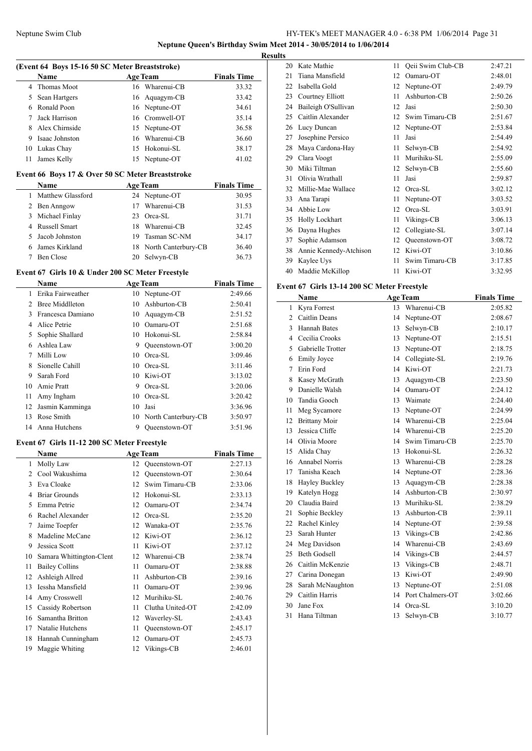**Neptune Queen's Birthday Swim Meet 2014 - 30/05/2014 to 1/06/2014**

**Results**

### (Event 64 Boys 15-16 50 SC Meter Breaststroke)

| | Name | Age | Team | Finals Time |
|---|---|---|---|---|
| 4 | Thomas Moot | 16 | Wharenui-CB | 33.32 |
| 5 | Sean Hartgers | 16 | Aquagym-CB | 33.42 |
| 6 | Ronald Poon | 16 | Neptune-OT | 34.61 |
| 7 | Jack Harrison | 16 | Cromwell-OT | 35.14 |
| 8 | Alex Chirnside | 15 | Neptune-OT | 36.58 |
| 9 | Isaac Johnston | 16 | Wharenui-CB | 36.60 |
| 10 | Lukas Chay | 15 | Hokonui-SL | 38.17 |
| 11 | James Kelly | 15 | Neptune-OT | 41.02 |

### Event 66 Boys 17 & Over 50 SC Meter Breaststroke

| | Name | Age | Team | Finals Time |
|---|---|---|---|---|
| 1 | Matthew Glassford | 24 | Neptune-OT | 30.95 |
| 2 | Ben Anngow | 17 | Wharenui-CB | 31.53 |
| 3 | Michael Finlay | 23 | Orca-SL | 31.71 |
| 4 | Russell Smart | 18 | Wharenui-CB | 32.45 |
| 5 | Jacob Johnston | 19 | Tasman SC-NM | 34.17 |
| 6 | James Kirkland | 18 | North Canterbury-CB | 36.40 |
| 7 | Ben Close | 20 | Selwyn-CB | 36.73 |

### Event 67 Girls 10 & Under 200 SC Meter Freestyle

| | Name | Age | Team | Finals Time |
|---|---|---|---|---|
| 1 | Erika Fairweather | 10 | Neptune-OT | 2:49.66 |
| 2 | Bree Middlleton | 10 | Ashburton-CB | 2:50.41 |
| 3 | Francesca Damiano | 10 | Aquagym-CB | 2:51.52 |
| 4 | Alice Petrie | 10 | Oamaru-OT | 2:51.68 |
| 5 | Sophie Shallard | 10 | Hokonui-SL | 2:58.84 |
| 6 | Ashlea Law | 9 | Queenstown-OT | 3:00.20 |
| 7 | Milli Low | 10 | Orca-SL | 3:09.46 |
| 8 | Sionelle Cahill | 10 | Orca-SL | 3:11.46 |
| 9 | Sarah Ford | 10 | Kiwi-OT | 3:13.02 |
| 10 | Amie Pratt | 9 | Orca-SL | 3:20.06 |
| 11 | Amy Ingham | 10 | Orca-SL | 3:20.42 |
| 12 | Jasmin Kamminga | 10 | Jasi | 3:36.96 |
| 13 | Rose Smith | 10 | North Canterbury-CB | 3:50.97 |
| 14 | Anna Hutchens | 9 | Queenstown-OT | 3:51.96 |

### Event 67 Girls 11-12 200 SC Meter Freestyle

| | Name | Age | Team | Finals Time |
|---|---|---|---|---|
| 1 | Molly Law | 12 | Queenstown-OT | 2:27.13 |
| 2 | Cool Wakushima | 12 | Queenstown-OT | 2:30.64 |
| 3 | Eva Cloake | 12 | Swim Timaru-CB | 2:33.06 |
| 4 | Briar Grounds | 12 | Hokonui-SL | 2:33.13 |
| 5 | Emma Petrie | 12 | Oamaru-OT | 2:34.74 |
| 6 | Rachel Alexander | 12 | Orca-SL | 2:35.20 |
| 7 | Jaime Toepfer | 12 | Wanaka-OT | 2:35.76 |
| 8 | Madeline McCane | 12 | Kiwi-OT | 2:36.12 |
| 9 | Jessica Scott | 11 | Kiwi-OT | 2:37.12 |
| 10 | Samara Whittington-Clent | 12 | Wharenui-CB | 2:38.74 |
| 11 | Bailey Collins | 11 | Oamaru-OT | 2:38.88 |
| 12 | Ashleigh Allred | 11 | Ashburton-CB | 2:39.16 |
| 13 | Iessha Mansfield | 11 | Oamaru-OT | 2:39.96 |
| 14 | Amy Crosswell | 12 | Murihiku-SL | 2:40.76 |
| 15 | Cassidy Robertson | 11 | Clutha United-OT | 2:42.09 |
| 16 | Samantha Britton | 12 | Waverley-SL | 2:43.43 |
| 17 | Natalie Hutchens | 11 | Queenstown-OT | 2:45.17 |
| 18 | Hannah Cunningham | 12 | Oamaru-OT | 2:45.73 |
| 19 | Maggie Whiting | 12 | Vikings-CB | 2:46.01 |
| 20 | Kate Mathie | 11 | Qeii Swim Club-CB | 2:47.21 |
| 21 | Tiana Mansfield | 12 | Oamaru-OT | 2:48.01 |
| 22 | Isabella Gold | 12 | Neptune-OT | 2:49.79 |
| 23 | Courtney Elliott | 11 | Ashburton-CB | 2:50.26 |
| 24 | Baileigh O'Sullivan | 12 | Jasi | 2:50.30 |
| 25 | Caitlin Alexander | 12 | Swim Timaru-CB | 2:51.67 |
| 26 | Lucy Duncan | 12 | Neptune-OT | 2:53.84 |
| 27 | Josephine Persico | 11 | Jasi | 2:54.49 |
| 28 | Maya Cardona-Hay | 11 | Selwyn-CB | 2:54.92 |
| 29 | Clara Voogt | 11 | Murihiku-SL | 2:55.09 |
| 30 | Miki Tiltman | 12 | Selwyn-CB | 2:55.60 |
| 31 | Olivia Wrathall | 11 | Jasi | 2:59.87 |
| 32 | Millie-Mae Wallace | 12 | Orca-SL | 3:02.12 |
| 33 | Ana Tarapi | 11 | Neptune-OT | 3:03.52 |
| 34 | Abbie Low | 12 | Orca-SL | 3:03.91 |
| 35 | Holly Lockhart | 11 | Vikings-CB | 3:06.13 |
| 36 | Dayna Hughes | 12 | Collegiate-SL | 3:07.14 |
| 37 | Sophie Adamson | 12 | Queenstown-OT | 3:08.72 |
| 38 | Annie Kennedy-Atchison | 12 | Kiwi-OT | 3:10.86 |
| 39 | Kaylee Uys | 11 | Swim Timaru-CB | 3:17.85 |
| 40 | Maddie McKillop | 11 | Kiwi-OT | 3:32.95 |

### Event 67 Girls 13-14 200 SC Meter Freestyle

| | Name | Age | Team | Finals Time |
|---|---|---|---|---|
| 1 | Kyra Forrest | 13 | Wharenui-CB | 2:05.82 |
| 2 | Caitlin Deans | 14 | Neptune-OT | 2:08.67 |
| 3 | Hannah Bates | 13 | Selwyn-CB | 2:10.17 |
| 4 | Cecilia Crooks | 13 | Neptune-OT | 2:15.51 |
| 5 | Gabrielle Trotter | 13 | Neptune-OT | 2:18.75 |
| 6 | Emily Joyce | 14 | Collegiate-SL | 2:19.76 |
| 7 | Erin Ford | 14 | Kiwi-OT | 2:21.73 |
| 8 | Kasey McGrath | 13 | Aquagym-CB | 2:23.50 |
| 9 | Danielle Walsh | 14 | Oamaru-OT | 2:24.12 |
| 10 | Tandia Gooch | 13 | Waimate | 2:24.40 |
| 11 | Meg Sycamore | 13 | Neptune-OT | 2:24.99 |
| 12 | Brittany Moir | 14 | Wharenui-CB | 2:25.04 |
| 13 | Jessica Cliffe | 14 | Wharenui-CB | 2:25.20 |
| 14 | Olivia Moore | 14 | Swim Timaru-CB | 2:25.70 |
| 15 | Alida Chay | 13 | Hokonui-SL | 2:26.32 |
| 16 | Annabel Norris | 13 | Wharenui-CB | 2:28.28 |
| 17 | Tanisha Keach | 14 | Neptune-OT | 2:28.36 |
| 18 | Hayley Buckley | 13 | Aquagym-CB | 2:28.38 |
| 19 | Katelyn Hogg | 14 | Ashburton-CB | 2:30.97 |
| 20 | Claudia Baird | 13 | Murihiku-SL | 2:38.29 |
| 21 | Sophie Beckley | 13 | Ashburton-CB | 2:39.11 |
| 22 | Rachel Kinley | 14 | Neptune-OT | 2:39.58 |
| 23 | Sarah Hunter | 13 | Vikings-CB | 2:42.86 |
| 24 | Meg Davidson | 14 | Wharenui-CB | 2:43.69 |
| 25 | Beth Godsell | 14 | Vikings-CB | 2:44.57 |
| 26 | Caitlin McKenzie | 13 | Vikings-CB | 2:48.71 |
| 27 | Carina Donegan | 13 | Kiwi-OT | 2:49.90 |
| 28 | Sarah McNaughton | 13 | Neptune-OT | 2:51.08 |
| 29 | Caitlin Harris | 14 | Port Chalmers-OT | 3:02.66 |
| 30 | Jane Fox | 14 | Orca-SL | 3:10.20 |
| 31 | Hana Tiltman | 13 | Selwyn-CB | 3:10.77 |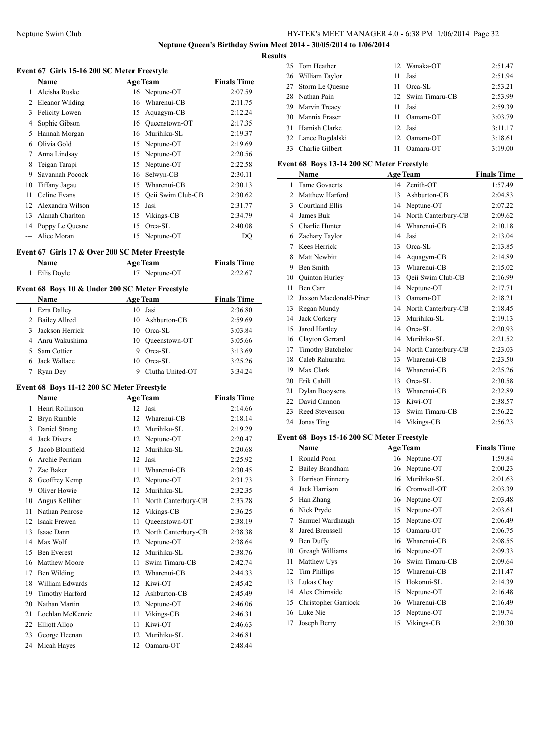**Neptune Queen's Birthday Swim Meet 2014 - 30/05/2014 to 1/06/2014**

**Results**

### Event 67 Girls 15-16 200 SC Meter Freestyle

| | Name | Age | Team | Finals Time |
|---|---|---|---|---|
| 1 | Aleisha Ruske | 16 | Neptune-OT | 2:07.59 |
| 2 | Eleanor Wilding | 16 | Wharenui-CB | 2:11.75 |
| 3 | Felicity Lowen | 15 | Aquagym-CB | 2:12.24 |
| 4 | Sophie Gibson | 16 | Queenstown-OT | 2:17.35 |
| 5 | Hannah Morgan | 16 | Murihiku-SL | 2:19.37 |
| 6 | Olivia Gold | 15 | Neptune-OT | 2:19.69 |
| 7 | Anna Lindsay | 15 | Neptune-OT | 2:20.56 |
| 8 | Teigan Tarapi | 15 | Neptune-OT | 2:22.58 |
| 9 | Savannah Pocock | 16 | Selwyn-CB | 2:30.11 |
| 10 | Tiffany Jagau | 15 | Wharenui-CB | 2:30.13 |
| 11 | Celine Evans | 15 | Qeii Swim Club-CB | 2:30.62 |
| 12 | Alexandra Wilson | 15 | Jasi | 2:31.77 |
| 13 | Alanah Charlton | 15 | Vikings-CB | 2:34.79 |
| 14 | Poppy Le Quesne | 15 | Orca-SL | 2:40.08 |
| --- | Alice Moran | 15 | Neptune-OT | DQ |

### Event 67 Girls 17 & Over 200 SC Meter Freestyle

| | Name | Age | Team | Finals Time |
|---|---|---|---|---|
| 1 | Eilis Doyle | 17 | Neptune-OT | 2:22.67 |

### Event 68 Boys 10 & Under 200 SC Meter Freestyle

| | Name | Age | Team | Finals Time |
|---|---|---|---|---|
| 1 | Ezra Dalley | 10 | Jasi | 2:36.80 |
| 2 | Bailey Allred | 10 | Ashburton-CB | 2:59.69 |
| 3 | Jackson Herrick | 10 | Orca-SL | 3:03.84 |
| 4 | Anru Wakushima | 10 | Queenstown-OT | 3:05.66 |
| 5 | Sam Cottier | 9 | Orca-SL | 3:13.69 |
| 6 | Jack Wallace | 10 | Orca-SL | 3:25.26 |
| 7 | Ryan Dey | 9 | Clutha United-OT | 3:34.24 |

### Event 68 Boys 11-12 200 SC Meter Freestyle

| | Name | Age | Team | Finals Time |
|---|---|---|---|---|
| 1 | Henri Rollinson | 12 | Jasi | 2:14.66 |
| 2 | Bryn Rumble | 12 | Wharenui-CB | 2:18.14 |
| 3 | Daniel Strang | 12 | Murihiku-SL | 2:19.29 |
| 4 | Jack Divers | 12 | Neptune-OT | 2:20.47 |
| 5 | Jacob Blomfield | 12 | Murihiku-SL | 2:20.68 |
| 6 | Archie Perriam | 12 | Jasi | 2:25.92 |
| 7 | Zac Baker | 11 | Wharenui-CB | 2:30.45 |
| 8 | Geoffrey Kemp | 12 | Neptune-OT | 2:31.73 |
| 9 | Oliver Howie | 12 | Murihiku-SL | 2:32.35 |
| 10 | Angus Kelliher | 11 | North Canterbury-CB | 2:33.28 |
| 11 | Nathan Penrose | 12 | Vikings-CB | 2:36.25 |
| 12 | Isaak Frewen | 11 | Queenstown-OT | 2:38.19 |
| 13 | Isaac Dann | 12 | North Canterbury-CB | 2:38.38 |
| 14 | Max Wolf | 12 | Neptune-OT | 2:38.64 |
| 15 | Ben Everest | 12 | Murihiku-SL | 2:38.76 |
| 16 | Matthew Moore | 11 | Swim Timaru-CB | 2:42.74 |
| 17 | Ben Wilding | 12 | Wharenui-CB | 2:44.33 |
| 18 | William Edwards | 12 | Kiwi-OT | 2:45.42 |
| 19 | Timothy Harford | 12 | Ashburton-CB | 2:45.49 |
| 20 | Nathan Martin | 12 | Neptune-OT | 2:46.06 |
| 21 | Lochlan McKenzie | 11 | Vikings-CB | 2:46.31 |
| 22 | Elliott Alloo | 11 | Kiwi-OT | 2:46.63 |
| 23 | George Heenan | 12 | Murihiku-SL | 2:46.81 |
| 24 | Micah Hayes | 12 | Oamaru-OT | 2:48.44 |
| 25 | Tom Heather | 12 | Wanaka-OT | 2:51.47 |
| 26 | William Taylor | 11 | Jasi | 2:51.94 |
| 27 | Storm Le Quesne | 11 | Orca-SL | 2:53.21 |
| 28 | Nathan Pain | 12 | Swim Timaru-CB | 2:53.99 |
| 29 | Marvin Treacy | 11 | Jasi | 2:59.39 |
| 30 | Mannix Fraser | 11 | Oamaru-OT | 3:03.79 |
| 31 | Hamish Clarke | 12 | Jasi | 3:11.17 |
| 32 | Lance Bogdalski | 12 | Oamaru-OT | 3:18.61 |
| 33 | Charlie Gilbert | 11 | Oamaru-OT | 3:19.00 |

### Event 68 Boys 13-14 200 SC Meter Freestyle

| | Name | Age | Team | Finals Time |
|---|---|---|---|---|
| 1 | Tame Govaerts | 14 | Zenith-OT | 1:57.49 |
| 2 | Matthew Harford | 13 | Ashburton-CB | 2:04.83 |
| 3 | Courtland Ellis | 14 | Neptune-OT | 2:07.22 |
| 4 | James Buk | 14 | North Canterbury-CB | 2:09.62 |
| 5 | Charlie Hunter | 14 | Wharenui-CB | 2:10.18 |
| 6 | Zachary Taylor | 14 | Jasi | 2:13.04 |
| 7 | Kees Herrick | 13 | Orca-SL | 2:13.85 |
| 8 | Matt Newbitt | 14 | Aquagym-CB | 2:14.89 |
| 9 | Ben Smith | 13 | Wharenui-CB | 2:15.02 |
| 10 | Quinton Hurley | 13 | Qeii Swim Club-CB | 2:16.99 |
| 11 | Ben Carr | 14 | Neptune-OT | 2:17.71 |
| 12 | Jaxson Macdonald-Piner | 13 | Oamaru-OT | 2:18.21 |
| 13 | Regan Mundy | 14 | North Canterbury-CB | 2:18.45 |
| 14 | Jack Corkery | 13 | Murihiku-SL | 2:19.13 |
| 15 | Jarod Hartley | 14 | Orca-SL | 2:20.93 |
| 16 | Clayton Gerrard | 14 | Murihiku-SL | 2:21.52 |
| 17 | Timothy Batchelor | 14 | North Canterbury-CB | 2:23.03 |
| 18 | Caleb Rahurahu | 13 | Wharenui-CB | 2:23.50 |
| 19 | Max Clark | 14 | Wharenui-CB | 2:25.26 |
| 20 | Erik Cahill | 13 | Orca-SL | 2:30.58 |
| 21 | Dylan Booysens | 13 | Wharenui-CB | 2:32.89 |
| 22 | David Cannon | 13 | Kiwi-OT | 2:38.57 |
| 23 | Reed Stevenson | 13 | Swim Timaru-CB | 2:56.22 |
| 24 | Jonas Ting | 14 | Vikings-CB | 2:56.23 |

### Event 68 Boys 15-16 200 SC Meter Freestyle

| | Name | Age | Team | Finals Time |
|---|---|---|---|---|
| 1 | Ronald Poon | 16 | Neptune-OT | 1:59.84 |
| 2 | Bailey Brandham | 16 | Neptune-OT | 2:00.23 |
| 3 | Harrison Finnerty | 16 | Murihiku-SL | 2:01.63 |
| 4 | Jack Harrison | 16 | Cromwell-OT | 2:03.39 |
| 5 | Han Zhang | 16 | Neptune-OT | 2:03.48 |
| 6 | Nick Pryde | 15 | Neptune-OT | 2:03.61 |
| 7 | Samuel Wardhaugh | 15 | Neptune-OT | 2:06.49 |
| 8 | Jared Brenssell | 15 | Oamaru-OT | 2:06.75 |
| 9 | Ben Duffy | 16 | Wharenui-CB | 2:08.55 |
| 10 | Greagh Williams | 16 | Neptune-OT | 2:09.33 |
| 11 | Matthew Uys | 16 | Swim Timaru-CB | 2:09.64 |
| 12 | Tim Phillips | 15 | Wharenui-CB | 2:11.47 |
| 13 | Lukas Chay | 15 | Hokonui-SL | 2:14.39 |
| 14 | Alex Chirnside | 15 | Neptune-OT | 2:16.48 |
| 15 | Christopher Garriock | 16 | Wharenui-CB | 2:16.49 |
| 16 | Luke Nie | 15 | Neptune-OT | 2:19.74 |
| 17 | Joseph Berry | 15 | Vikings-CB | 2:30.30 |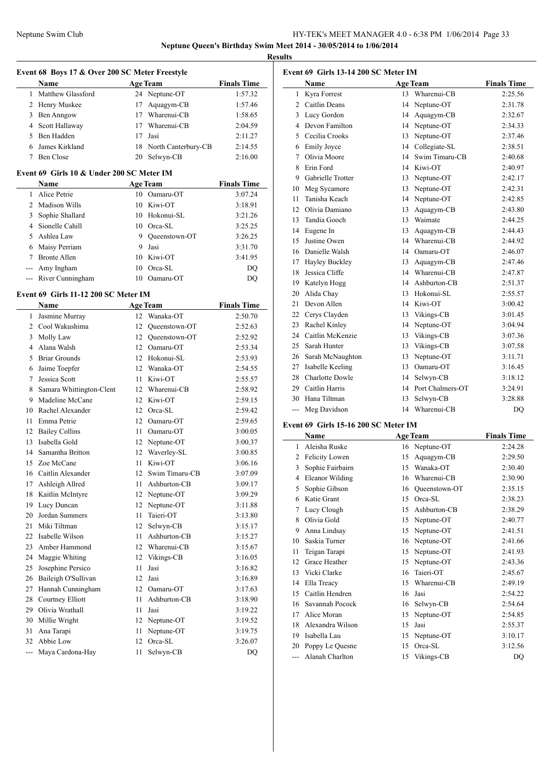Neptune Queen's Birthday Swim Meet 2014 - 30/05/2014 to 1/06/2014

**Results**

### Event 68 Boys 17 & Over 200 SC Meter Freestyle

| | Name | Age | Team | Finals Time |
|---|---|---|---|---|
| 1 | Matthew Glassford | 24 | Neptune-OT | 1:57.32 |
| 2 | Henry Muskee | 17 | Aquagym-CB | 1:57.46 |
| 3 | Ben Anngow | 17 | Wharenui-CB | 1:58.65 |
| 4 | Scott Hallaway | 17 | Wharenui-CB | 2:04.59 |
| 5 | Ben Hadden | 17 | Jasi | 2:11.27 |
| 6 | James Kirkland | 18 | North Canterbury-CB | 2:14.55 |
| 7 | Ben Close | 20 | Selwyn-CB | 2:16.00 |

### Event 69 Girls 10 & Under 200 SC Meter IM

| | Name | Age | Team | Finals Time |
|---|---|---|---|---|
| 1 | Alice Petrie | 10 | Oamaru-OT | 3:07.24 |
| 2 | Madison Wills | 10 | Kiwi-OT | 3:18.91 |
| 3 | Sophie Shallard | 10 | Hokonui-SL | 3:21.26 |
| 4 | Sionelle Cahill | 10 | Orca-SL | 3:25.25 |
| 5 | Ashlea Law | 9 | Queenstown-OT | 3:26.25 |
| 6 | Maisy Perriam | 9 | Jasi | 3:31.70 |
| 7 | Bronte Allen | 10 | Kiwi-OT | 3:41.95 |
| --- | Amy Ingham | 10 | Orca-SL | DQ |
| --- | River Cunningham | 10 | Oamaru-OT | DQ |

### Event 69 Girls 11-12 200 SC Meter IM

| | Name | Age | Team | Finals Time |
|---|---|---|---|---|
| 1 | Jasmine Murray | 12 | Wanaka-OT | 2:50.70 |
| 2 | Cool Wakushima | 12 | Queenstown-OT | 2:52.63 |
| 3 | Molly Law | 12 | Queenstown-OT | 2:52.92 |
| 4 | Alana Walsh | 12 | Oamaru-OT | 2:53.34 |
| 5 | Briar Grounds | 12 | Hokonui-SL | 2:53.93 |
| 6 | Jaime Toepfer | 12 | Wanaka-OT | 2:54.55 |
| 7 | Jessica Scott | 11 | Kiwi-OT | 2:55.57 |
| 8 | Samara Whittington-Clent | 12 | Wharenui-CB | 2:58.92 |
| 9 | Madeline McCane | 12 | Kiwi-OT | 2:59.15 |
| 10 | Rachel Alexander | 12 | Orca-SL | 2:59.42 |
| 11 | Emma Petrie | 12 | Oamaru-OT | 2:59.65 |
| 12 | Bailey Collins | 11 | Oamaru-OT | 3:00.05 |
| 13 | Isabella Gold | 12 | Neptune-OT | 3:00.37 |
| 14 | Samantha Britton | 12 | Waverley-SL | 3:00.85 |
| 15 | Zoe McCane | 11 | Kiwi-OT | 3:06.16 |
| 16 | Caitlin Alexander | 12 | Swim Timaru-CB | 3:07.09 |
| 17 | Ashleigh Allred | 11 | Ashburton-CB | 3:09.17 |
| 18 | Kaitlin McIntyre | 12 | Neptune-OT | 3:09.29 |
| 19 | Lucy Duncan | 12 | Neptune-OT | 3:11.88 |
| 20 | Jordan Summers | 11 | Taieri-OT | 3:13.80 |
| 21 | Miki Tiltman | 12 | Selwyn-CB | 3:15.17 |
| 22 | Isabelle Wilson | 11 | Ashburton-CB | 3:15.27 |
| 23 | Amber Hammond | 12 | Wharenui-CB | 3:15.67 |
| 24 | Maggie Whiting | 12 | Vikings-CB | 3:16.05 |
| 25 | Josephine Persico | 11 | Jasi | 3:16.82 |
| 26 | Baileigh O'Sullivan | 12 | Jasi | 3:16.89 |
| 27 | Hannah Cunningham | 12 | Oamaru-OT | 3:17.63 |
| 28 | Courtney Elliott | 11 | Ashburton-CB | 3:18.90 |
| 29 | Olivia Wrathall | 11 | Jasi | 3:19.22 |
| 30 | Millie Wright | 12 | Neptune-OT | 3:19.52 |
| 31 | Ana Tarapi | 11 | Neptune-OT | 3:19.75 |
| 32 | Abbie Low | 12 | Orca-SL | 3:26.07 |
| --- | Maya Cardona-Hay | 11 | Selwyn-CB | DQ |

### Event 69 Girls 13-14 200 SC Meter IM

| | Name | Age | Team | Finals Time |
|---|---|---|---|---|
| 1 | Kyra Forrest | 13 | Wharenui-CB | 2:25.56 |
| 2 | Caitlin Deans | 14 | Neptune-OT | 2:31.78 |
| 3 | Lucy Gordon | 14 | Aquagym-CB | 2:32.67 |
| 4 | Devon Familton | 14 | Neptune-OT | 2:34.33 |
| 5 | Cecilia Crooks | 13 | Neptune-OT | 2:37.46 |
| 6 | Emily Joyce | 14 | Collegiate-SL | 2:38.51 |
| 7 | Olivia Moore | 14 | Swim Timaru-CB | 2:40.68 |
| 8 | Erin Ford | 14 | Kiwi-OT | 2:40.97 |
| 9 | Gabrielle Trotter | 13 | Neptune-OT | 2:42.17 |
| 10 | Meg Sycamore | 13 | Neptune-OT | 2:42.31 |
| 11 | Tanisha Keach | 14 | Neptune-OT | 2:42.85 |
| 12 | Olivia Damiano | 13 | Aquagym-CB | 2:43.80 |
| 13 | Tandia Gooch | 13 | Waimate | 2:44.25 |
| 14 | Eugene In | 13 | Aquagym-CB | 2:44.43 |
| 15 | Justine Owen | 14 | Wharenui-CB | 2:44.92 |
| 16 | Danielle Walsh | 14 | Oamaru-OT | 2:46.07 |
| 17 | Hayley Buckley | 13 | Aquagym-CB | 2:47.46 |
| 18 | Jessica Cliffe | 14 | Wharenui-CB | 2:47.87 |
| 19 | Katelyn Hogg | 14 | Ashburton-CB | 2:51.37 |
| 20 | Alida Chay | 13 | Hokonui-SL | 2:55.57 |
| 21 | Devon Allen | 14 | Kiwi-OT | 3:00.42 |
| 22 | Cerys Clayden | 13 | Vikings-CB | 3:01.45 |
| 23 | Rachel Kinley | 14 | Neptune-OT | 3:04.94 |
| 24 | Caitlin McKenzie | 13 | Vikings-CB | 3:07.36 |
| 25 | Sarah Hunter | 13 | Vikings-CB | 3:07.58 |
| 26 | Sarah McNaughton | 13 | Neptune-OT | 3:11.71 |
| 27 | Isabelle Keeling | 13 | Oamaru-OT | 3:16.45 |
| 28 | Charlotte Dowle | 14 | Selwyn-CB | 3:18.12 |
| 29 | Caitlin Harris | 14 | Port Chalmers-OT | 3:24.91 |
| 30 | Hana Tiltman | 13 | Selwyn-CB | 3:28.88 |
| --- | Meg Davidson | 14 | Wharenui-CB | DQ |

### Event 69 Girls 15-16 200 SC Meter IM

| | Name | Age | Team | Finals Time |
|---|---|---|---|---|
| 1 | Aleisha Ruske | 16 | Neptune-OT | 2:24.28 |
| 2 | Felicity Lowen | 15 | Aquagym-CB | 2:29.50 |
| 3 | Sophie Fairbairn | 15 | Wanaka-OT | 2:30.40 |
| 4 | Eleanor Wilding | 16 | Wharenui-CB | 2:30.90 |
| 5 | Sophie Gibson | 16 | Queenstown-OT | 2:35.15 |
| 6 | Katie Grant | 15 | Orca-SL | 2:38.23 |
| 7 | Lucy Clough | 15 | Ashburton-CB | 2:38.29 |
| 8 | Olivia Gold | 15 | Neptune-OT | 2:40.77 |
| 9 | Anna Lindsay | 15 | Neptune-OT | 2:41.51 |
| 10 | Saskia Turner | 16 | Neptune-OT | 2:41.66 |
| 11 | Teigan Tarapi | 15 | Neptune-OT | 2:41.93 |
| 12 | Grace Heather | 15 | Neptune-OT | 2:43.36 |
| 13 | Vicki Clarke | 16 | Taieri-OT | 2:45.67 |
| 14 | Ella Treacy | 15 | Wharenui-CB | 2:49.19 |
| 15 | Caitlin Hendren | 16 | Jasi | 2:54.22 |
| 16 | Savannah Pocock | 16 | Selwyn-CB | 2:54.64 |
| 17 | Alice Moran | 15 | Neptune-OT | 2:54.85 |
| 18 | Alexandra Wilson | 15 | Jasi | 2:55.37 |
| 19 | Isabella Lau | 15 | Neptune-OT | 3:10.17 |
| 20 | Poppy Le Quesne | 15 | Orca-SL | 3:12.56 |
| --- | Alanah Charlton | 15 | Vikings-CB | DQ |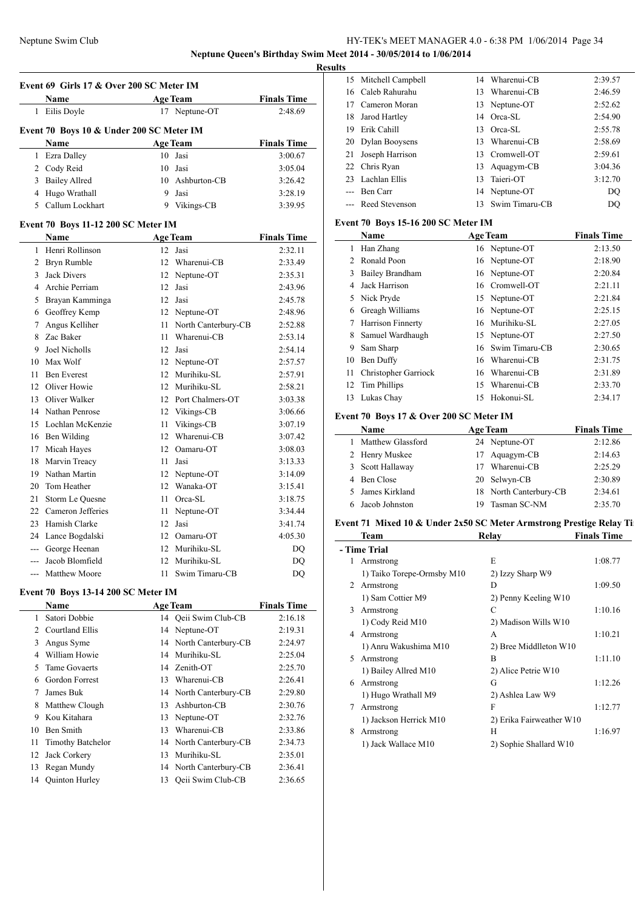**Neptune Queen's Birthday Swim Meet 2014 - 30/05/2014 to 1/06/2014**

**Results**

### Event 69 Girls 17 & Over 200 SC Meter IM

| | Name | Age | Team | Finals Time |
|---|---|---|---|---|
| 1 | Eilis Doyle | 17 | Neptune-OT | 2:48.69 |

### Event 70 Boys 10 & Under 200 SC Meter IM

| | Name | Age | Team | Finals Time |
|---|---|---|---|---|
| 1 | Ezra Dalley | 10 | Jasi | 3:00.67 |
| 2 | Cody Reid | 10 | Jasi | 3:05.04 |
| 3 | Bailey Allred | 10 | Ashburton-CB | 3:26.42 |
| 4 | Hugo Wrathall | 9 | Jasi | 3:28.19 |
| 5 | Callum Lockhart | 9 | Vikings-CB | 3:39.95 |

### Event 70 Boys 11-12 200 SC Meter IM

| | Name | Age | Team | Finals Time |
|---|---|---|---|---|
| 1 | Henri Rollinson | 12 | Jasi | 2:32.11 |
| 2 | Bryn Rumble | 12 | Wharenui-CB | 2:33.49 |
| 3 | Jack Divers | 12 | Neptune-OT | 2:35.31 |
| 4 | Archie Perriam | 12 | Jasi | 2:43.96 |
| 5 | Brayan Kamminga | 12 | Jasi | 2:45.78 |
| 6 | Geoffrey Kemp | 12 | Neptune-OT | 2:48.96 |
| 7 | Angus Kelliher | 11 | North Canterbury-CB | 2:52.88 |
| 8 | Zac Baker | 11 | Wharenui-CB | 2:53.14 |
| 9 | Joel Nicholls | 12 | Jasi | 2:54.14 |
| 10 | Max Wolf | 12 | Neptune-OT | 2:57.57 |
| 11 | Ben Everest | 12 | Murihiku-SL | 2:57.91 |
| 12 | Oliver Howie | 12 | Murihiku-SL | 2:58.21 |
| 13 | Oliver Walker | 12 | Port Chalmers-OT | 3:03.38 |
| 14 | Nathan Penrose | 12 | Vikings-CB | 3:06.66 |
| 15 | Lochlan McKenzie | 11 | Vikings-CB | 3:07.19 |
| 16 | Ben Wilding | 12 | Wharenui-CB | 3:07.42 |
| 17 | Micah Hayes | 12 | Oamaru-OT | 3:08.03 |
| 18 | Marvin Treacy | 11 | Jasi | 3:13.33 |
| 19 | Nathan Martin | 12 | Neptune-OT | 3:14.09 |
| 20 | Tom Heather | 12 | Wanaka-OT | 3:15.41 |
| 21 | Storm Le Quesne | 11 | Orca-SL | 3:18.75 |
| 22 | Cameron Jefferies | 11 | Neptune-OT | 3:34.44 |
| 23 | Hamish Clarke | 12 | Jasi | 3:41.74 |
| 24 | Lance Bogdalski | 12 | Oamaru-OT | 4:05.30 |
| --- | George Heenan | 12 | Murihiku-SL | DQ |
| --- | Jacob Blomfield | 12 | Murihiku-SL | DQ |
| --- | Matthew Moore | 11 | Swim Timaru-CB | DQ |

### Event 70 Boys 13-14 200 SC Meter IM

| | Name | Age | Team | Finals Time |
|---|---|---|---|---|
| 1 | Satori Dobbie | 14 | Qeii Swim Club-CB | 2:16.18 |
| 2 | Courtland Ellis | 14 | Neptune-OT | 2:19.31 |
| 3 | Angus Syme | 14 | North Canterbury-CB | 2:24.97 |
| 4 | William Howie | 14 | Murihiku-SL | 2:25.04 |
| 5 | Tame Govaerts | 14 | Zenith-OT | 2:25.70 |
| 6 | Gordon Forrest | 13 | Wharenui-CB | 2:26.41 |
| 7 | James Buk | 14 | North Canterbury-CB | 2:29.80 |
| 8 | Matthew Clough | 13 | Ashburton-CB | 2:30.76 |
| 9 | Kou Kitahara | 13 | Neptune-OT | 2:32.76 |
| 10 | Ben Smith | 13 | Wharenui-CB | 2:33.86 |
| 11 | Timothy Batchelor | 14 | North Canterbury-CB | 2:34.73 |
| 12 | Jack Corkery | 13 | Murihiku-SL | 2:35.01 |
| 13 | Regan Mundy | 14 | North Canterbury-CB | 2:36.41 |
| 14 | Quinton Hurley | 13 | Qeii Swim Club-CB | 2:36.65 |
| 15 | Mitchell Campbell | 14 | Wharenui-CB | 2:39.57 |
| 16 | Caleb Rahurahu | 13 | Wharenui-CB | 2:46.59 |
| 17 | Cameron Moran | 13 | Neptune-OT | 2:52.62 |
| 18 | Jarod Hartley | 14 | Orca-SL | 2:54.90 |
| 19 | Erik Cahill | 13 | Orca-SL | 2:55.78 |
| 20 | Dylan Booysens | 13 | Wharenui-CB | 2:58.69 |
| 21 | Joseph Harrison | 13 | Cromwell-OT | 2:59.61 |
| 22 | Chris Ryan | 13 | Aquagym-CB | 3:04.36 |
| 23 | Lachlan Ellis | 13 | Taieri-OT | 3:12.70 |
| --- | Ben Carr | 14 | Neptune-OT | DQ |
| --- | Reed Stevenson | 13 | Swim Timaru-CB | DQ |

### Event 70 Boys 15-16 200 SC Meter IM

| | Name | Age | Team | Finals Time |
|---|---|---|---|---|
| 1 | Han Zhang | 16 | Neptune-OT | 2:13.50 |
| 2 | Ronald Poon | 16 | Neptune-OT | 2:18.90 |
| 3 | Bailey Brandham | 16 | Neptune-OT | 2:20.84 |
| 4 | Jack Harrison | 16 | Cromwell-OT | 2:21.11 |
| 5 | Nick Pryde | 15 | Neptune-OT | 2:21.84 |
| 6 | Greagh Williams | 16 | Neptune-OT | 2:25.15 |
| 7 | Harrison Finnerty | 16 | Murihiku-SL | 2:27.05 |
| 8 | Samuel Wardhaugh | 15 | Neptune-OT | 2:27.50 |
| 9 | Sam Sharp | 16 | Swim Timaru-CB | 2:30.65 |
| 10 | Ben Duffy | 16 | Wharenui-CB | 2:31.75 |
| 11 | Christopher Garriock | 16 | Wharenui-CB | 2:31.89 |
| 12 | Tim Phillips | 15 | Wharenui-CB | 2:33.70 |
| 13 | Lukas Chay | 15 | Hokonui-SL | 2:34.17 |

### Event 70 Boys 17 & Over 200 SC Meter IM

| | Name | Age | Team | Finals Time |
|---|---|---|---|---|
| 1 | Matthew Glassford | 24 | Neptune-OT | 2:12.86 |
| 2 | Henry Muskee | 17 | Aquagym-CB | 2:14.63 |
| 3 | Scott Hallaway | 17 | Wharenui-CB | 2:25.29 |
| 4 | Ben Close | 20 | Selwyn-CB | 2:30.89 |
| 5 | James Kirkland | 18 | North Canterbury-CB | 2:34.61 |
| 6 | Jacob Johnston | 19 | Tasman SC-NM | 2:35.70 |

### Event 71 Mixed 10 & Under 2x50 SC Meter Armstrong Prestige Relay Ti

**- Time Trial**

| | Team | Relay | Finals Time |
|---|---|---|---|
| 1 | Armstrong | E | 1:08.77 |
| | 1) Taiko Torepe-Ormsby M10 | 2) Izzy Sharp W9 | |
| 2 | Armstrong | D | 1:09.50 |
| | 1) Sam Cottier M9 | 2) Penny Keeling W10 | |
| 3 | Armstrong | C | 1:10.16 |
| | 1) Cody Reid M10 | 2) Madison Wills W10 | |
| 4 | Armstrong | A | 1:10.21 |
| | 1) Anru Wakushima M10 | 2) Bree Middlleton W10 | |
| 5 | Armstrong | B | 1:11.10 |
| | 1) Bailey Allred M10 | 2) Alice Petrie W10 | |
| 6 | Armstrong | G | 1:12.26 |
| | 1) Hugo Wrathall M9 | 2) Ashlea Law W9 | |
| 7 | Armstrong | F | 1:12.77 |
| | 1) Jackson Herrick M10 | 2) Erika Fairweather W10 | |
| 8 | Armstrong | H | 1:16.97 |
| | 1) Jack Wallace M10 | 2) Sophie Shallard W10 | |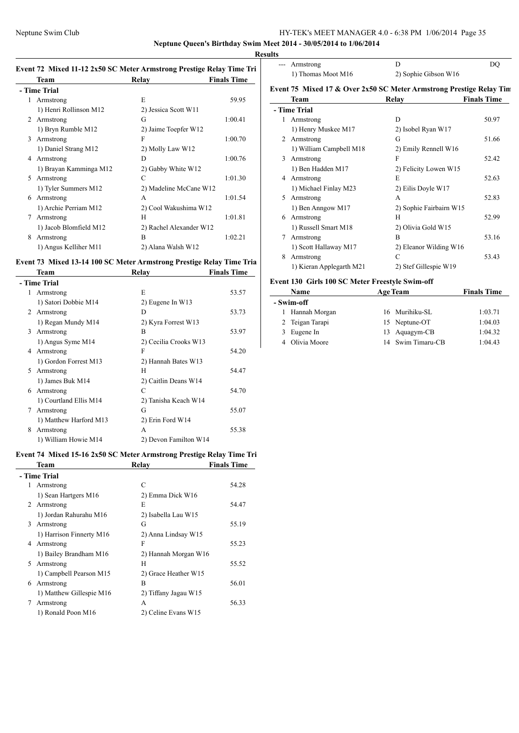Neptune Queen's Birthday Swim Meet 2014 - 30/05/2014 to 1/06/2014

**Results**

### Event 72 Mixed 11-12 2x50 SC Meter Armstrong Prestige Relay Time Tri

| | Team | Relay | Finals Time |
|---|---|---|---|
| **- Time Trial** | | | |
| 1 | Armstrong | E | 59.95 |
| | 1) Henri Rollinson M12 | 2) Jessica Scott W11 | |
| 2 | Armstrong | G | 1:00.41 |
| | 1) Bryn Rumble M12 | 2) Jaime Toepfer W12 | |
| 3 | Armstrong | F | 1:00.70 |
| | 1) Daniel Strang M12 | 2) Molly Law W12 | |
| 4 | Armstrong | D | 1:00.76 |
| | 1) Brayan Kamminga M12 | 2) Gabby White W12 | |
| 5 | Armstrong | C | 1:01.30 |
| | 1) Tyler Summers M12 | 2) Madeline McCane W12 | |
| 6 | Armstrong | A | 1:01.54 |
| | 1) Archie Perriam M12 | 2) Cool Wakushima W12 | |
| 7 | Armstrong | H | 1:01.81 |
| | 1) Jacob Blomfield M12 | 2) Rachel Alexander W12 | |
| 8 | Armstrong | B | 1:02.21 |
| | 1) Angus Kelliher M11 | 2) Alana Walsh W12 | |

### Event 73 Mixed 13-14 100 SC Meter Armstrong Prestige Relay Time Tria

| | Team | Relay | Finals Time |
|---|---|---|---|
| **- Time Trial** | | | |
| 1 | Armstrong | E | 53.57 |
| | 1) Satori Dobbie M14 | 2) Eugene In W13 | |
| 2 | Armstrong | D | 53.73 |
| | 1) Regan Mundy M14 | 2) Kyra Forrest W13 | |
| 3 | Armstrong | B | 53.97 |
| | 1) Angus Syme M14 | 2) Cecilia Crooks W13 | |
| 4 | Armstrong | F | 54.20 |
| | 1) Gordon Forrest M13 | 2) Hannah Bates W13 | |
| 5 | Armstrong | H | 54.47 |
| | 1) James Buk M14 | 2) Caitlin Deans W14 | |
| 6 | Armstrong | C | 54.70 |
| | 1) Courtland Ellis M14 | 2) Tanisha Keach W14 | |
| 7 | Armstrong | G | 55.07 |
| | 1) Matthew Harford M13 | 2) Erin Ford W14 | |
| 8 | Armstrong | A | 55.38 |
| | 1) William Howie M14 | 2) Devon Familton W14 | |

### Event 74 Mixed 15-16 2x50 SC Meter Armstrong Prestige Relay Time Tri

| | Team | Relay | Finals Time |
|---|---|---|---|
| **- Time Trial** | | | |
| 1 | Armstrong | C | 54.28 |
| | 1) Sean Hartgers M16 | 2) Emma Dick W16 | |
| 2 | Armstrong | E | 54.47 |
| | 1) Jordan Rahurahu M16 | 2) Isabella Lau W15 | |
| 3 | Armstrong | G | 55.19 |
| | 1) Harrison Finnerty M16 | 2) Anna Lindsay W15 | |
| 4 | Armstrong | F | 55.23 |
| | 1) Bailey Brandham M16 | 2) Hannah Morgan W16 | |
| 5 | Armstrong | H | 55.52 |
| | 1) Campbell Pearson M15 | 2) Grace Heather W15 | |
| 6 | Armstrong | B | 56.01 |
| | 1) Matthew Gillespie M16 | 2) Tiffany Jagau W15 | |
| 7 | Armstrong | A | 56.33 |
| | 1) Ronald Poon M16 | 2) Celine Evans W15 | |
| --- | Armstrong | D | DQ |
| | 1) Thomas Moot M16 | 2) Sophie Gibson W16 | |

### Event 75 Mixed 17 & Over 2x50 SC Meter Armstrong Prestige Relay Tim

| | Team | Relay | Finals Time |
|---|---|---|---|
| **- Time Trial** | | | |
| 1 | Armstrong | D | 50.97 |
| | 1) Henry Muskee M17 | 2) Isobel Ryan W17 | |
| 2 | Armstrong | G | 51.66 |
| | 1) William Campbell M18 | 2) Emily Rennell W16 | |
| 3 | Armstrong | F | 52.42 |
| | 1) Ben Hadden M17 | 2) Felicity Lowen W15 | |
| 4 | Armstrong | E | 52.63 |
| | 1) Michael Finlay M23 | 2) Eilis Doyle W17 | |
| 5 | Armstrong | A | 52.83 |
| | 1) Ben Anngow M17 | 2) Sophie Fairbairn W15 | |
| 6 | Armstrong | H | 52.99 |
| | 1) Russell Smart M18 | 2) Olivia Gold W15 | |
| 7 | Armstrong | B | 53.16 |
| | 1) Scott Hallaway M17 | 2) Eleanor Wilding W16 | |
| 8 | Armstrong | C | 53.43 |
| | 1) Kieran Applegarth M21 | 2) Stef Gillespie W19 | |

### Event 130 Girls 100 SC Meter Freestyle Swim-off

| | Name | Age | Team | Finals Time |
|---|---|---|---|---|
| **- Swim-off** | | | | |
| 1 | Hannah Morgan | 16 | Murihiku-SL | 1:03.71 |
| 2 | Teigan Tarapi | 15 | Neptune-OT | 1:04.03 |
| 3 | Eugene In | 13 | Aquagym-CB | 1:04.32 |
| 4 | Olivia Moore | 14 | Swim Timaru-CB | 1:04.43 |